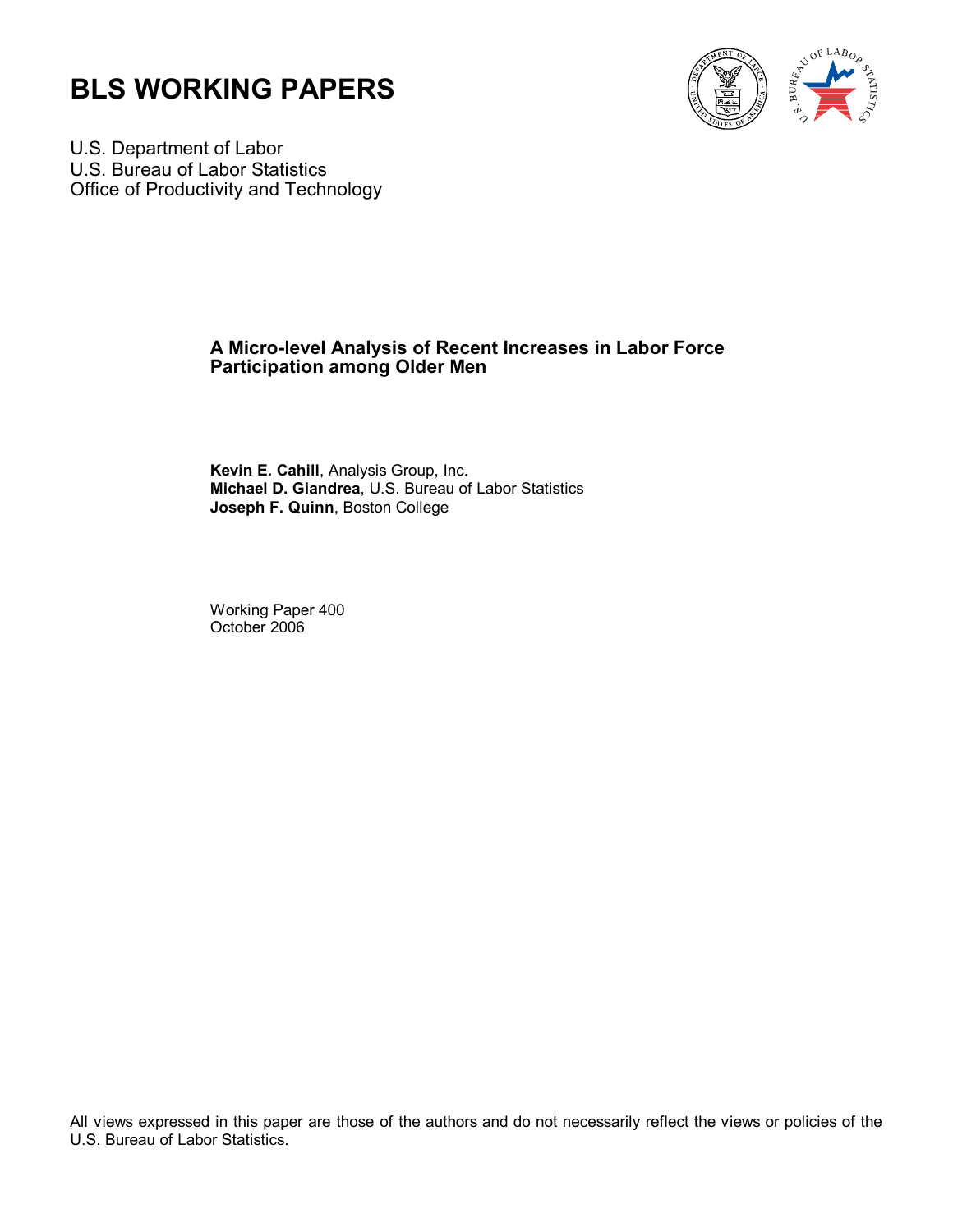# BLS WORKING PAPERS

U.S. Department of Labor
U.S. Bureau of Labor Statistics
Office of Productivity and Technology

## A Micro-level Analysis of Recent Increases in Labor Force Participation among Older Men

**Kevin E. Cahill**, Analysis Group, Inc.
**Michael D. Giandrea**, U.S. Bureau of Labor Statistics
**Joseph F. Quinn**, Boston College

Working Paper 400
October 2006

All views expressed in this paper are those of the authors and do not necessarily reflect the views or policies of the U.S. Bureau of Labor Statistics.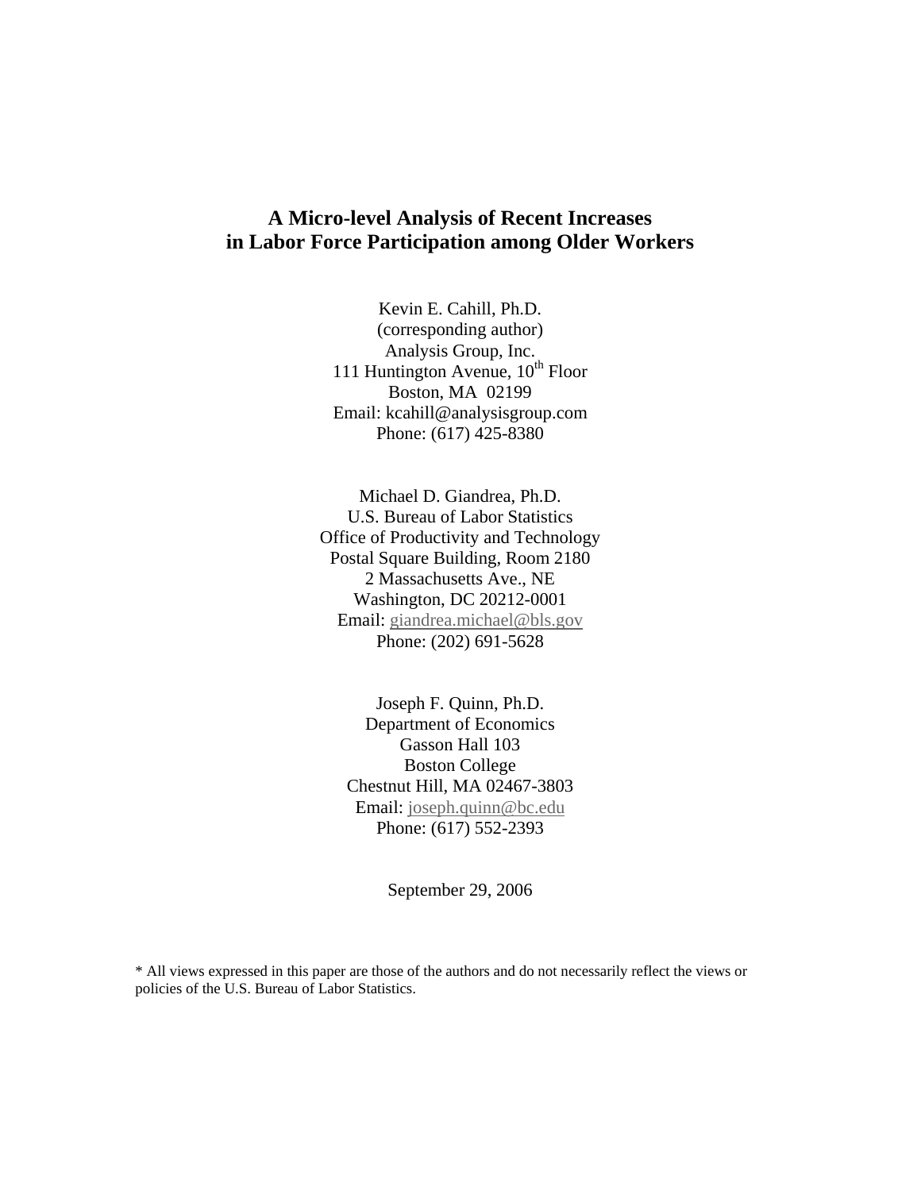# A Micro-level Analysis of Recent Increases in Labor Force Participation among Older Workers

Kevin E. Cahill, Ph.D.
(corresponding author)
Analysis Group, Inc.
111 Huntington Avenue, 10th Floor
Boston, MA 02199
Email: kcahill@analysisgroup.com
Phone: (617) 425-8380

Michael D. Giandrea, Ph.D.
U.S. Bureau of Labor Statistics
Office of Productivity and Technology
Postal Square Building, Room 2180
2 Massachusetts Ave., NE
Washington, DC 20212-0001
Email: giandrea.michael@bls.gov
Phone: (202) 691-5628

Joseph F. Quinn, Ph.D.
Department of Economics
Gasson Hall 103
Boston College
Chestnut Hill, MA 02467-3803
Email: joseph.quinn@bc.edu
Phone: (617) 552-2393

September 29, 2006

* All views expressed in this paper are those of the authors and do not necessarily reflect the views or policies of the U.S. Bureau of Labor Statistics.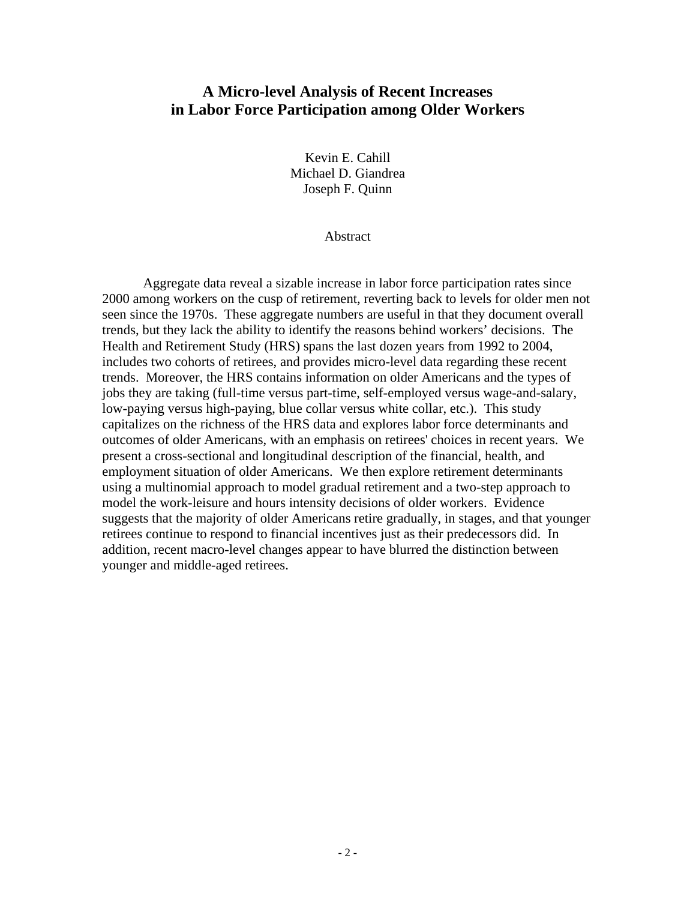# A Micro-level Analysis of Recent Increases in Labor Force Participation among Older Workers

Kevin E. Cahill
Michael D. Giandrea
Joseph F. Quinn

## Abstract

Aggregate data reveal a sizable increase in labor force participation rates since 2000 among workers on the cusp of retirement, reverting back to levels for older men not seen since the 1970s. These aggregate numbers are useful in that they document overall trends, but they lack the ability to identify the reasons behind workers' decisions. The Health and Retirement Study (HRS) spans the last dozen years from 1992 to 2004, includes two cohorts of retirees, and provides micro-level data regarding these recent trends. Moreover, the HRS contains information on older Americans and the types of jobs they are taking (full-time versus part-time, self-employed versus wage-and-salary, low-paying versus high-paying, blue collar versus white collar, etc.). This study capitalizes on the richness of the HRS data and explores labor force determinants and outcomes of older Americans, with an emphasis on retirees' choices in recent years. We present a cross-sectional and longitudinal description of the financial, health, and employment situation of older Americans. We then explore retirement determinants using a multinomial approach to model gradual retirement and a two-step approach to model the work-leisure and hours intensity decisions of older workers. Evidence suggests that the majority of older Americans retire gradually, in stages, and that younger retirees continue to respond to financial incentives just as their predecessors did. In addition, recent macro-level changes appear to have blurred the distinction between younger and middle-aged retirees.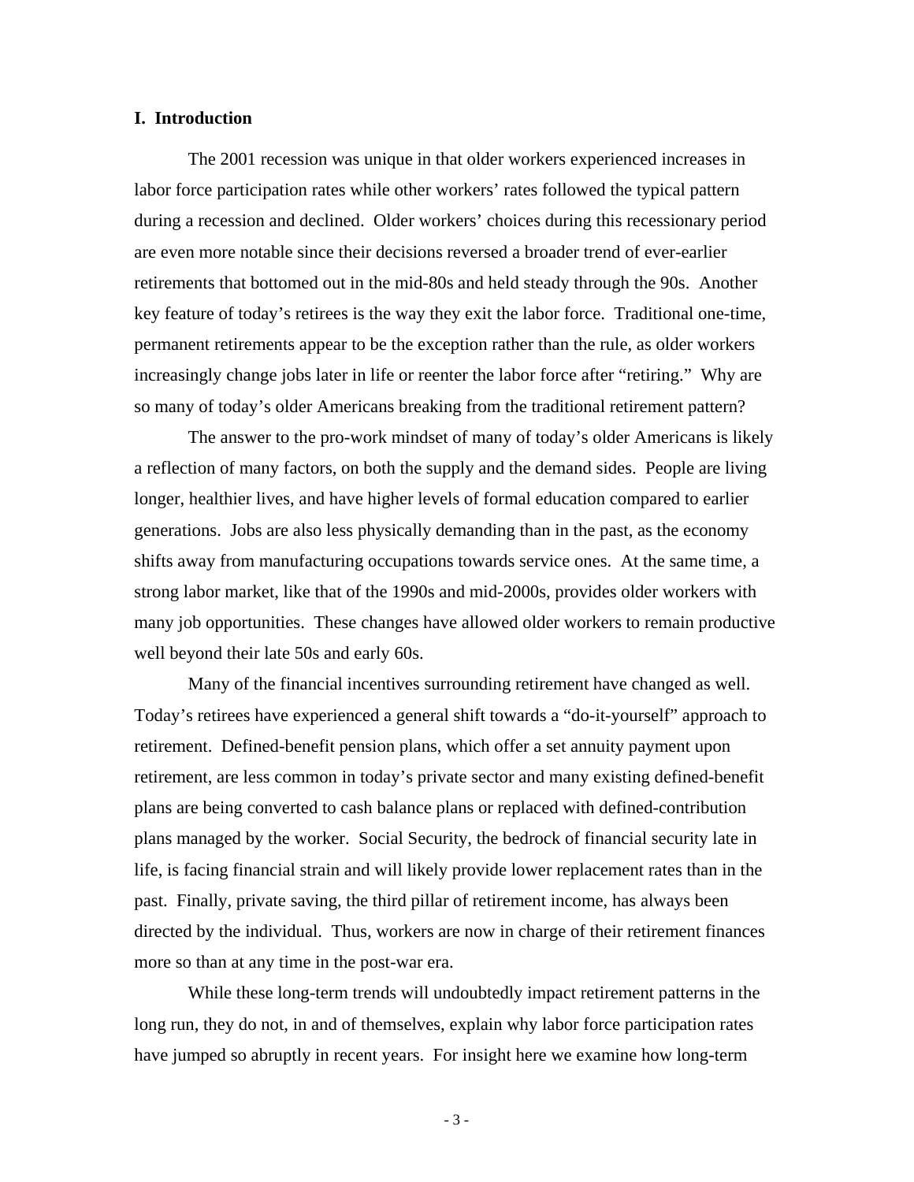## I. Introduction

The 2001 recession was unique in that older workers experienced increases in labor force participation rates while other workers' rates followed the typical pattern during a recession and declined. Older workers' choices during this recessionary period are even more notable since their decisions reversed a broader trend of ever-earlier retirements that bottomed out in the mid-80s and held steady through the 90s. Another key feature of today's retirees is the way they exit the labor force. Traditional one-time, permanent retirements appear to be the exception rather than the rule, as older workers increasingly change jobs later in life or reenter the labor force after "retiring." Why are so many of today's older Americans breaking from the traditional retirement pattern?

The answer to the pro-work mindset of many of today's older Americans is likely a reflection of many factors, on both the supply and the demand sides. People are living longer, healthier lives, and have higher levels of formal education compared to earlier generations. Jobs are also less physically demanding than in the past, as the economy shifts away from manufacturing occupations towards service ones. At the same time, a strong labor market, like that of the 1990s and mid-2000s, provides older workers with many job opportunities. These changes have allowed older workers to remain productive well beyond their late 50s and early 60s.

Many of the financial incentives surrounding retirement have changed as well. Today's retirees have experienced a general shift towards a "do-it-yourself" approach to retirement. Defined-benefit pension plans, which offer a set annuity payment upon retirement, are less common in today's private sector and many existing defined-benefit plans are being converted to cash balance plans or replaced with defined-contribution plans managed by the worker. Social Security, the bedrock of financial security late in life, is facing financial strain and will likely provide lower replacement rates than in the past. Finally, private saving, the third pillar of retirement income, has always been directed by the individual. Thus, workers are now in charge of their retirement finances more so than at any time in the post-war era.

While these long-term trends will undoubtedly impact retirement patterns in the long run, they do not, in and of themselves, explain why labor force participation rates have jumped so abruptly in recent years. For insight here we examine how long-term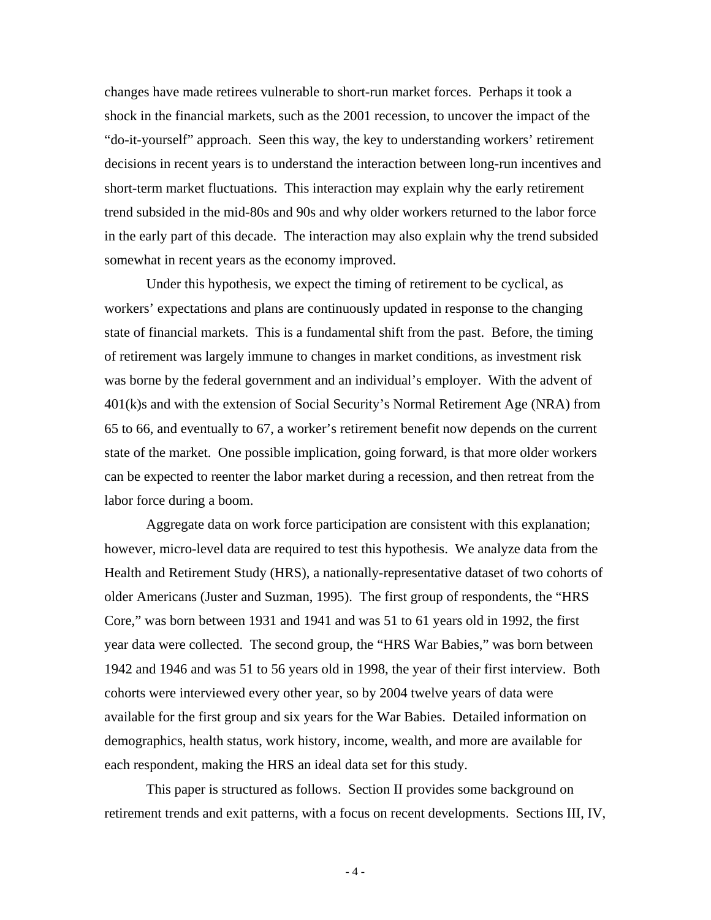changes have made retirees vulnerable to short-run market forces. Perhaps it took a shock in the financial markets, such as the 2001 recession, to uncover the impact of the "do-it-yourself" approach. Seen this way, the key to understanding workers' retirement decisions in recent years is to understand the interaction between long-run incentives and short-term market fluctuations. This interaction may explain why the early retirement trend subsided in the mid-80s and 90s and why older workers returned to the labor force in the early part of this decade. The interaction may also explain why the trend subsided somewhat in recent years as the economy improved.

Under this hypothesis, we expect the timing of retirement to be cyclical, as workers' expectations and plans are continuously updated in response to the changing state of financial markets. This is a fundamental shift from the past. Before, the timing of retirement was largely immune to changes in market conditions, as investment risk was borne by the federal government and an individual's employer. With the advent of 401(k)s and with the extension of Social Security's Normal Retirement Age (NRA) from 65 to 66, and eventually to 67, a worker's retirement benefit now depends on the current state of the market. One possible implication, going forward, is that more older workers can be expected to reenter the labor market during a recession, and then retreat from the labor force during a boom.

Aggregate data on work force participation are consistent with this explanation; however, micro-level data are required to test this hypothesis. We analyze data from the Health and Retirement Study (HRS), a nationally-representative dataset of two cohorts of older Americans (Juster and Suzman, 1995). The first group of respondents, the "HRS Core," was born between 1931 and 1941 and was 51 to 61 years old in 1992, the first year data were collected. The second group, the "HRS War Babies," was born between 1942 and 1946 and was 51 to 56 years old in 1998, the year of their first interview. Both cohorts were interviewed every other year, so by 2004 twelve years of data were available for the first group and six years for the War Babies. Detailed information on demographics, health status, work history, income, wealth, and more are available for each respondent, making the HRS an ideal data set for this study.

This paper is structured as follows. Section II provides some background on retirement trends and exit patterns, with a focus on recent developments. Sections III, IV,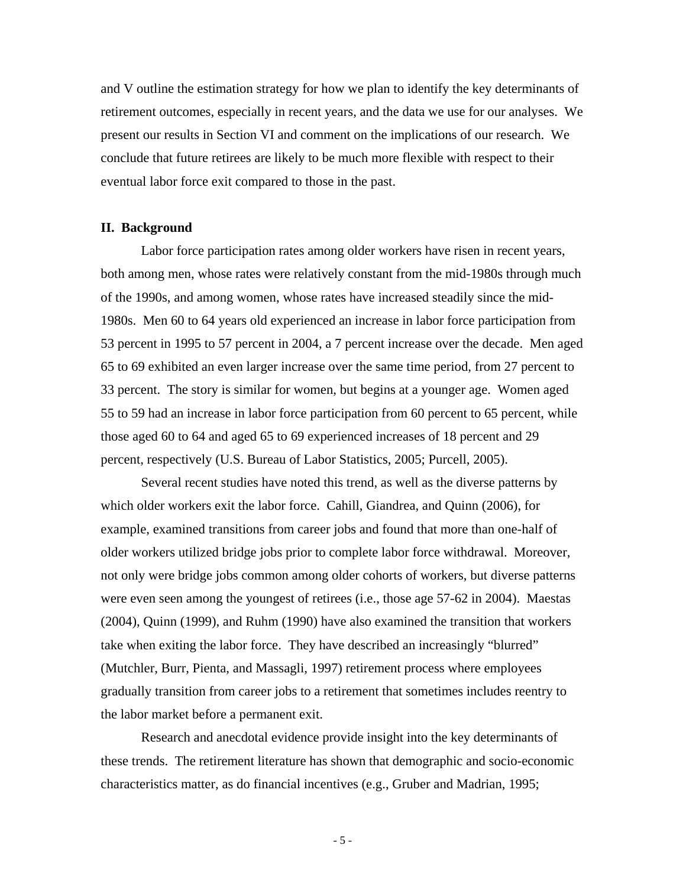and V outline the estimation strategy for how we plan to identify the key determinants of retirement outcomes, especially in recent years, and the data we use for our analyses. We present our results in Section VI and comment on the implications of our research. We conclude that future retirees are likely to be much more flexible with respect to their eventual labor force exit compared to those in the past.

## II. Background

Labor force participation rates among older workers have risen in recent years, both among men, whose rates were relatively constant from the mid-1980s through much of the 1990s, and among women, whose rates have increased steadily since the mid-1980s. Men 60 to 64 years old experienced an increase in labor force participation from 53 percent in 1995 to 57 percent in 2004, a 7 percent increase over the decade. Men aged 65 to 69 exhibited an even larger increase over the same time period, from 27 percent to 33 percent. The story is similar for women, but begins at a younger age. Women aged 55 to 59 had an increase in labor force participation from 60 percent to 65 percent, while those aged 60 to 64 and aged 65 to 69 experienced increases of 18 percent and 29 percent, respectively (U.S. Bureau of Labor Statistics, 2005; Purcell, 2005).

Several recent studies have noted this trend, as well as the diverse patterns by which older workers exit the labor force. Cahill, Giandrea, and Quinn (2006), for example, examined transitions from career jobs and found that more than one-half of older workers utilized bridge jobs prior to complete labor force withdrawal. Moreover, not only were bridge jobs common among older cohorts of workers, but diverse patterns were even seen among the youngest of retirees (i.e., those age 57-62 in 2004). Maestas (2004), Quinn (1999), and Ruhm (1990) have also examined the transition that workers take when exiting the labor force. They have described an increasingly "blurred" (Mutchler, Burr, Pienta, and Massagli, 1997) retirement process where employees gradually transition from career jobs to a retirement that sometimes includes reentry to the labor market before a permanent exit.

Research and anecdotal evidence provide insight into the key determinants of these trends. The retirement literature has shown that demographic and socio-economic characteristics matter, as do financial incentives (e.g., Gruber and Madrian, 1995;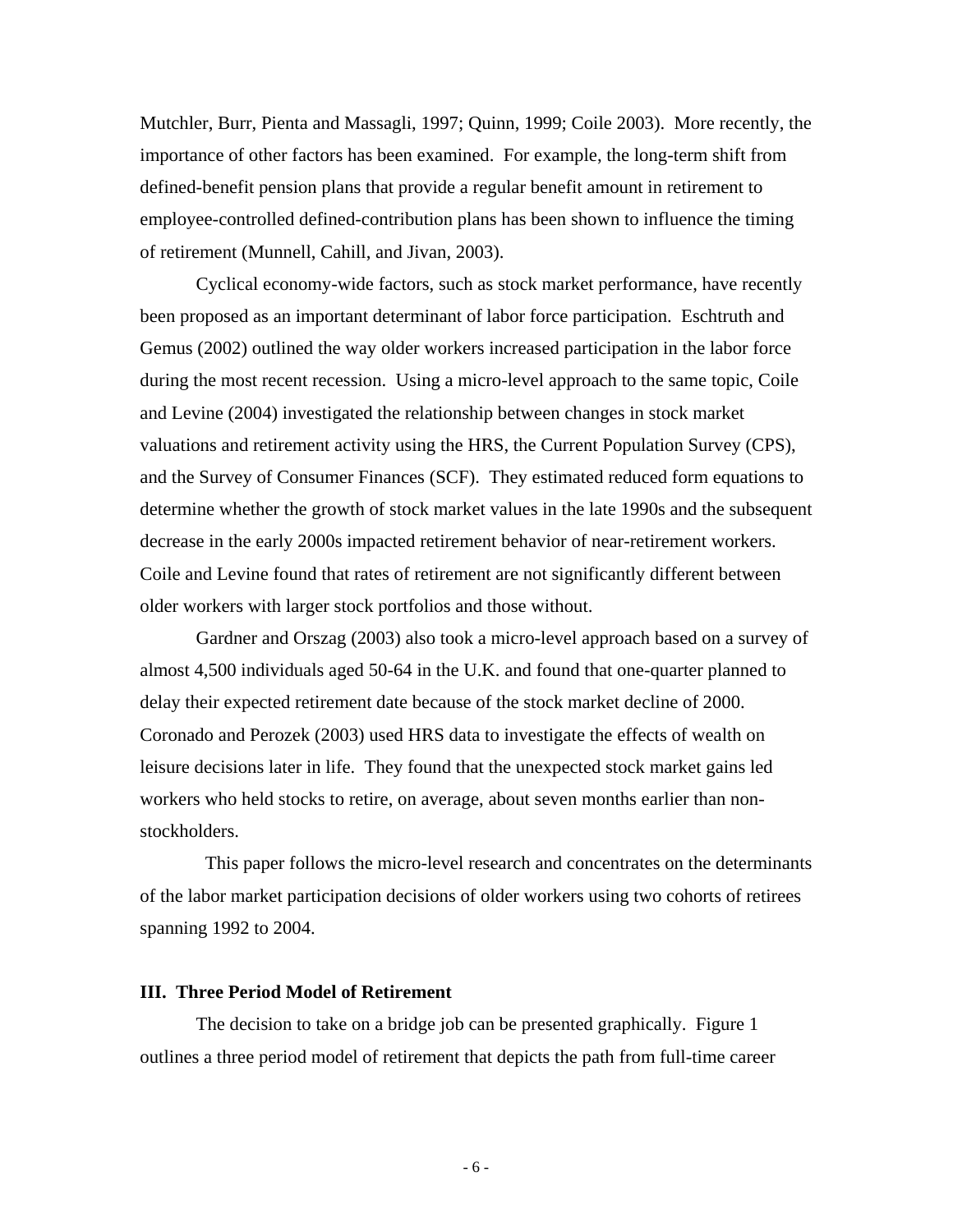Mutchler, Burr, Pienta and Massagli, 1997; Quinn, 1999; Coile 2003). More recently, the importance of other factors has been examined. For example, the long-term shift from defined-benefit pension plans that provide a regular benefit amount in retirement to employee-controlled defined-contribution plans has been shown to influence the timing of retirement (Munnell, Cahill, and Jivan, 2003).

Cyclical economy-wide factors, such as stock market performance, have recently been proposed as an important determinant of labor force participation. Eschtruth and Gemus (2002) outlined the way older workers increased participation in the labor force during the most recent recession. Using a micro-level approach to the same topic, Coile and Levine (2004) investigated the relationship between changes in stock market valuations and retirement activity using the HRS, the Current Population Survey (CPS), and the Survey of Consumer Finances (SCF). They estimated reduced form equations to determine whether the growth of stock market values in the late 1990s and the subsequent decrease in the early 2000s impacted retirement behavior of near-retirement workers. Coile and Levine found that rates of retirement are not significantly different between older workers with larger stock portfolios and those without.

Gardner and Orszag (2003) also took a micro-level approach based on a survey of almost 4,500 individuals aged 50-64 in the U.K. and found that one-quarter planned to delay their expected retirement date because of the stock market decline of 2000. Coronado and Perozek (2003) used HRS data to investigate the effects of wealth on leisure decisions later in life. They found that the unexpected stock market gains led workers who held stocks to retire, on average, about seven months earlier than non-stockholders.

This paper follows the micro-level research and concentrates on the determinants of the labor market participation decisions of older workers using two cohorts of retirees spanning 1992 to 2004.

## III. Three Period Model of Retirement

The decision to take on a bridge job can be presented graphically. Figure 1 outlines a three period model of retirement that depicts the path from full-time career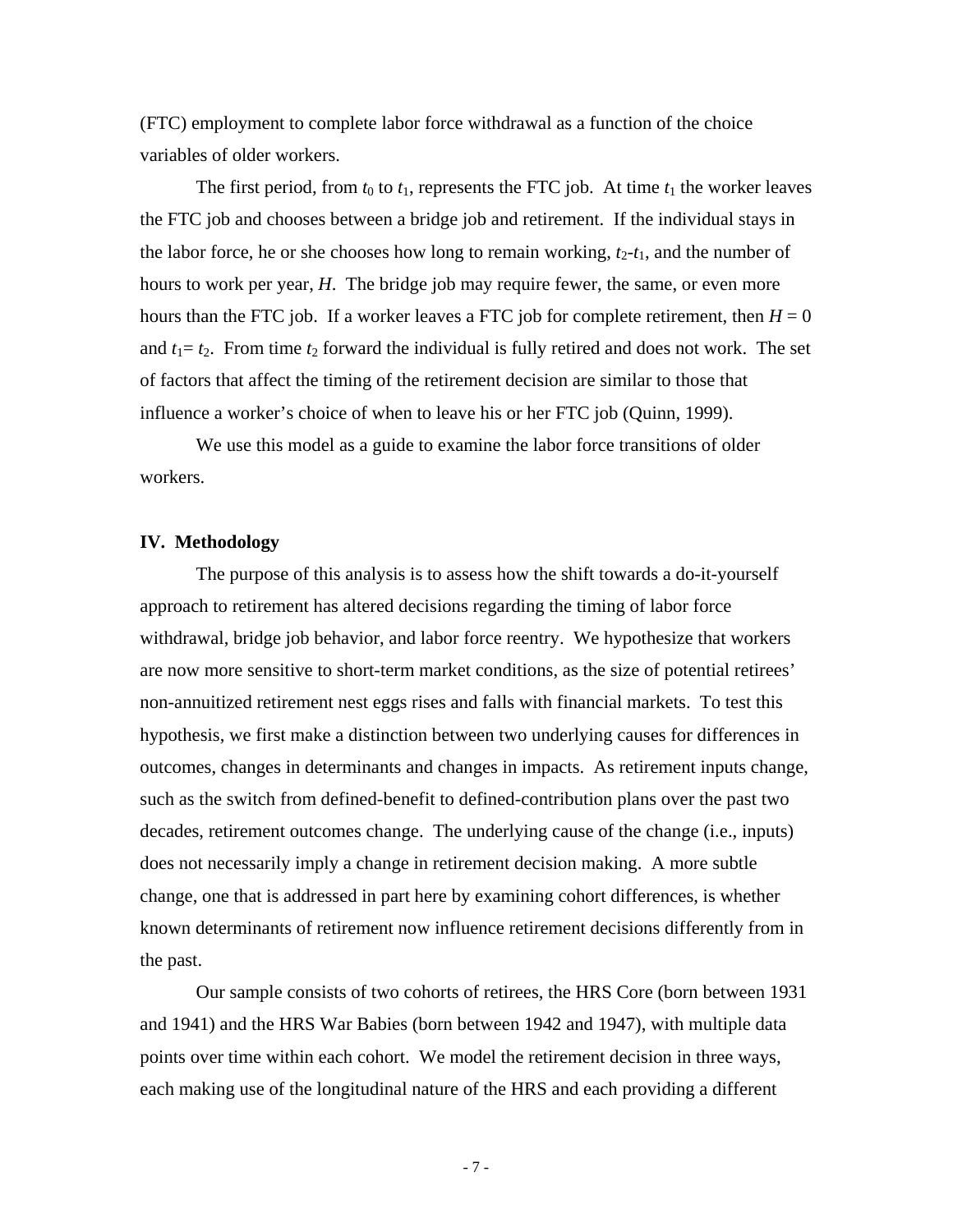(FTC) employment to complete labor force withdrawal as a function of the choice variables of older workers.

The first period, from $t_0$ to $t_1$, represents the FTC job. At time $t_1$ the worker leaves the FTC job and chooses between a bridge job and retirement. If the individual stays in the labor force, he or she chooses how long to remain working, $t_2$-$t_1$, and the number of hours to work per year, $H$. The bridge job may require fewer, the same, or even more hours than the FTC job. If a worker leaves a FTC job for complete retirement, then $H = 0$ and $t_1 = t_2$. From time $t_2$ forward the individual is fully retired and does not work. The set of factors that affect the timing of the retirement decision are similar to those that influence a worker's choice of when to leave his or her FTC job (Quinn, 1999).

We use this model as a guide to examine the labor force transitions of older workers.

## IV. Methodology

The purpose of this analysis is to assess how the shift towards a do-it-yourself approach to retirement has altered decisions regarding the timing of labor force withdrawal, bridge job behavior, and labor force reentry. We hypothesize that workers are now more sensitive to short-term market conditions, as the size of potential retirees' non-annuitized retirement nest eggs rises and falls with financial markets. To test this hypothesis, we first make a distinction between two underlying causes for differences in outcomes, changes in determinants and changes in impacts. As retirement inputs change, such as the switch from defined-benefit to defined-contribution plans over the past two decades, retirement outcomes change. The underlying cause of the change (i.e., inputs) does not necessarily imply a change in retirement decision making. A more subtle change, one that is addressed in part here by examining cohort differences, is whether known determinants of retirement now influence retirement decisions differently from in the past.

Our sample consists of two cohorts of retirees, the HRS Core (born between 1931 and 1941) and the HRS War Babies (born between 1942 and 1947), with multiple data points over time within each cohort. We model the retirement decision in three ways, each making use of the longitudinal nature of the HRS and each providing a different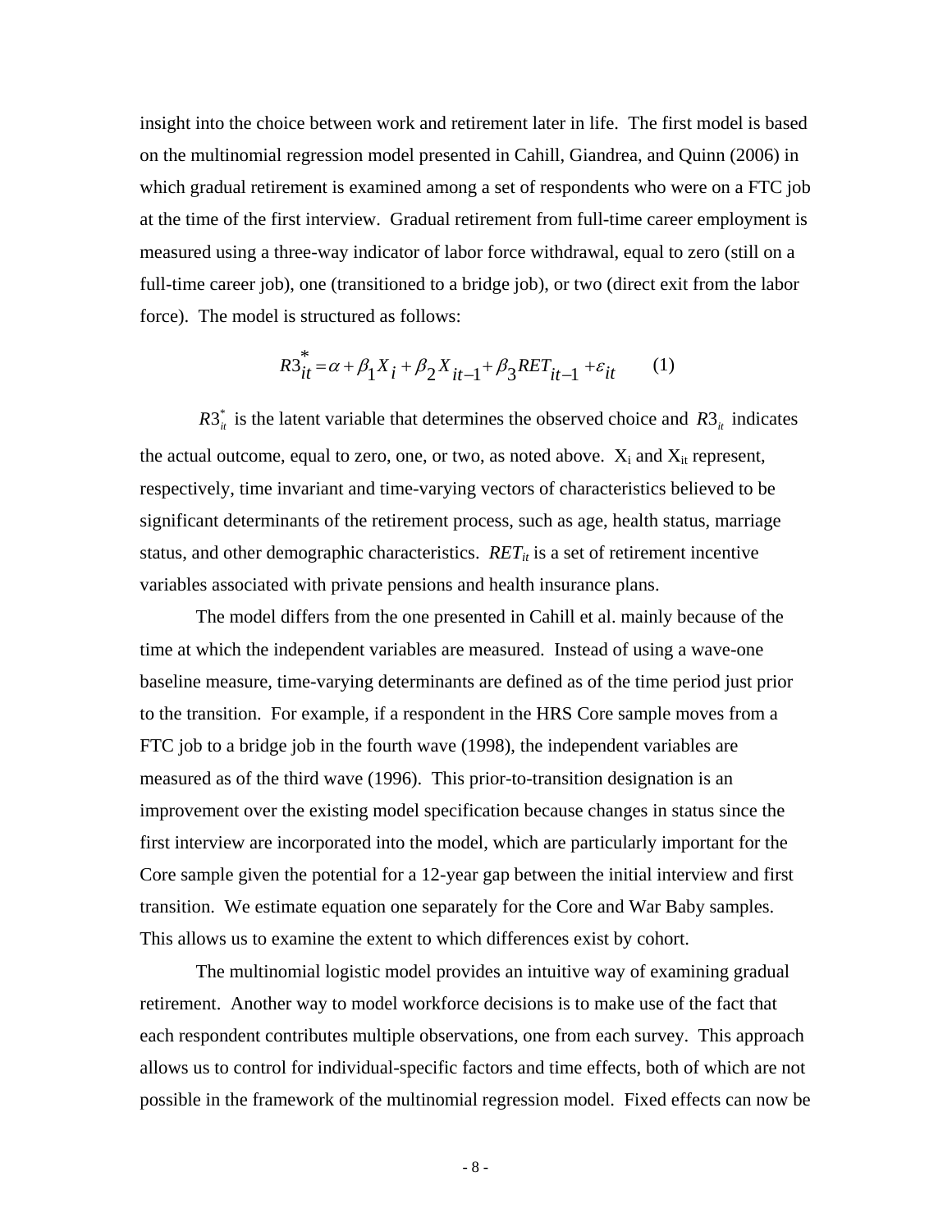insight into the choice between work and retirement later in life. The first model is based on the multinomial regression model presented in Cahill, Giandrea, and Quinn (2006) in which gradual retirement is examined among a set of respondents who were on a FTC job at the time of the first interview. Gradual retirement from full-time career employment is measured using a three-way indicator of labor force withdrawal, equal to zero (still on a full-time career job), one (transitioned to a bridge job), or two (direct exit from the labor force). The model is structured as follows:

$$R3_{it}^{*} = \alpha + \beta_1 X_i + \beta_2 X_{it-1} + \beta_3 RET_{it-1} + \varepsilon_{it} \qquad (1)$$

$R3_{it}^{*}$ is the latent variable that determines the observed choice and $R3_{it}$ indicates the actual outcome, equal to zero, one, or two, as noted above. $X_i$ and $X_{it}$ represent, respectively, time invariant and time-varying vectors of characteristics believed to be significant determinants of the retirement process, such as age, health status, marriage status, and other demographic characteristics. $RET_{it}$ is a set of retirement incentive variables associated with private pensions and health insurance plans.

The model differs from the one presented in Cahill et al. mainly because of the time at which the independent variables are measured. Instead of using a wave-one baseline measure, time-varying determinants are defined as of the time period just prior to the transition. For example, if a respondent in the HRS Core sample moves from a FTC job to a bridge job in the fourth wave (1998), the independent variables are measured as of the third wave (1996). This prior-to-transition designation is an improvement over the existing model specification because changes in status since the first interview are incorporated into the model, which are particularly important for the Core sample given the potential for a 12-year gap between the initial interview and first transition. We estimate equation one separately for the Core and War Baby samples. This allows us to examine the extent to which differences exist by cohort.

The multinomial logistic model provides an intuitive way of examining gradual retirement. Another way to model workforce decisions is to make use of the fact that each respondent contributes multiple observations, one from each survey. This approach allows us to control for individual-specific factors and time effects, both of which are not possible in the framework of the multinomial regression model. Fixed effects can now be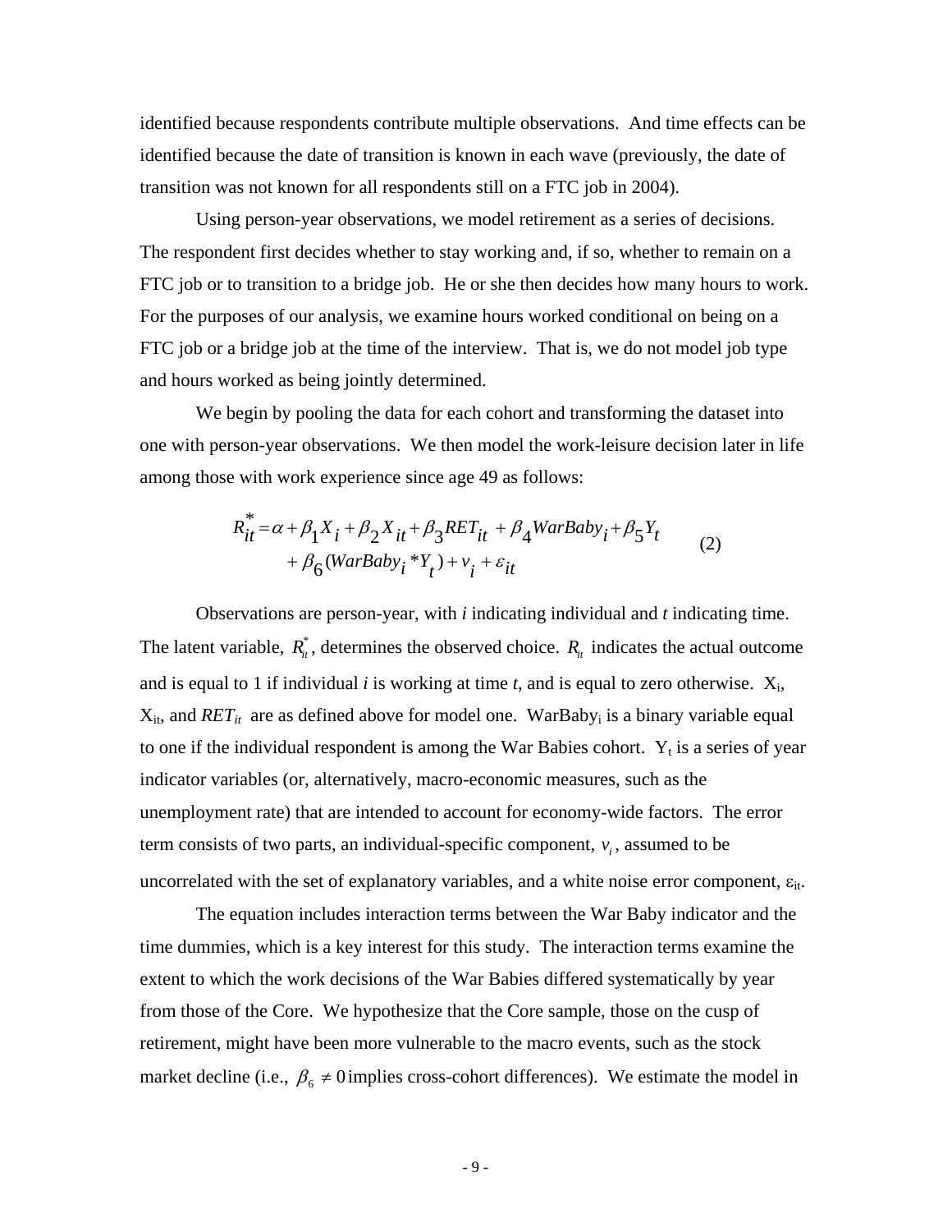identified because respondents contribute multiple observations. And time effects can be identified because the date of transition is known in each wave (previously, the date of transition was not known for all respondents still on a FTC job in 2004).

Using person-year observations, we model retirement as a series of decisions. The respondent first decides whether to stay working and, if so, whether to remain on a FTC job or to transition to a bridge job. He or she then decides how many hours to work. For the purposes of our analysis, we examine hours worked conditional on being on a FTC job or a bridge job at the time of the interview. That is, we do not model job type and hours worked as being jointly determined.

We begin by pooling the data for each cohort and transforming the dataset into one with person-year observations. We then model the work-leisure decision later in life among those with work experience since age 49 as follows:

$$R_{it}^{*} = \alpha + \beta_1 X_i + \beta_2 X_{it} + \beta_3 RET_{it} + \beta_4 WarBaby_i + \beta_5 Y_t + \beta_6 (WarBaby_i * Y_t) + v_i + \varepsilon_{it} \qquad (2)$$

Observations are person-year, with *i* indicating individual and *t* indicating time. The latent variable, $R_{it}^{*}$, determines the observed choice. $R_{it}$ indicates the actual outcome and is equal to 1 if individual *i* is working at time *t*, and is equal to zero otherwise. $X_i$, $X_{it}$, and $RET_{it}$ are as defined above for model one. $WarBaby_i$ is a binary variable equal to one if the individual respondent is among the War Babies cohort. $Y_t$ is a series of year indicator variables (or, alternatively, macro-economic measures, such as the unemployment rate) that are intended to account for economy-wide factors. The error term consists of two parts, an individual-specific component, $v_i$, assumed to be uncorrelated with the set of explanatory variables, and a white noise error component, $\varepsilon_{it}$.

The equation includes interaction terms between the War Baby indicator and the time dummies, which is a key interest for this study. The interaction terms examine the extent to which the work decisions of the War Babies differed systematically by year from those of the Core. We hypothesize that the Core sample, those on the cusp of retirement, might have been more vulnerable to the macro events, such as the stock market decline (i.e., $\beta_6 \neq 0$ implies cross-cohort differences). We estimate the model in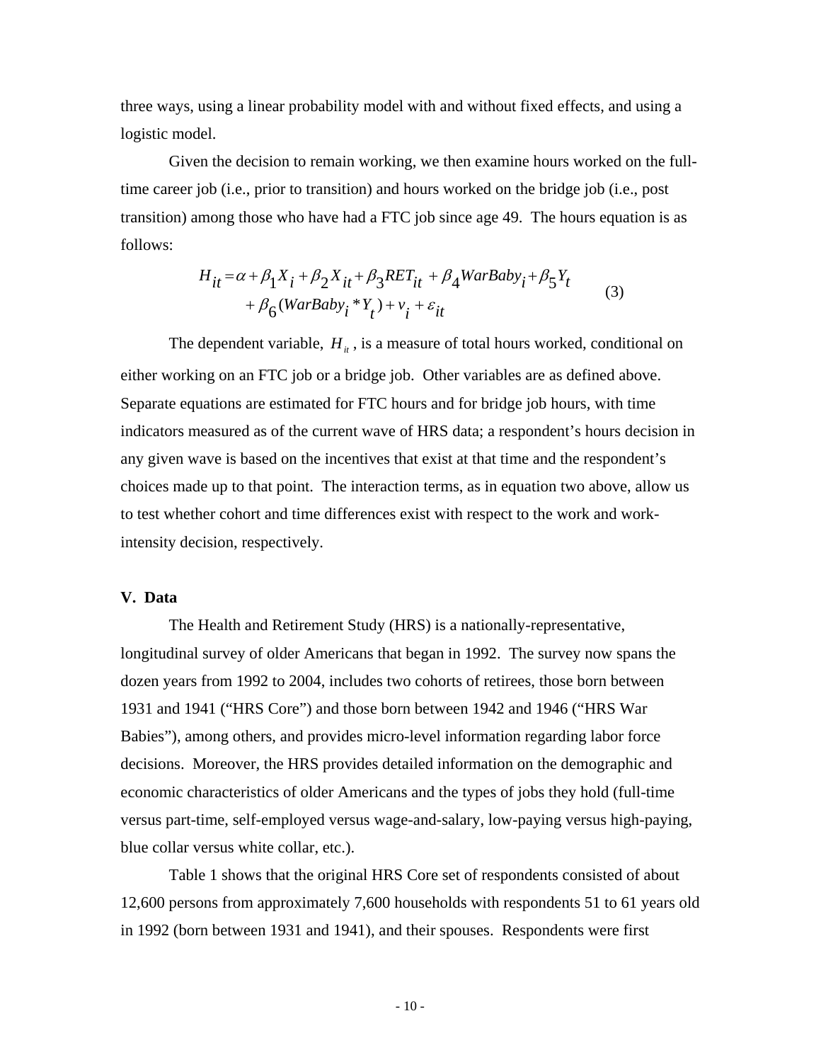three ways, using a linear probability model with and without fixed effects, and using a logistic model.

Given the decision to remain working, we then examine hours worked on the full-time career job (i.e., prior to transition) and hours worked on the bridge job (i.e., post transition) among those who have had a FTC job since age 49. The hours equation is as follows:

$$H_{it} = \alpha + \beta_1 X_i + \beta_2 X_{it} + \beta_3 RET_{it} + \beta_4 WarBaby_i + \beta_5 Y_t + \beta_6 (WarBaby_i * Y_t) + v_i + \varepsilon_{it} \tag{3}$$

The dependent variable, $H_{it}$, is a measure of total hours worked, conditional on either working on an FTC job or a bridge job. Other variables are as defined above. Separate equations are estimated for FTC hours and for bridge job hours, with time indicators measured as of the current wave of HRS data; a respondent's hours decision in any given wave is based on the incentives that exist at that time and the respondent's choices made up to that point. The interaction terms, as in equation two above, allow us to test whether cohort and time differences exist with respect to the work and work-intensity decision, respectively.

## V. Data

The Health and Retirement Study (HRS) is a nationally-representative, longitudinal survey of older Americans that began in 1992. The survey now spans the dozen years from 1992 to 2004, includes two cohorts of retirees, those born between 1931 and 1941 ("HRS Core") and those born between 1942 and 1946 ("HRS War Babies"), among others, and provides micro-level information regarding labor force decisions. Moreover, the HRS provides detailed information on the demographic and economic characteristics of older Americans and the types of jobs they hold (full-time versus part-time, self-employed versus wage-and-salary, low-paying versus high-paying, blue collar versus white collar, etc.).

Table 1 shows that the original HRS Core set of respondents consisted of about 12,600 persons from approximately 7,600 households with respondents 51 to 61 years old in 1992 (born between 1931 and 1941), and their spouses. Respondents were first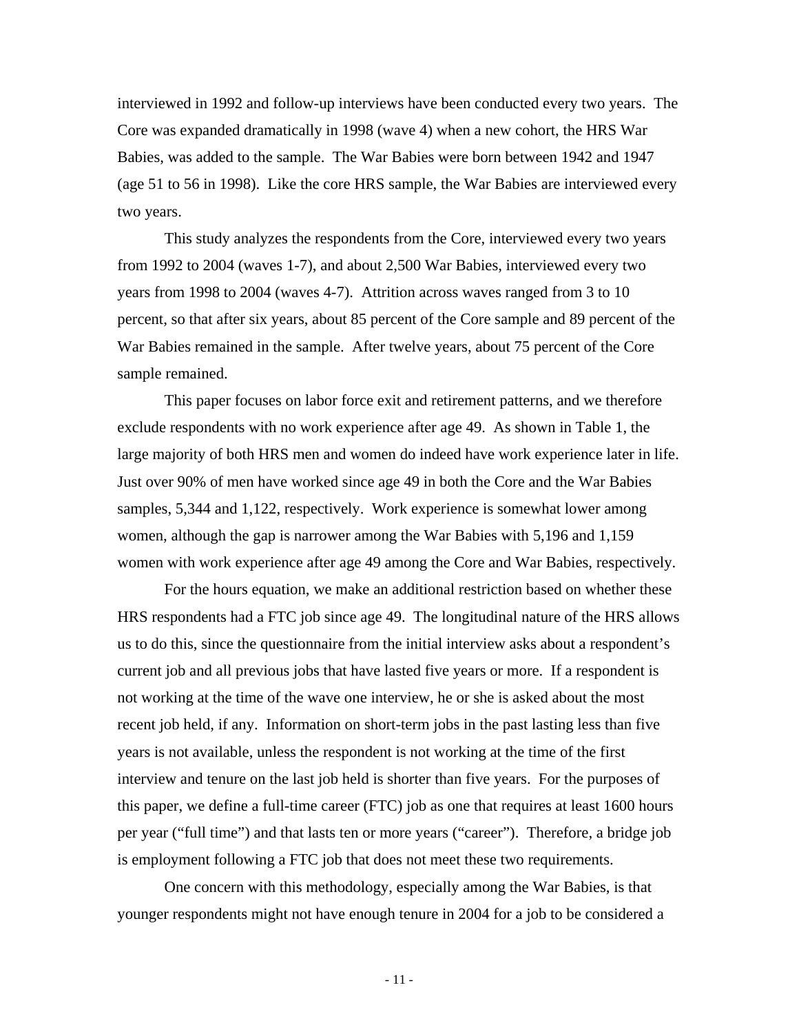interviewed in 1992 and follow-up interviews have been conducted every two years. The Core was expanded dramatically in 1998 (wave 4) when a new cohort, the HRS War Babies, was added to the sample. The War Babies were born between 1942 and 1947 (age 51 to 56 in 1998). Like the core HRS sample, the War Babies are interviewed every two years.

This study analyzes the respondents from the Core, interviewed every two years from 1992 to 2004 (waves 1-7), and about 2,500 War Babies, interviewed every two years from 1998 to 2004 (waves 4-7). Attrition across waves ranged from 3 to 10 percent, so that after six years, about 85 percent of the Core sample and 89 percent of the War Babies remained in the sample. After twelve years, about 75 percent of the Core sample remained.

This paper focuses on labor force exit and retirement patterns, and we therefore exclude respondents with no work experience after age 49. As shown in Table 1, the large majority of both HRS men and women do indeed have work experience later in life. Just over 90% of men have worked since age 49 in both the Core and the War Babies samples, 5,344 and 1,122, respectively. Work experience is somewhat lower among women, although the gap is narrower among the War Babies with 5,196 and 1,159 women with work experience after age 49 among the Core and War Babies, respectively.

For the hours equation, we make an additional restriction based on whether these HRS respondents had a FTC job since age 49. The longitudinal nature of the HRS allows us to do this, since the questionnaire from the initial interview asks about a respondent's current job and all previous jobs that have lasted five years or more. If a respondent is not working at the time of the wave one interview, he or she is asked about the most recent job held, if any. Information on short-term jobs in the past lasting less than five years is not available, unless the respondent is not working at the time of the first interview and tenure on the last job held is shorter than five years. For the purposes of this paper, we define a full-time career (FTC) job as one that requires at least 1600 hours per year ("full time") and that lasts ten or more years ("career"). Therefore, a bridge job is employment following a FTC job that does not meet these two requirements.

One concern with this methodology, especially among the War Babies, is that younger respondents might not have enough tenure in 2004 for a job to be considered a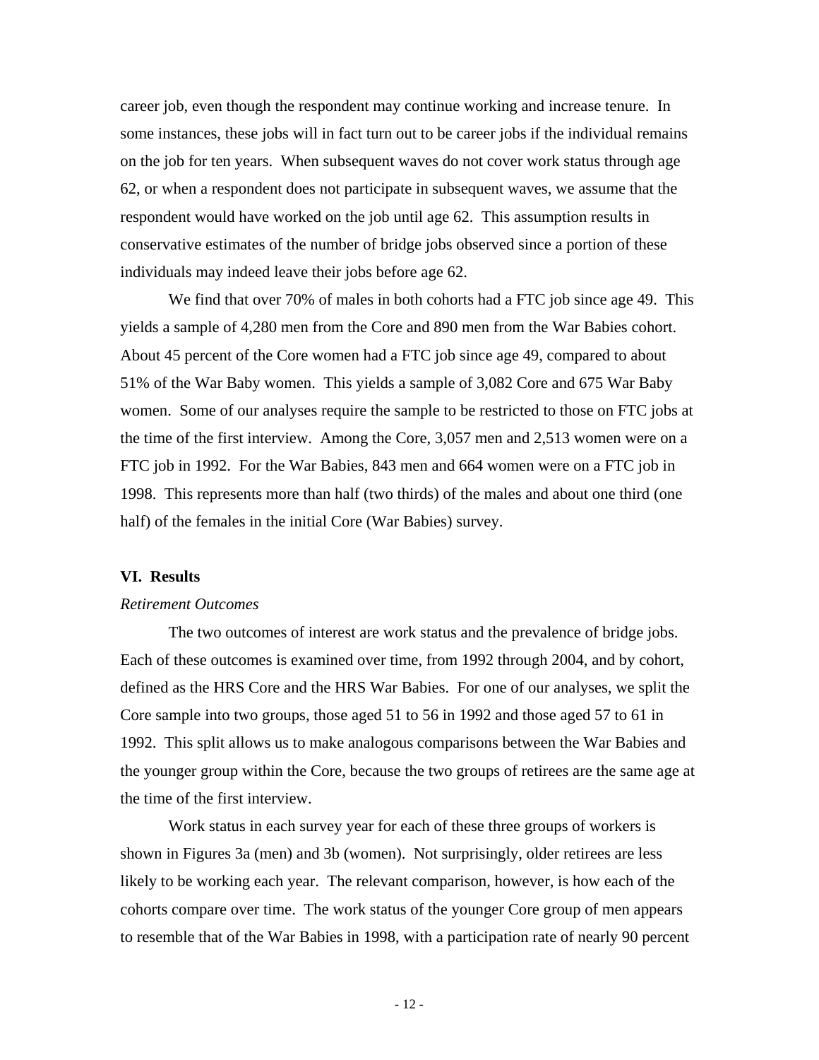career job, even though the respondent may continue working and increase tenure. In some instances, these jobs will in fact turn out to be career jobs if the individual remains on the job for ten years. When subsequent waves do not cover work status through age 62, or when a respondent does not participate in subsequent waves, we assume that the respondent would have worked on the job until age 62. This assumption results in conservative estimates of the number of bridge jobs observed since a portion of these individuals may indeed leave their jobs before age 62.

We find that over 70% of males in both cohorts had a FTC job since age 49. This yields a sample of 4,280 men from the Core and 890 men from the War Babies cohort. About 45 percent of the Core women had a FTC job since age 49, compared to about 51% of the War Baby women. This yields a sample of 3,082 Core and 675 War Baby women. Some of our analyses require the sample to be restricted to those on FTC jobs at the time of the first interview. Among the Core, 3,057 men and 2,513 women were on a FTC job in 1992. For the War Babies, 843 men and 664 women were on a FTC job in 1998. This represents more than half (two thirds) of the males and about one third (one half) of the females in the initial Core (War Babies) survey.

## VI. Results

*Retirement Outcomes*

The two outcomes of interest are work status and the prevalence of bridge jobs. Each of these outcomes is examined over time, from 1992 through 2004, and by cohort, defined as the HRS Core and the HRS War Babies. For one of our analyses, we split the Core sample into two groups, those aged 51 to 56 in 1992 and those aged 57 to 61 in 1992. This split allows us to make analogous comparisons between the War Babies and the younger group within the Core, because the two groups of retirees are the same age at the time of the first interview.

Work status in each survey year for each of these three groups of workers is shown in Figures 3a (men) and 3b (women). Not surprisingly, older retirees are less likely to be working each year. The relevant comparison, however, is how each of the cohorts compare over time. The work status of the younger Core group of men appears to resemble that of the War Babies in 1998, with a participation rate of nearly 90 percent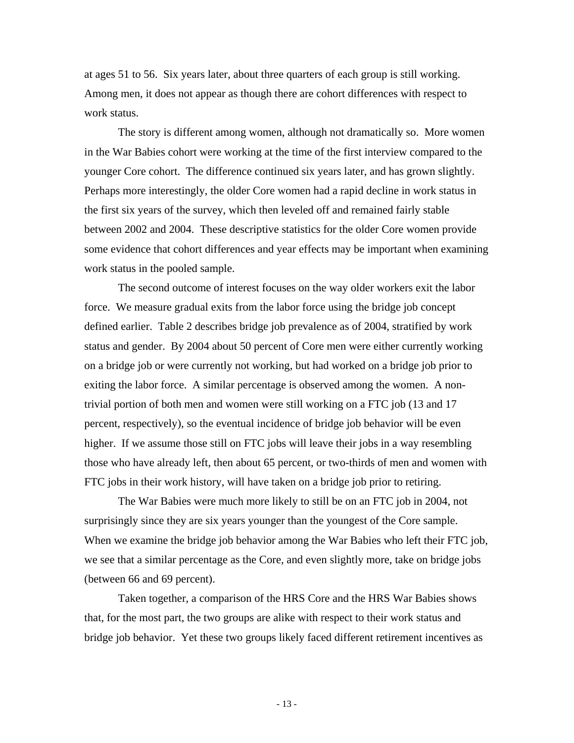at ages 51 to 56. Six years later, about three quarters of each group is still working. Among men, it does not appear as though there are cohort differences with respect to work status.

The story is different among women, although not dramatically so. More women in the War Babies cohort were working at the time of the first interview compared to the younger Core cohort. The difference continued six years later, and has grown slightly. Perhaps more interestingly, the older Core women had a rapid decline in work status in the first six years of the survey, which then leveled off and remained fairly stable between 2002 and 2004. These descriptive statistics for the older Core women provide some evidence that cohort differences and year effects may be important when examining work status in the pooled sample.

The second outcome of interest focuses on the way older workers exit the labor force. We measure gradual exits from the labor force using the bridge job concept defined earlier. Table 2 describes bridge job prevalence as of 2004, stratified by work status and gender. By 2004 about 50 percent of Core men were either currently working on a bridge job or were currently not working, but had worked on a bridge job prior to exiting the labor force. A similar percentage is observed among the women. A non-trivial portion of both men and women were still working on a FTC job (13 and 17 percent, respectively), so the eventual incidence of bridge job behavior will be even higher. If we assume those still on FTC jobs will leave their jobs in a way resembling those who have already left, then about 65 percent, or two-thirds of men and women with FTC jobs in their work history, will have taken on a bridge job prior to retiring.

The War Babies were much more likely to still be on an FTC job in 2004, not surprisingly since they are six years younger than the youngest of the Core sample. When we examine the bridge job behavior among the War Babies who left their FTC job, we see that a similar percentage as the Core, and even slightly more, take on bridge jobs (between 66 and 69 percent).

Taken together, a comparison of the HRS Core and the HRS War Babies shows that, for the most part, the two groups are alike with respect to their work status and bridge job behavior. Yet these two groups likely faced different retirement incentives as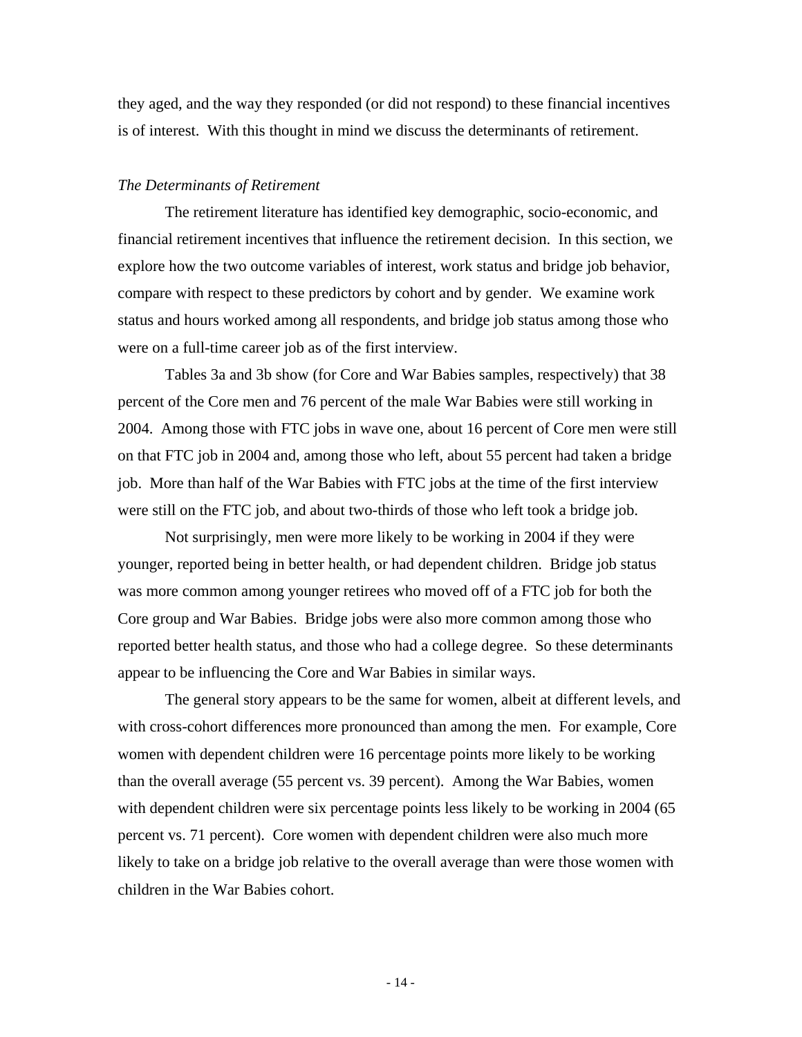they aged, and the way they responded (or did not respond) to these financial incentives is of interest. With this thought in mind we discuss the determinants of retirement.

*The Determinants of Retirement*

The retirement literature has identified key demographic, socio-economic, and financial retirement incentives that influence the retirement decision. In this section, we explore how the two outcome variables of interest, work status and bridge job behavior, compare with respect to these predictors by cohort and by gender. We examine work status and hours worked among all respondents, and bridge job status among those who were on a full-time career job as of the first interview.

Tables 3a and 3b show (for Core and War Babies samples, respectively) that 38 percent of the Core men and 76 percent of the male War Babies were still working in 2004. Among those with FTC jobs in wave one, about 16 percent of Core men were still on that FTC job in 2004 and, among those who left, about 55 percent had taken a bridge job. More than half of the War Babies with FTC jobs at the time of the first interview were still on the FTC job, and about two-thirds of those who left took a bridge job.

Not surprisingly, men were more likely to be working in 2004 if they were younger, reported being in better health, or had dependent children. Bridge job status was more common among younger retirees who moved off of a FTC job for both the Core group and War Babies. Bridge jobs were also more common among those who reported better health status, and those who had a college degree. So these determinants appear to be influencing the Core and War Babies in similar ways.

The general story appears to be the same for women, albeit at different levels, and with cross-cohort differences more pronounced than among the men. For example, Core women with dependent children were 16 percentage points more likely to be working than the overall average (55 percent vs. 39 percent). Among the War Babies, women with dependent children were six percentage points less likely to be working in 2004 (65 percent vs. 71 percent). Core women with dependent children were also much more likely to take on a bridge job relative to the overall average than were those women with children in the War Babies cohort.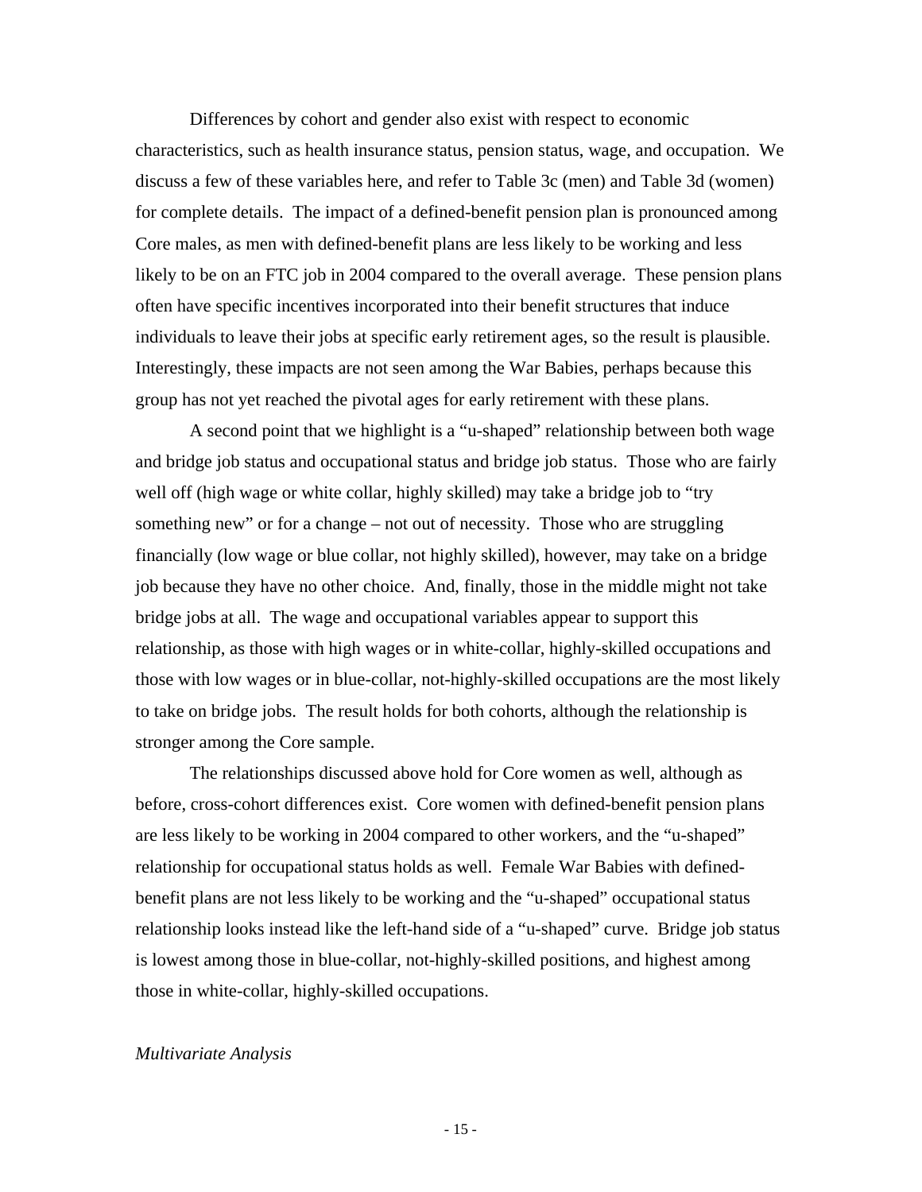Differences by cohort and gender also exist with respect to economic characteristics, such as health insurance status, pension status, wage, and occupation. We discuss a few of these variables here, and refer to Table 3c (men) and Table 3d (women) for complete details. The impact of a defined-benefit pension plan is pronounced among Core males, as men with defined-benefit plans are less likely to be working and less likely to be on an FTC job in 2004 compared to the overall average. These pension plans often have specific incentives incorporated into their benefit structures that induce individuals to leave their jobs at specific early retirement ages, so the result is plausible. Interestingly, these impacts are not seen among the War Babies, perhaps because this group has not yet reached the pivotal ages for early retirement with these plans.

A second point that we highlight is a "u-shaped" relationship between both wage and bridge job status and occupational status and bridge job status. Those who are fairly well off (high wage or white collar, highly skilled) may take a bridge job to "try something new" or for a change – not out of necessity. Those who are struggling financially (low wage or blue collar, not highly skilled), however, may take on a bridge job because they have no other choice. And, finally, those in the middle might not take bridge jobs at all. The wage and occupational variables appear to support this relationship, as those with high wages or in white-collar, highly-skilled occupations and those with low wages or in blue-collar, not-highly-skilled occupations are the most likely to take on bridge jobs. The result holds for both cohorts, although the relationship is stronger among the Core sample.

The relationships discussed above hold for Core women as well, although as before, cross-cohort differences exist. Core women with defined-benefit pension plans are less likely to be working in 2004 compared to other workers, and the "u-shaped" relationship for occupational status holds as well. Female War Babies with defined-benefit plans are not less likely to be working and the "u-shaped" occupational status relationship looks instead like the left-hand side of a "u-shaped" curve. Bridge job status is lowest among those in blue-collar, not-highly-skilled positions, and highest among those in white-collar, highly-skilled occupations.

*Multivariate Analysis*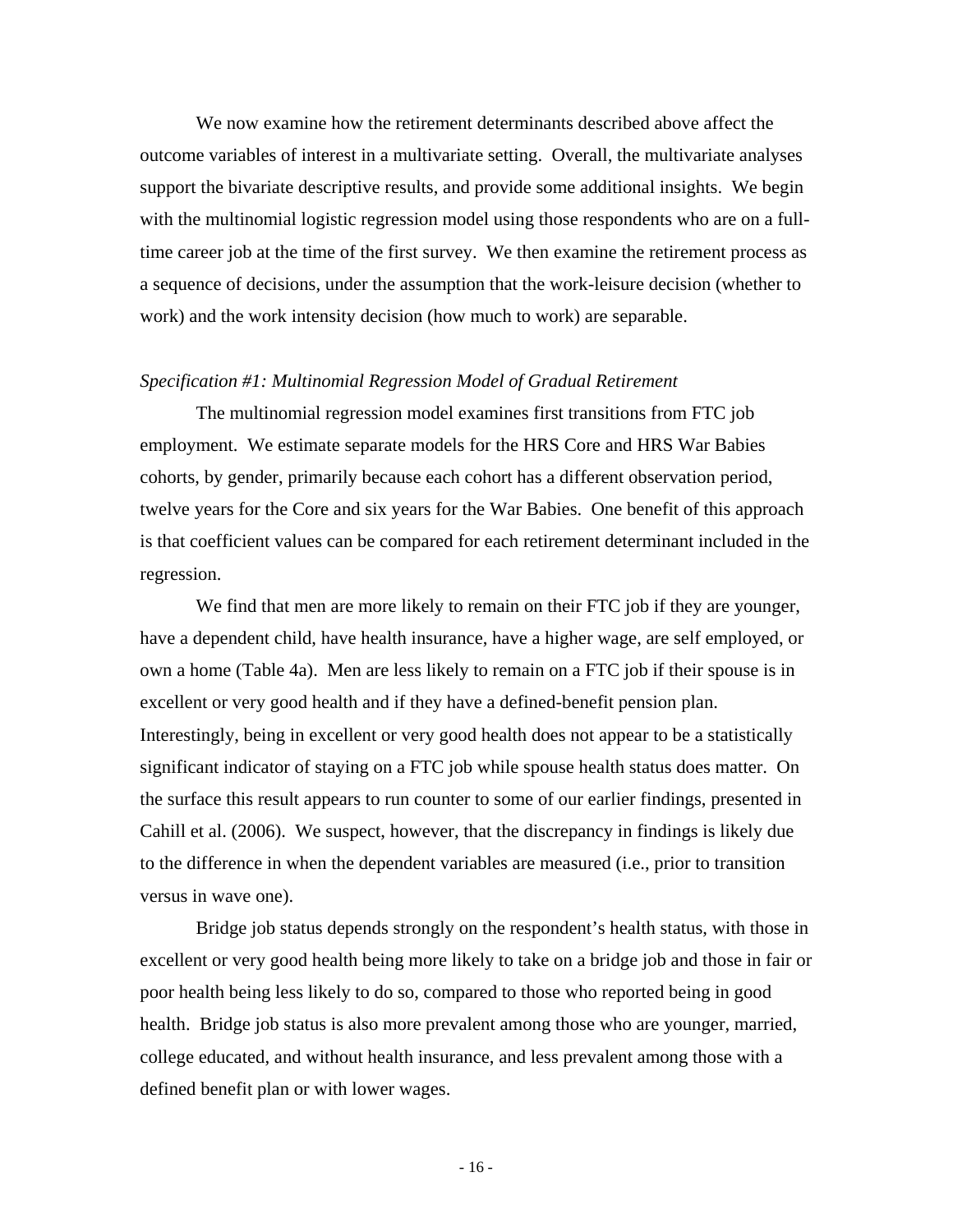We now examine how the retirement determinants described above affect the outcome variables of interest in a multivariate setting. Overall, the multivariate analyses support the bivariate descriptive results, and provide some additional insights. We begin with the multinomial logistic regression model using those respondents who are on a full-time career job at the time of the first survey. We then examine the retirement process as a sequence of decisions, under the assumption that the work-leisure decision (whether to work) and the work intensity decision (how much to work) are separable.

*Specification #1: Multinomial Regression Model of Gradual Retirement*

The multinomial regression model examines first transitions from FTC job employment. We estimate separate models for the HRS Core and HRS War Babies cohorts, by gender, primarily because each cohort has a different observation period, twelve years for the Core and six years for the War Babies. One benefit of this approach is that coefficient values can be compared for each retirement determinant included in the regression.

We find that men are more likely to remain on their FTC job if they are younger, have a dependent child, have health insurance, have a higher wage, are self employed, or own a home (Table 4a). Men are less likely to remain on a FTC job if their spouse is in excellent or very good health and if they have a defined-benefit pension plan. Interestingly, being in excellent or very good health does not appear to be a statistically significant indicator of staying on a FTC job while spouse health status does matter. On the surface this result appears to run counter to some of our earlier findings, presented in Cahill et al. (2006). We suspect, however, that the discrepancy in findings is likely due to the difference in when the dependent variables are measured (i.e., prior to transition versus in wave one).

Bridge job status depends strongly on the respondent's health status, with those in excellent or very good health being more likely to take on a bridge job and those in fair or poor health being less likely to do so, compared to those who reported being in good health. Bridge job status is also more prevalent among those who are younger, married, college educated, and without health insurance, and less prevalent among those with a defined benefit plan or with lower wages.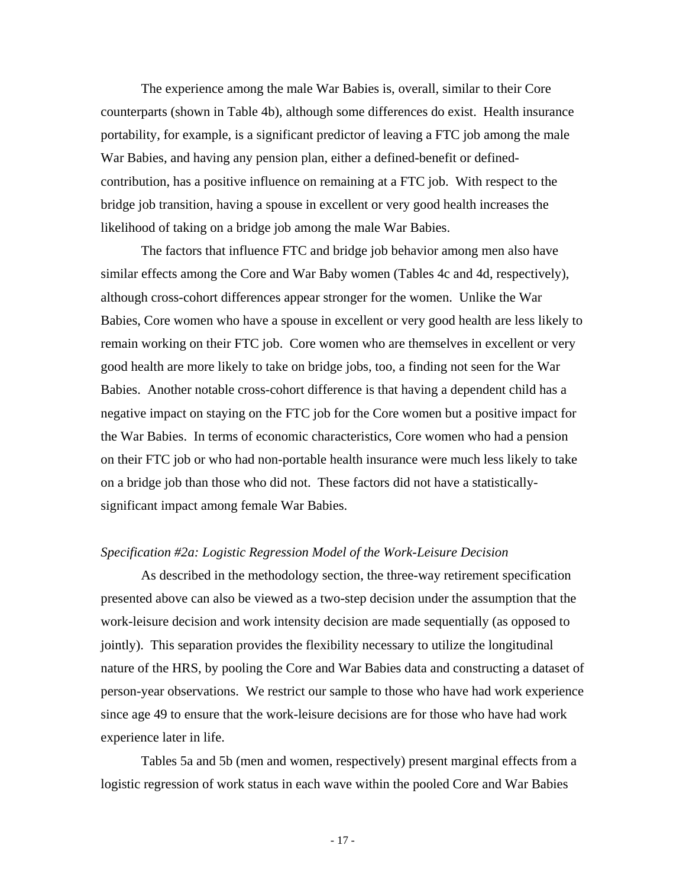The experience among the male War Babies is, overall, similar to their Core counterparts (shown in Table 4b), although some differences do exist. Health insurance portability, for example, is a significant predictor of leaving a FTC job among the male War Babies, and having any pension plan, either a defined-benefit or defined-contribution, has a positive influence on remaining at a FTC job. With respect to the bridge job transition, having a spouse in excellent or very good health increases the likelihood of taking on a bridge job among the male War Babies.

The factors that influence FTC and bridge job behavior among men also have similar effects among the Core and War Baby women (Tables 4c and 4d, respectively), although cross-cohort differences appear stronger for the women. Unlike the War Babies, Core women who have a spouse in excellent or very good health are less likely to remain working on their FTC job. Core women who are themselves in excellent or very good health are more likely to take on bridge jobs, too, a finding not seen for the War Babies. Another notable cross-cohort difference is that having a dependent child has a negative impact on staying on the FTC job for the Core women but a positive impact for the War Babies. In terms of economic characteristics, Core women who had a pension on their FTC job or who had non-portable health insurance were much less likely to take on a bridge job than those who did not. These factors did not have a statistically-significant impact among female War Babies.

*Specification #2a: Logistic Regression Model of the Work-Leisure Decision*

As described in the methodology section, the three-way retirement specification presented above can also be viewed as a two-step decision under the assumption that the work-leisure decision and work intensity decision are made sequentially (as opposed to jointly). This separation provides the flexibility necessary to utilize the longitudinal nature of the HRS, by pooling the Core and War Babies data and constructing a dataset of person-year observations. We restrict our sample to those who have had work experience since age 49 to ensure that the work-leisure decisions are for those who have had work experience later in life.

Tables 5a and 5b (men and women, respectively) present marginal effects from a logistic regression of work status in each wave within the pooled Core and War Babies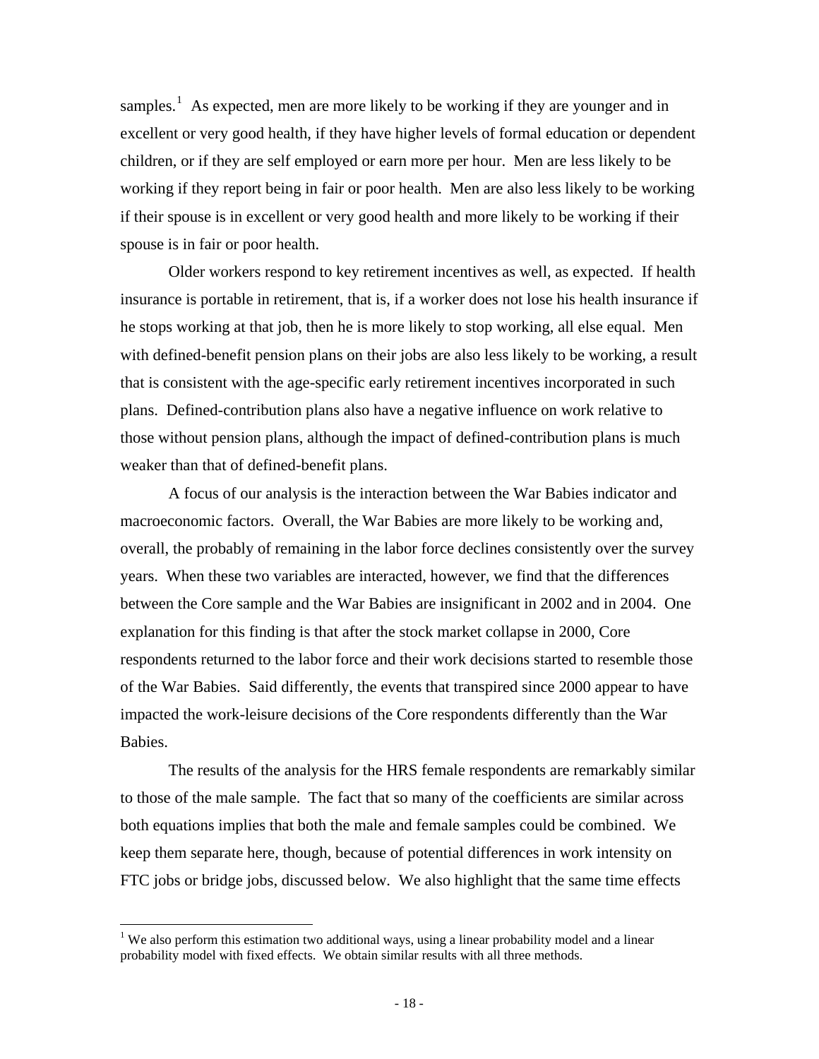samples.[1] As expected, men are more likely to be working if they are younger and in excellent or very good health, if they have higher levels of formal education or dependent children, or if they are self employed or earn more per hour. Men are less likely to be working if they report being in fair or poor health. Men are also less likely to be working if their spouse is in excellent or very good health and more likely to be working if their spouse is in fair or poor health.

Older workers respond to key retirement incentives as well, as expected. If health insurance is portable in retirement, that is, if a worker does not lose his health insurance if he stops working at that job, then he is more likely to stop working, all else equal. Men with defined-benefit pension plans on their jobs are also less likely to be working, a result that is consistent with the age-specific early retirement incentives incorporated in such plans. Defined-contribution plans also have a negative influence on work relative to those without pension plans, although the impact of defined-contribution plans is much weaker than that of defined-benefit plans.

A focus of our analysis is the interaction between the War Babies indicator and macroeconomic factors. Overall, the War Babies are more likely to be working and, overall, the probably of remaining in the labor force declines consistently over the survey years. When these two variables are interacted, however, we find that the differences between the Core sample and the War Babies are insignificant in 2002 and in 2004. One explanation for this finding is that after the stock market collapse in 2000, Core respondents returned to the labor force and their work decisions started to resemble those of the War Babies. Said differently, the events that transpired since 2000 appear to have impacted the work-leisure decisions of the Core respondents differently than the War Babies.

The results of the analysis for the HRS female respondents are remarkably similar to those of the male sample. The fact that so many of the coefficients are similar across both equations implies that both the male and female samples could be combined. We keep them separate here, though, because of potential differences in work intensity on FTC jobs or bridge jobs, discussed below. We also highlight that the same time effects

[1] We also perform this estimation two additional ways, using a linear probability model and a linear probability model with fixed effects. We obtain similar results with all three methods.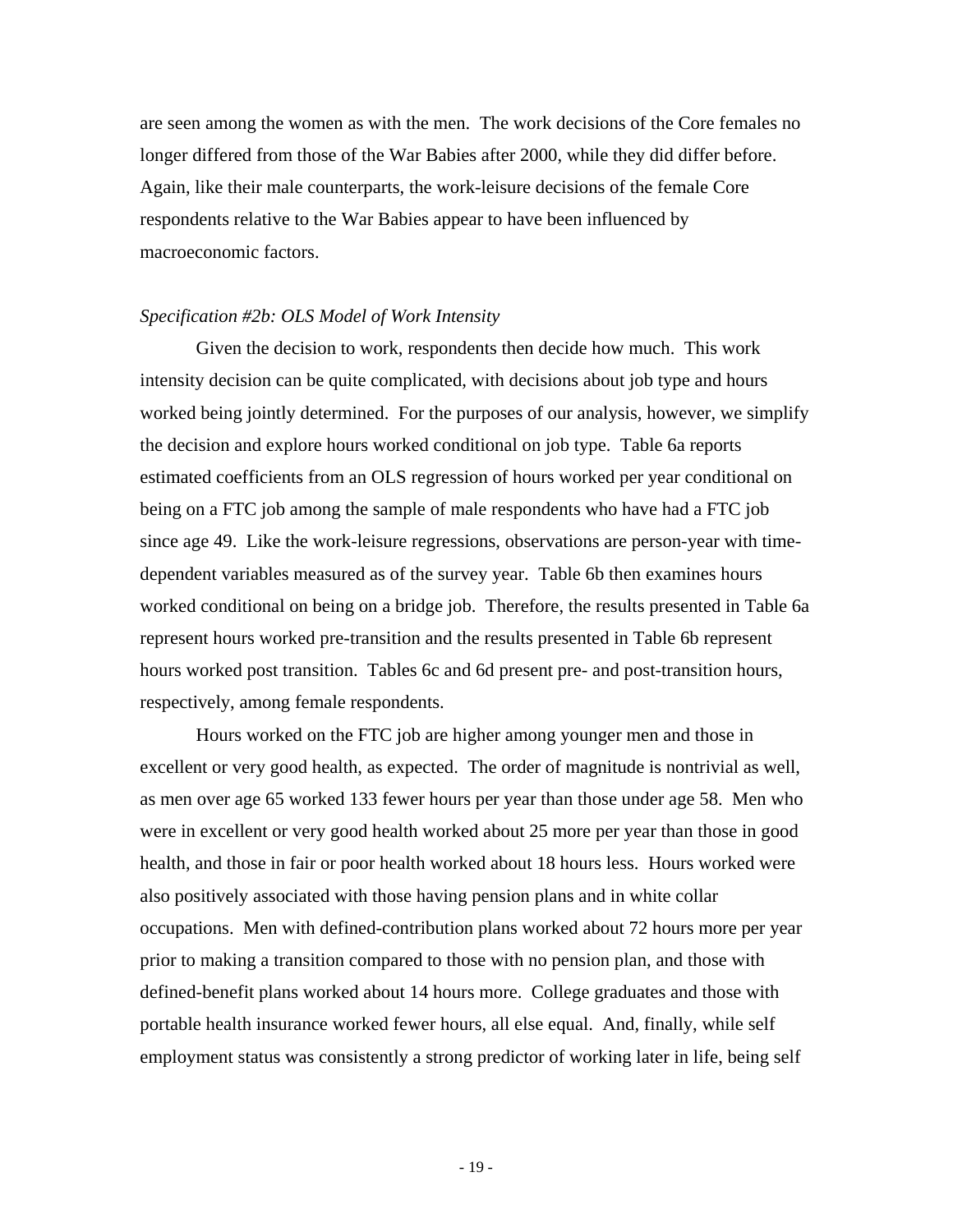are seen among the women as with the men. The work decisions of the Core females no longer differed from those of the War Babies after 2000, while they did differ before. Again, like their male counterparts, the work-leisure decisions of the female Core respondents relative to the War Babies appear to have been influenced by macroeconomic factors.

*Specification #2b: OLS Model of Work Intensity*

Given the decision to work, respondents then decide how much. This work intensity decision can be quite complicated, with decisions about job type and hours worked being jointly determined. For the purposes of our analysis, however, we simplify the decision and explore hours worked conditional on job type. Table 6a reports estimated coefficients from an OLS regression of hours worked per year conditional on being on a FTC job among the sample of male respondents who have had a FTC job since age 49. Like the work-leisure regressions, observations are person-year with time-dependent variables measured as of the survey year. Table 6b then examines hours worked conditional on being on a bridge job. Therefore, the results presented in Table 6a represent hours worked pre-transition and the results presented in Table 6b represent hours worked post transition. Tables 6c and 6d present pre- and post-transition hours, respectively, among female respondents.

Hours worked on the FTC job are higher among younger men and those in excellent or very good health, as expected. The order of magnitude is nontrivial as well, as men over age 65 worked 133 fewer hours per year than those under age 58. Men who were in excellent or very good health worked about 25 more per year than those in good health, and those in fair or poor health worked about 18 hours less. Hours worked were also positively associated with those having pension plans and in white collar occupations. Men with defined-contribution plans worked about 72 hours more per year prior to making a transition compared to those with no pension plan, and those with defined-benefit plans worked about 14 hours more. College graduates and those with portable health insurance worked fewer hours, all else equal. And, finally, while self employment status was consistently a strong predictor of working later in life, being self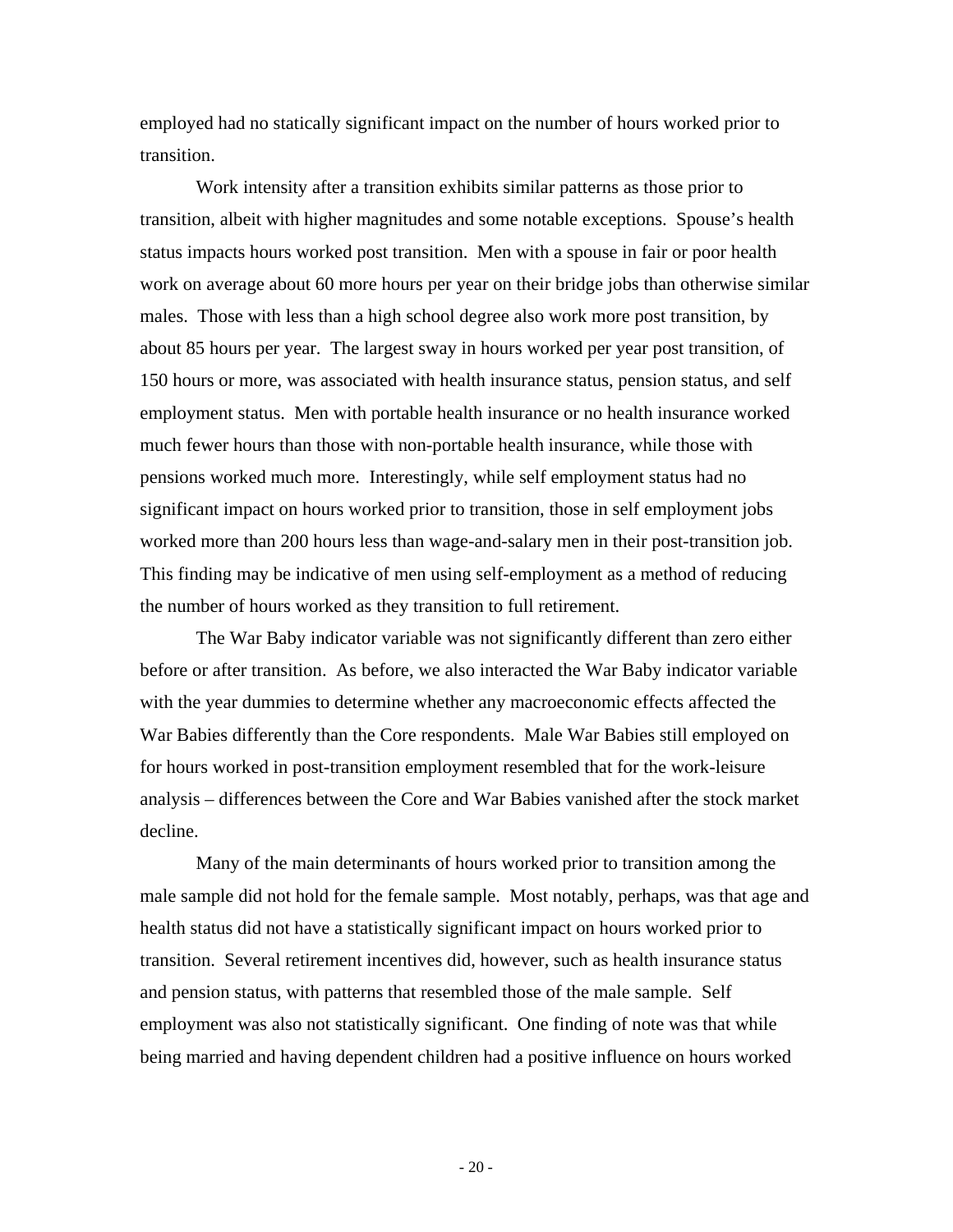employed had no statically significant impact on the number of hours worked prior to transition.

Work intensity after a transition exhibits similar patterns as those prior to transition, albeit with higher magnitudes and some notable exceptions. Spouse's health status impacts hours worked post transition. Men with a spouse in fair or poor health work on average about 60 more hours per year on their bridge jobs than otherwise similar males. Those with less than a high school degree also work more post transition, by about 85 hours per year. The largest sway in hours worked per year post transition, of 150 hours or more, was associated with health insurance status, pension status, and self employment status. Men with portable health insurance or no health insurance worked much fewer hours than those with non-portable health insurance, while those with pensions worked much more. Interestingly, while self employment status had no significant impact on hours worked prior to transition, those in self employment jobs worked more than 200 hours less than wage-and-salary men in their post-transition job. This finding may be indicative of men using self-employment as a method of reducing the number of hours worked as they transition to full retirement.

The War Baby indicator variable was not significantly different than zero either before or after transition. As before, we also interacted the War Baby indicator variable with the year dummies to determine whether any macroeconomic effects affected the War Babies differently than the Core respondents. Male War Babies still employed on for hours worked in post-transition employment resembled that for the work-leisure analysis – differences between the Core and War Babies vanished after the stock market decline.

Many of the main determinants of hours worked prior to transition among the male sample did not hold for the female sample. Most notably, perhaps, was that age and health status did not have a statistically significant impact on hours worked prior to transition. Several retirement incentives did, however, such as health insurance status and pension status, with patterns that resembled those of the male sample. Self employment was also not statistically significant. One finding of note was that while being married and having dependent children had a positive influence on hours worked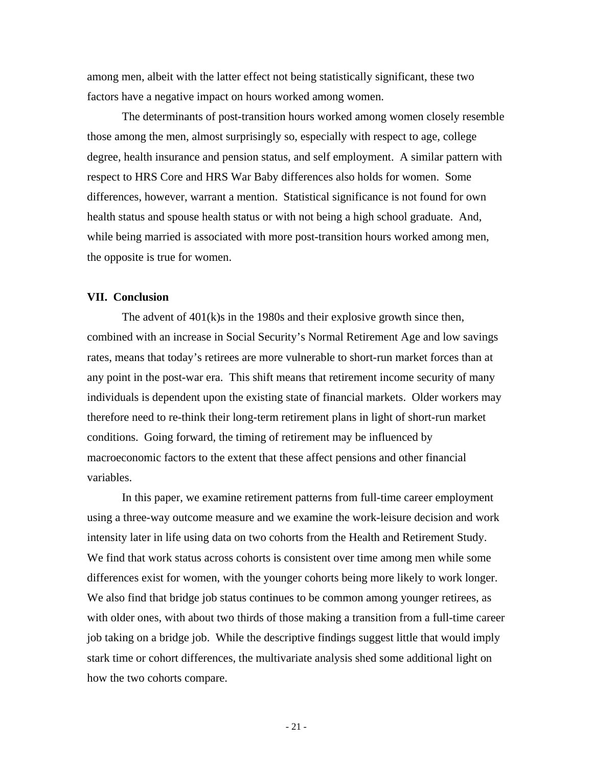among men, albeit with the latter effect not being statistically significant, these two factors have a negative impact on hours worked among women.

The determinants of post-transition hours worked among women closely resemble those among the men, almost surprisingly so, especially with respect to age, college degree, health insurance and pension status, and self employment. A similar pattern with respect to HRS Core and HRS War Baby differences also holds for women. Some differences, however, warrant a mention. Statistical significance is not found for own health status and spouse health status or with not being a high school graduate. And, while being married is associated with more post-transition hours worked among men, the opposite is true for women.

## VII. Conclusion

The advent of 401(k)s in the 1980s and their explosive growth since then, combined with an increase in Social Security's Normal Retirement Age and low savings rates, means that today's retirees are more vulnerable to short-run market forces than at any point in the post-war era. This shift means that retirement income security of many individuals is dependent upon the existing state of financial markets. Older workers may therefore need to re-think their long-term retirement plans in light of short-run market conditions. Going forward, the timing of retirement may be influenced by macroeconomic factors to the extent that these affect pensions and other financial variables.

In this paper, we examine retirement patterns from full-time career employment using a three-way outcome measure and we examine the work-leisure decision and work intensity later in life using data on two cohorts from the Health and Retirement Study. We find that work status across cohorts is consistent over time among men while some differences exist for women, with the younger cohorts being more likely to work longer. We also find that bridge job status continues to be common among younger retirees, as with older ones, with about two thirds of those making a transition from a full-time career job taking on a bridge job. While the descriptive findings suggest little that would imply stark time or cohort differences, the multivariate analysis shed some additional light on how the two cohorts compare.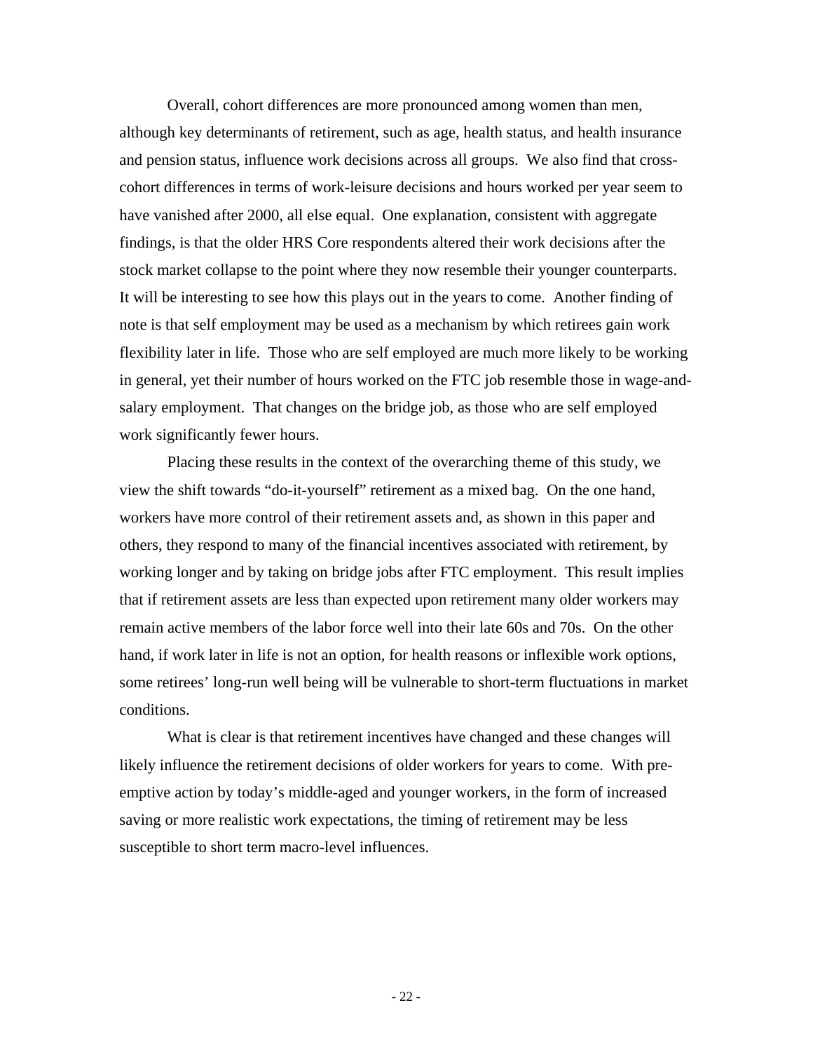Overall, cohort differences are more pronounced among women than men, although key determinants of retirement, such as age, health status, and health insurance and pension status, influence work decisions across all groups. We also find that cross-cohort differences in terms of work-leisure decisions and hours worked per year seem to have vanished after 2000, all else equal. One explanation, consistent with aggregate findings, is that the older HRS Core respondents altered their work decisions after the stock market collapse to the point where they now resemble their younger counterparts. It will be interesting to see how this plays out in the years to come. Another finding of note is that self employment may be used as a mechanism by which retirees gain work flexibility later in life. Those who are self employed are much more likely to be working in general, yet their number of hours worked on the FTC job resemble those in wage-and-salary employment. That changes on the bridge job, as those who are self employed work significantly fewer hours.

Placing these results in the context of the overarching theme of this study, we view the shift towards "do-it-yourself" retirement as a mixed bag. On the one hand, workers have more control of their retirement assets and, as shown in this paper and others, they respond to many of the financial incentives associated with retirement, by working longer and by taking on bridge jobs after FTC employment. This result implies that if retirement assets are less than expected upon retirement many older workers may remain active members of the labor force well into their late 60s and 70s. On the other hand, if work later in life is not an option, for health reasons or inflexible work options, some retirees' long-run well being will be vulnerable to short-term fluctuations in market conditions.

What is clear is that retirement incentives have changed and these changes will likely influence the retirement decisions of older workers for years to come. With pre-emptive action by today's middle-aged and younger workers, in the form of increased saving or more realistic work expectations, the timing of retirement may be less susceptible to short term macro-level influences.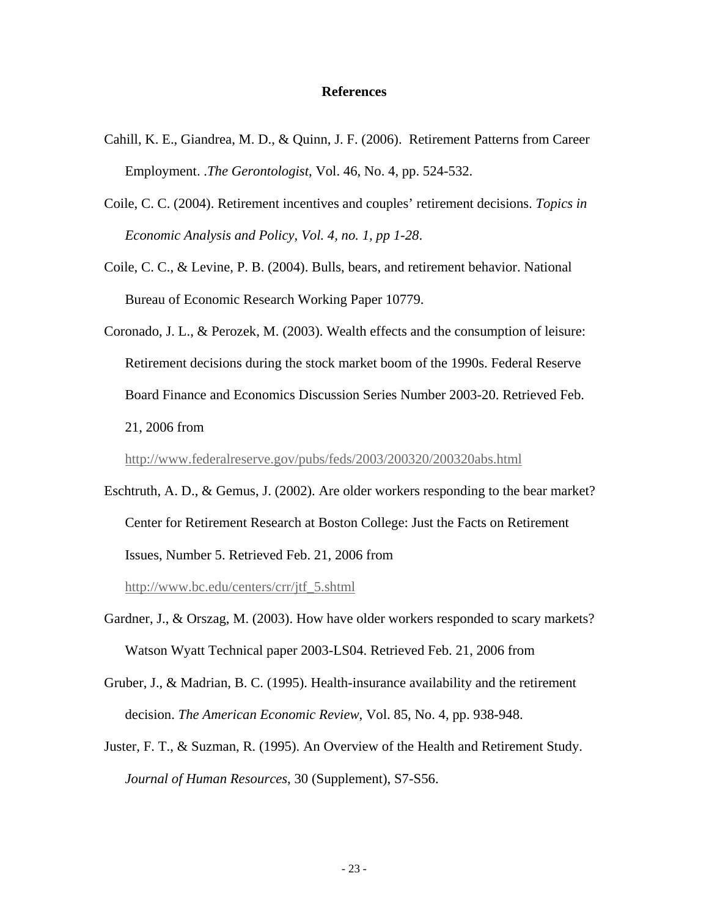**References**

Cahill, K. E., Giandrea, M. D., & Quinn, J. F. (2006). Retirement Patterns from Career Employment. .*The Gerontologist*, Vol. 46, No. 4, pp. 524-532.

Coile, C. C. (2004). Retirement incentives and couples' retirement decisions. *Topics in Economic Analysis and Policy, Vol. 4, no. 1, pp 1-28*.

Coile, C. C., & Levine, P. B. (2004). Bulls, bears, and retirement behavior. National Bureau of Economic Research Working Paper 10779.

Coronado, J. L., & Perozek, M. (2003). Wealth effects and the consumption of leisure: Retirement decisions during the stock market boom of the 1990s. Federal Reserve Board Finance and Economics Discussion Series Number 2003-20. Retrieved Feb. 21, 2006 from http://www.federalreserve.gov/pubs/feds/2003/200320/200320abs.html

Eschtruth, A. D., & Gemus, J. (2002). Are older workers responding to the bear market? Center for Retirement Research at Boston College: Just the Facts on Retirement Issues, Number 5. Retrieved Feb. 21, 2006 from http://www.bc.edu/centers/crr/jtf_5.shtml

Gardner, J., & Orszag, M. (2003). How have older workers responded to scary markets? Watson Wyatt Technical paper 2003-LS04. Retrieved Feb. 21, 2006 from

Gruber, J., & Madrian, B. C. (1995). Health-insurance availability and the retirement decision. *The American Economic Review*, Vol. 85, No. 4, pp. 938-948.

Juster, F. T., & Suzman, R. (1995). An Overview of the Health and Retirement Study. *Journal of Human Resources*, 30 (Supplement), S7-S56.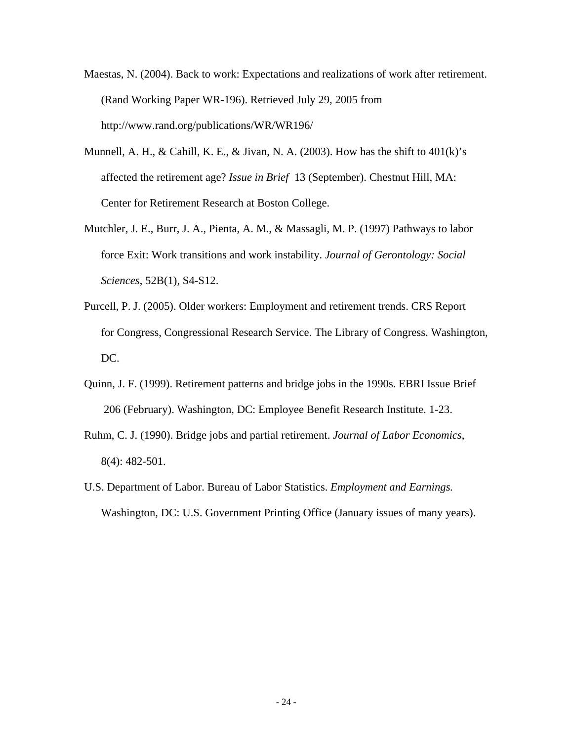Maestas, N. (2004). Back to work: Expectations and realizations of work after retirement. (Rand Working Paper WR-196). Retrieved July 29, 2005 from http://www.rand.org/publications/WR/WR196/

Munnell, A. H., & Cahill, K. E., & Jivan, N. A. (2003). How has the shift to 401(k)'s affected the retirement age? *Issue in Brief* 13 (September). Chestnut Hill, MA: Center for Retirement Research at Boston College.

Mutchler, J. E., Burr, J. A., Pienta, A. M., & Massagli, M. P. (1997) Pathways to labor force Exit: Work transitions and work instability. *Journal of Gerontology: Social Sciences*, 52B(1), S4-S12.

Purcell, P. J. (2005). Older workers: Employment and retirement trends. CRS Report for Congress, Congressional Research Service. The Library of Congress. Washington, DC.

Quinn, J. F. (1999). Retirement patterns and bridge jobs in the 1990s. EBRI Issue Brief 206 (February). Washington, DC: Employee Benefit Research Institute. 1-23.

Ruhm, C. J. (1990). Bridge jobs and partial retirement. *Journal of Labor Economics*, 8(4): 482-501.

U.S. Department of Labor. Bureau of Labor Statistics. *Employment and Earnings.* Washington, DC: U.S. Government Printing Office (January issues of many years).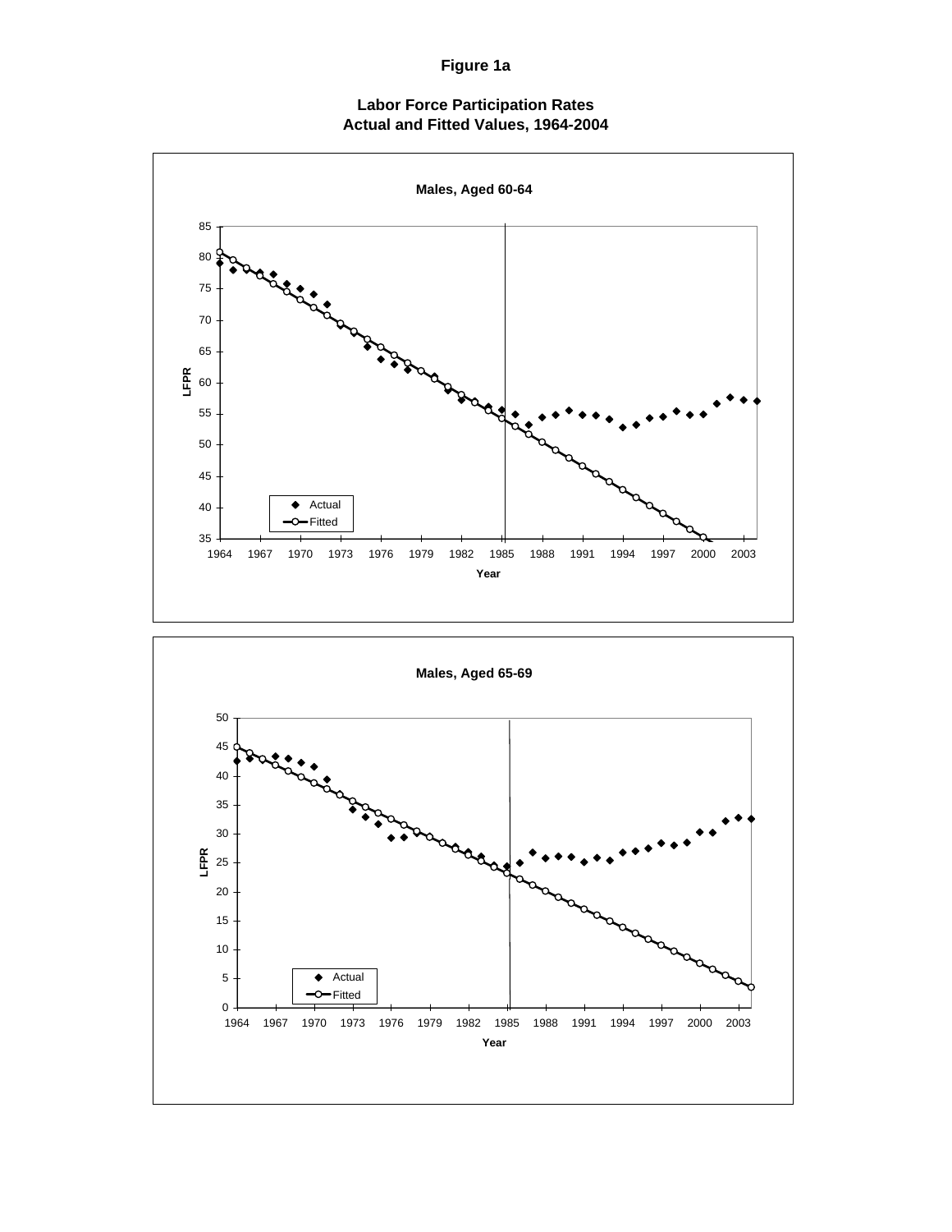**Figure 1a**

**Labor Force Participation Rates**
**Actual and Fitted Values, 1964-2004**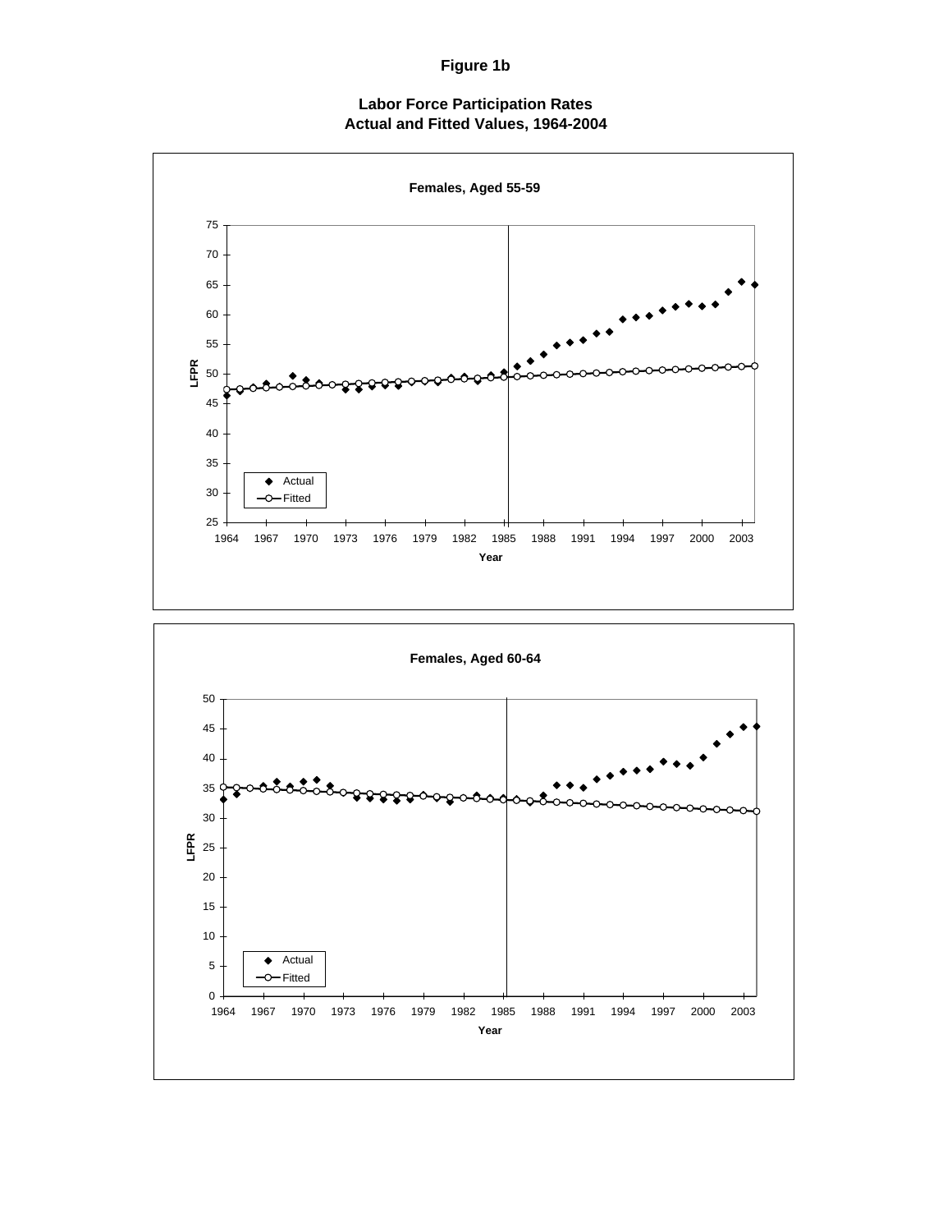# Figure 1b

## Labor Force Participation Rates
## Actual and Fitted Values, 1964-2004

### Females, Aged 55-59

### Females, Aged 60-64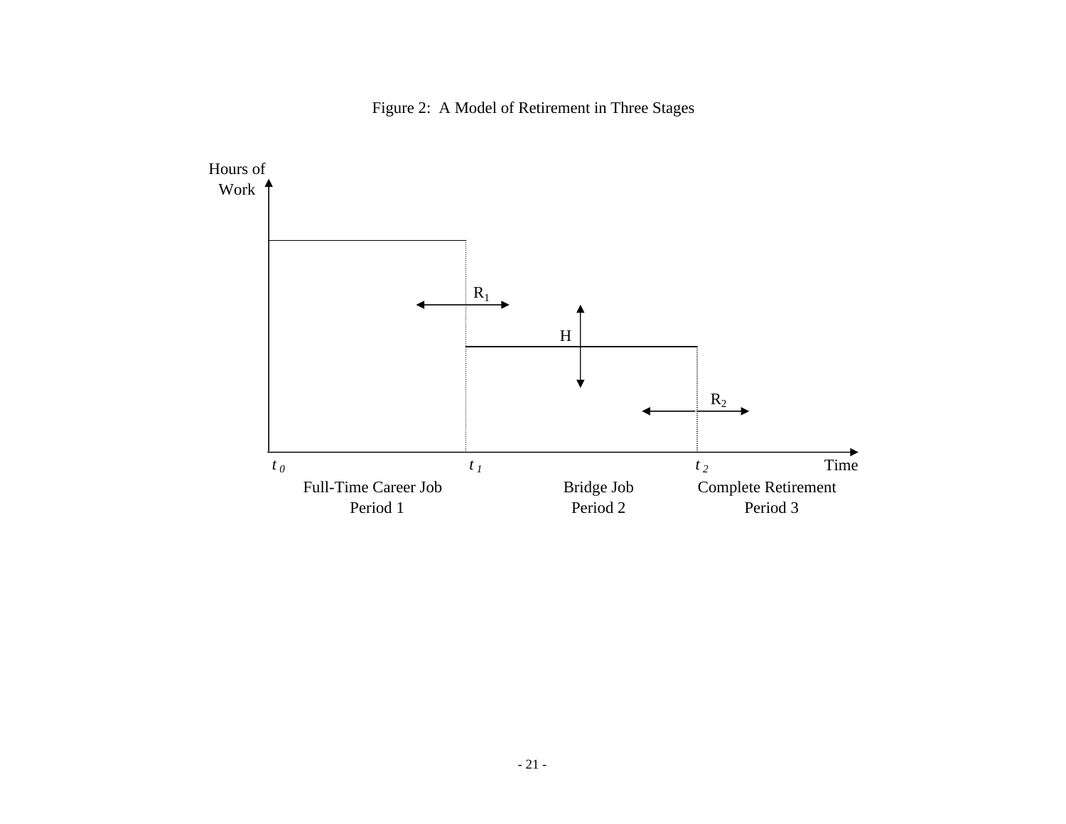Figure 2: A Model of Retirement in Three Stages

Hours of Work

$R_1$

H

$R_2$

$t_0$ $t_1$ $t_2$ Time

Full-Time Career Job
Period 1

Bridge Job
Period 2

Complete Retirement
Period 3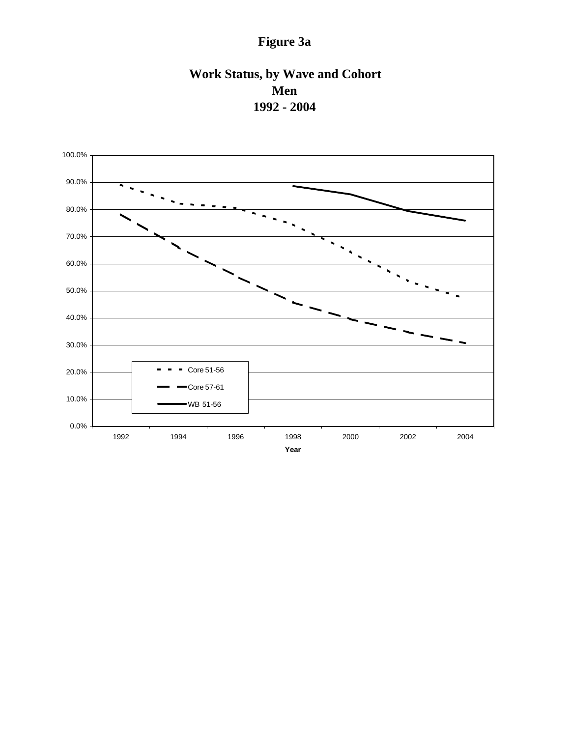# Figure 3a

## Work Status, by Wave and Cohort
## Men
## 1992 - 2004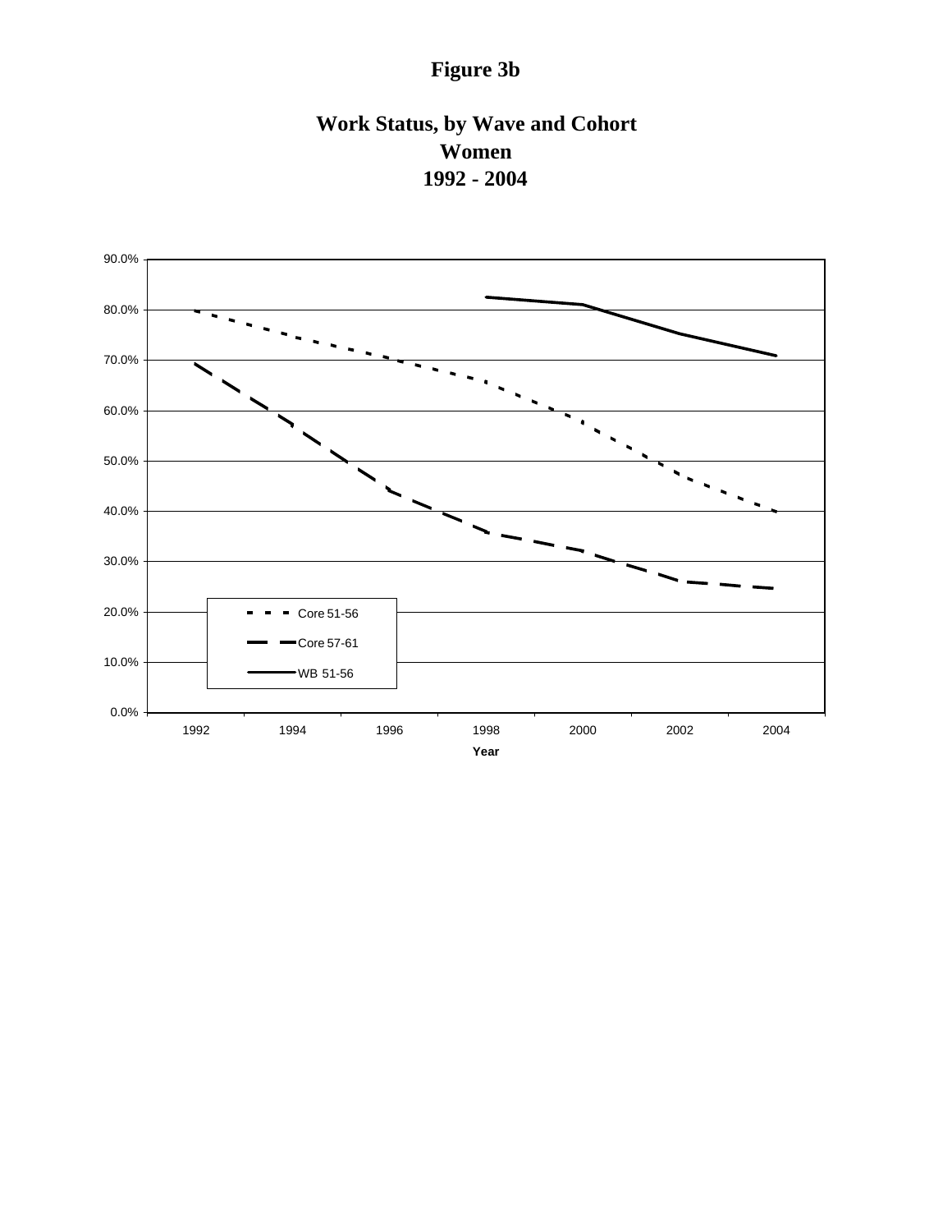# Figure 3b

**Work Status, by Wave and Cohort**
**Women**
**1992 - 2004**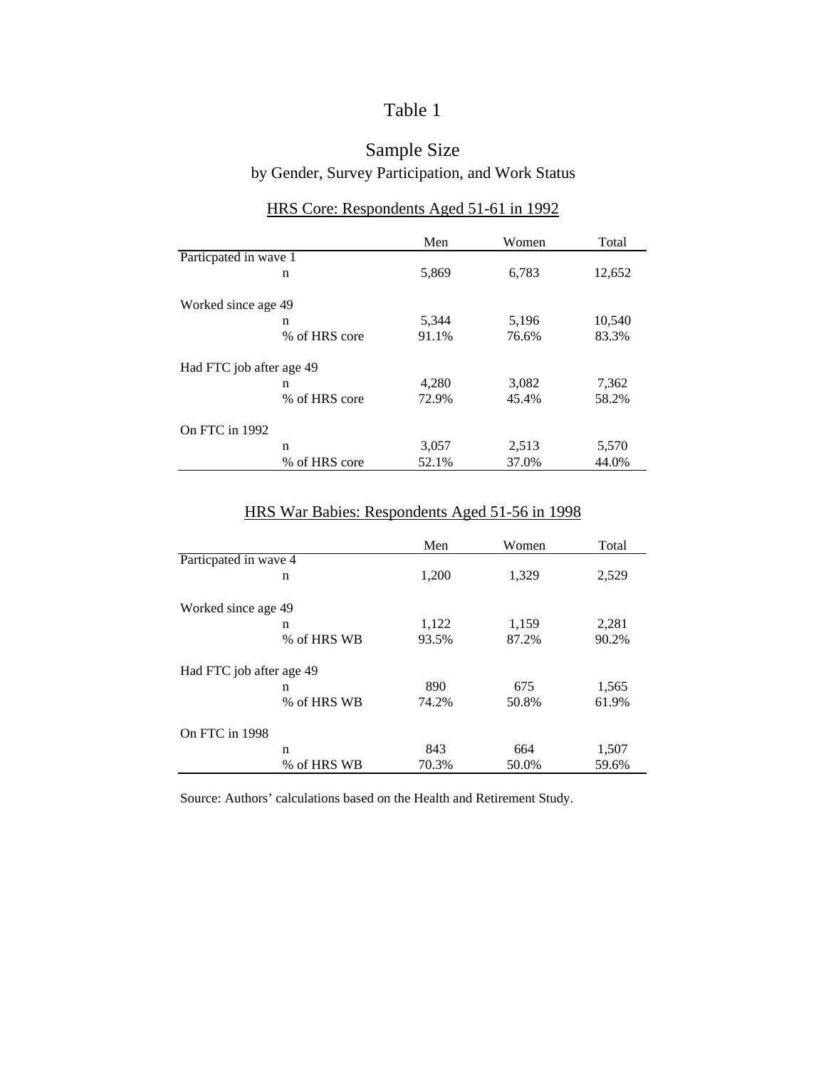# Table 1

## Sample Size

### by Gender, Survey Participation, and Work Status

HRS Core: Respondents Aged 51-61 in 1992

| | | Men | Women | Total |
|---|---|---|---|---|
| Particpated in wave 1 | | | | |
| | n | 5,869 | 6,783 | 12,652 |
| Worked since age 49 | | | | |
| | n | 5,344 | 5,196 | 10,540 |
| | % of HRS core | 91.1% | 76.6% | 83.3% |
| Had FTC job after age 49 | | | | |
| | n | 4,280 | 3,082 | 7,362 |
| | % of HRS core | 72.9% | 45.4% | 58.2% |
| On FTC in 1992 | | | | |
| | n | 3,057 | 2,513 | 5,570 |
| | % of HRS core | 52.1% | 37.0% | 44.0% |

HRS War Babies: Respondents Aged 51-56 in 1998

| | | Men | Women | Total |
|---|---|---|---|---|
| Particpated in wave 4 | | | | |
| | n | 1,200 | 1,329 | 2,529 |
| Worked since age 49 | | | | |
| | n | 1,122 | 1,159 | 2,281 |
| | % of HRS WB | 93.5% | 87.2% | 90.2% |
| Had FTC job after age 49 | | | | |
| | n | 890 | 675 | 1,565 |
| | % of HRS WB | 74.2% | 50.8% | 61.9% |
| On FTC in 1998 | | | | |
| | n | 843 | 664 | 1,507 |
| | % of HRS WB | 70.3% | 50.0% | 59.6% |

Source: Authors' calculations based on the Health and Retirement Study.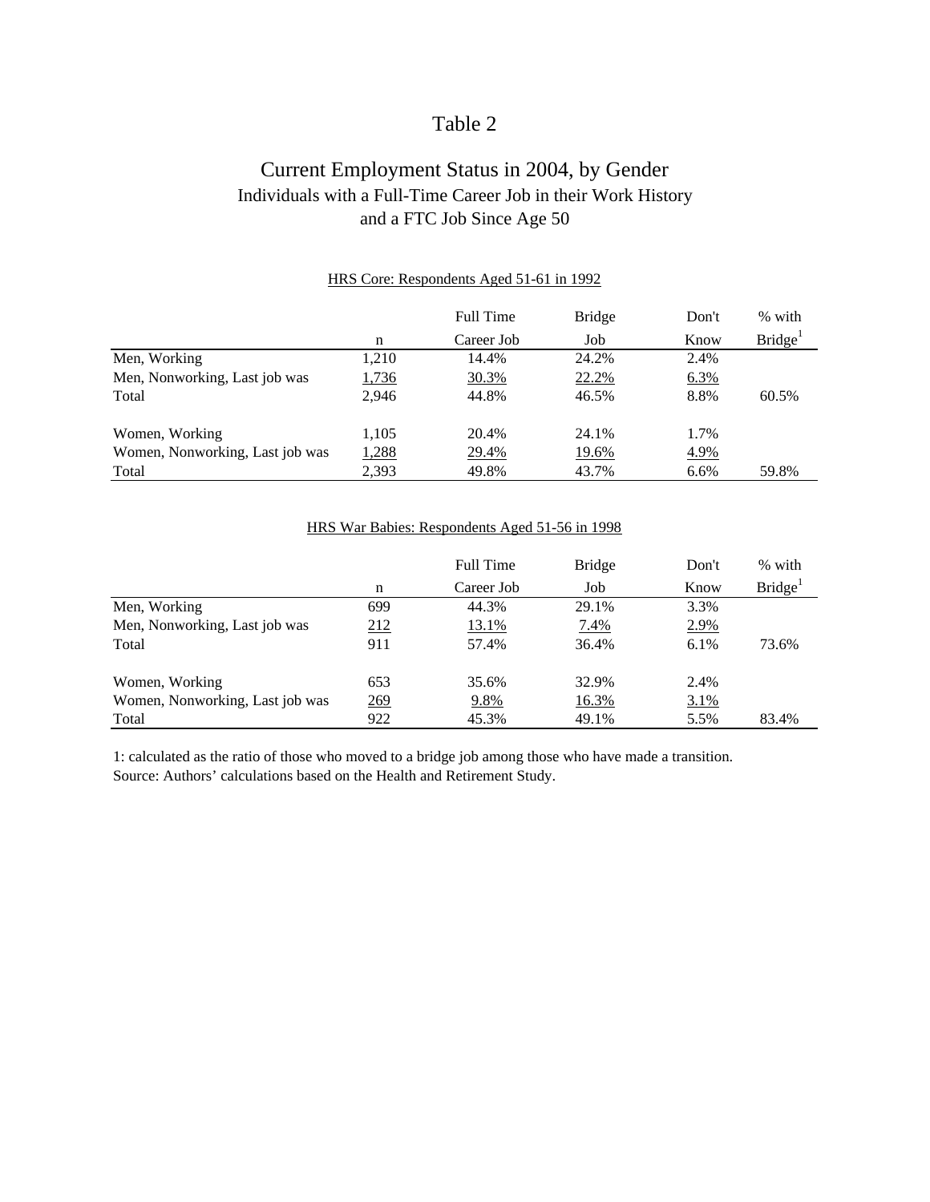# Table 2

## Current Employment Status in 2004, by Gender

### Individuals with a Full-Time Career Job in their Work History and a FTC Job Since Age 50

HRS Core: Respondents Aged 51-61 in 1992

| | n | Full Time Career Job | Bridge Job | Don't Know | % with Bridge[1] |
|---|---|---|---|---|---|
| Men, Working | 1,210 | 14.4% | 24.2% | 2.4% | |
| Men, Nonworking, Last job was | 1,736 | 30.3% | 22.2% | 6.3% | |
| Total | 2,946 | 44.8% | 46.5% | 8.8% | 60.5% |
| | | | | | |
| Women, Working | 1,105 | 20.4% | 24.1% | 1.7% | |
| Women, Nonworking, Last job was | 1,288 | 29.4% | 19.6% | 4.9% | |
| Total | 2,393 | 49.8% | 43.7% | 6.6% | 59.8% |

HRS War Babies: Respondents Aged 51-56 in 1998

| | n | Full Time Career Job | Bridge Job | Don't Know | % with Bridge[1] |
|---|---|---|---|---|---|
| Men, Working | 699 | 44.3% | 29.1% | 3.3% | |
| Men, Nonworking, Last job was | 212 | 13.1% | 7.4% | 2.9% | |
| Total | 911 | 57.4% | 36.4% | 6.1% | 73.6% |
| | | | | | |
| Women, Working | 653 | 35.6% | 32.9% | 2.4% | |
| Women, Nonworking, Last job was | 269 | 9.8% | 16.3% | 3.1% | |
| Total | 922 | 45.3% | 49.1% | 5.5% | 83.4% |

1: calculated as the ratio of those who moved to a bridge job among those who have made a transition.

Source: Authors' calculations based on the Health and Retirement Study.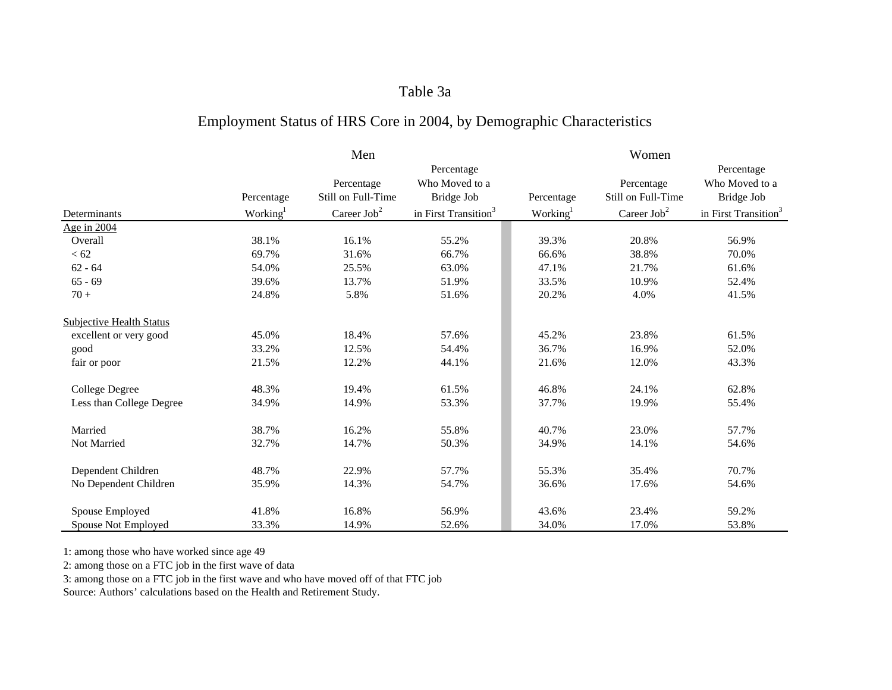# Table 3a

## Employment Status of HRS Core in 2004, by Demographic Characteristics

| | Men | | | Women | | |
|---|---|---|---|---|---|---|
| Determinants | Percentage Working[1] | Percentage Still on Full-Time Career Job[2] | Percentage Who Moved to a Bridge Job in First Transition[3] | Percentage Working[1] | Percentage Still on Full-Time Career Job[2] | Percentage Who Moved to a Bridge Job in First Transition[3] |
| Age in 2004 | | | | | | |
| Overall | 38.1% | 16.1% | 55.2% | 39.3% | 20.8% | 56.9% |
| < 62 | 69.7% | 31.6% | 66.7% | 66.6% | 38.8% | 70.0% |
| 62 - 64 | 54.0% | 25.5% | 63.0% | 47.1% | 21.7% | 61.6% |
| 65 - 69 | 39.6% | 13.7% | 51.9% | 33.5% | 10.9% | 52.4% |
| 70 + | 24.8% | 5.8% | 51.6% | 20.2% | 4.0% | 41.5% |
| Subjective Health Status | | | | | | |
| excellent or very good | 45.0% | 18.4% | 57.6% | 45.2% | 23.8% | 61.5% |
| good | 33.2% | 12.5% | 54.4% | 36.7% | 16.9% | 52.0% |
| fair or poor | 21.5% | 12.2% | 44.1% | 21.6% | 12.0% | 43.3% |
| College Degree | 48.3% | 19.4% | 61.5% | 46.8% | 24.1% | 62.8% |
| Less than College Degree | 34.9% | 14.9% | 53.3% | 37.7% | 19.9% | 55.4% |
| Married | 38.7% | 16.2% | 55.8% | 40.7% | 23.0% | 57.7% |
| Not Married | 32.7% | 14.7% | 50.3% | 34.9% | 14.1% | 54.6% |
| Dependent Children | 48.7% | 22.9% | 57.7% | 55.3% | 35.4% | 70.7% |
| No Dependent Children | 35.9% | 14.3% | 54.7% | 36.6% | 17.6% | 54.6% |
| Spouse Employed | 41.8% | 16.8% | 56.9% | 43.6% | 23.4% | 59.2% |
| Spouse Not Employed | 33.3% | 14.9% | 52.6% | 34.0% | 17.0% | 53.8% |

1: among those who have worked since age 49
2: among those on a FTC job in the first wave of data
3: among those on a FTC job in the first wave and who have moved off of that FTC job
Source: Authors' calculations based on the Health and Retirement Study.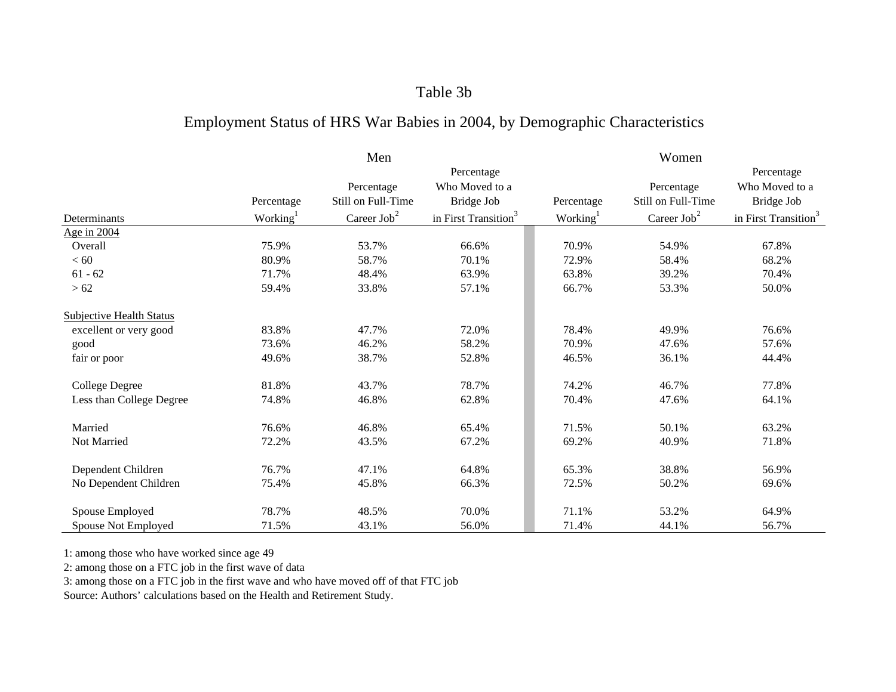# Table 3b

## Employment Status of HRS War Babies in 2004, by Demographic Characteristics

| Determinants | Men: Percentage Working[1] | Men: Percentage Still on Full-Time Career Job[2] | Men: Percentage Who Moved to a Bridge Job in First Transition[3] | Women: Percentage Working[1] | Women: Percentage Still on Full-Time Career Job[2] | Women: Percentage Who Moved to a Bridge Job in First Transition[3] |
|---|---|---|---|---|---|---|
| Age in 2004 | | | | | | |
| Overall | 75.9% | 53.7% | 66.6% | 70.9% | 54.9% | 67.8% |
| < 60 | 80.9% | 58.7% | 70.1% | 72.9% | 58.4% | 68.2% |
| 61 - 62 | 71.7% | 48.4% | 63.9% | 63.8% | 39.2% | 70.4% |
| > 62 | 59.4% | 33.8% | 57.1% | 66.7% | 53.3% | 50.0% |
| Subjective Health Status | | | | | | |
| excellent or very good | 83.8% | 47.7% | 72.0% | 78.4% | 49.9% | 76.6% |
| good | 73.6% | 46.2% | 58.2% | 70.9% | 47.6% | 57.6% |
| fair or poor | 49.6% | 38.7% | 52.8% | 46.5% | 36.1% | 44.4% |
| College Degree | 81.8% | 43.7% | 78.7% | 74.2% | 46.7% | 77.8% |
| Less than College Degree | 74.8% | 46.8% | 62.8% | 70.4% | 47.6% | 64.1% |
| Married | 76.6% | 46.8% | 65.4% | 71.5% | 50.1% | 63.2% |
| Not Married | 72.2% | 43.5% | 67.2% | 69.2% | 40.9% | 71.8% |
| Dependent Children | 76.7% | 47.1% | 64.8% | 65.3% | 38.8% | 56.9% |
| No Dependent Children | 75.4% | 45.8% | 66.3% | 72.5% | 50.2% | 69.6% |
| Spouse Employed | 78.7% | 48.5% | 70.0% | 71.1% | 53.2% | 64.9% |
| Spouse Not Employed | 71.5% | 43.1% | 56.0% | 71.4% | 44.1% | 56.7% |

1: among those who have worked since age 49

2: among those on a FTC job in the first wave of data

3: among those on a FTC job in the first wave and who have moved off of that FTC job

Source: Authors' calculations based on the Health and Retirement Study.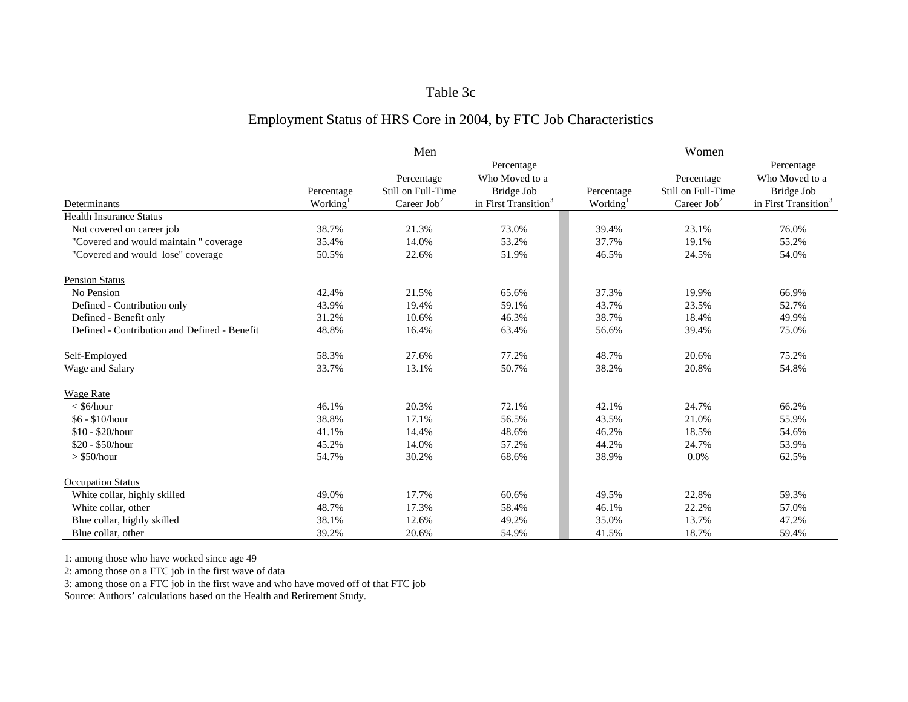# Table 3c

## Employment Status of HRS Core in 2004, by FTC Job Characteristics

| Determinants | Men | | | Women | | |
|---|---|---|---|---|---|---|
| | Percentage Working[1] | Percentage Still on Full-Time Career Job[2] | Percentage Who Moved to a Bridge Job in First Transition[3] | Percentage Working[1] | Percentage Still on Full-Time Career Job[2] | Percentage Who Moved to a Bridge Job in First Transition[3] |
| Health Insurance Status | | | | | | |
| Not covered on career job | 38.7% | 21.3% | 73.0% | 39.4% | 23.1% | 76.0% |
| "Covered and would maintain " coverage | 35.4% | 14.0% | 53.2% | 37.7% | 19.1% | 55.2% |
| "Covered and would lose" coverage | 50.5% | 22.6% | 51.9% | 46.5% | 24.5% | 54.0% |
| Pension Status | | | | | | |
| No Pension | 42.4% | 21.5% | 65.6% | 37.3% | 19.9% | 66.9% |
| Defined - Contribution only | 43.9% | 19.4% | 59.1% | 43.7% | 23.5% | 52.7% |
| Defined - Benefit only | 31.2% | 10.6% | 46.3% | 38.7% | 18.4% | 49.9% |
| Defined - Contribution and Defined - Benefit | 48.8% | 16.4% | 63.4% | 56.6% | 39.4% | 75.0% |
| Self-Employed | 58.3% | 27.6% | 77.2% | 48.7% | 20.6% | 75.2% |
| Wage and Salary | 33.7% | 13.1% | 50.7% | 38.2% | 20.8% | 54.8% |
| Wage Rate | | | | | | |
| < $6/hour | 46.1% | 20.3% | 72.1% | 42.1% | 24.7% | 66.2% |
| $6 - $10/hour | 38.8% | 17.1% | 56.5% | 43.5% | 21.0% | 55.9% |
| $10 - $20/hour | 41.1% | 14.4% | 48.6% | 46.2% | 18.5% | 54.6% |
| $20 - $50/hour | 45.2% | 14.0% | 57.2% | 44.2% | 24.7% | 53.9% |
| > $50/hour | 54.7% | 30.2% | 68.6% | 38.9% | 0.0% | 62.5% |
| Occupation Status | | | | | | |
| White collar, highly skilled | 49.0% | 17.7% | 60.6% | 49.5% | 22.8% | 59.3% |
| White collar, other | 48.7% | 17.3% | 58.4% | 46.1% | 22.2% | 57.0% |
| Blue collar, highly skilled | 38.1% | 12.6% | 49.2% | 35.0% | 13.7% | 47.2% |
| Blue collar, other | 39.2% | 20.6% | 54.9% | 41.5% | 18.7% | 59.4% |

1: among those who have worked since age 49

2: among those on a FTC job in the first wave of data

3: among those on a FTC job in the first wave and who have moved off of that FTC job

Source: Authors' calculations based on the Health and Retirement Study.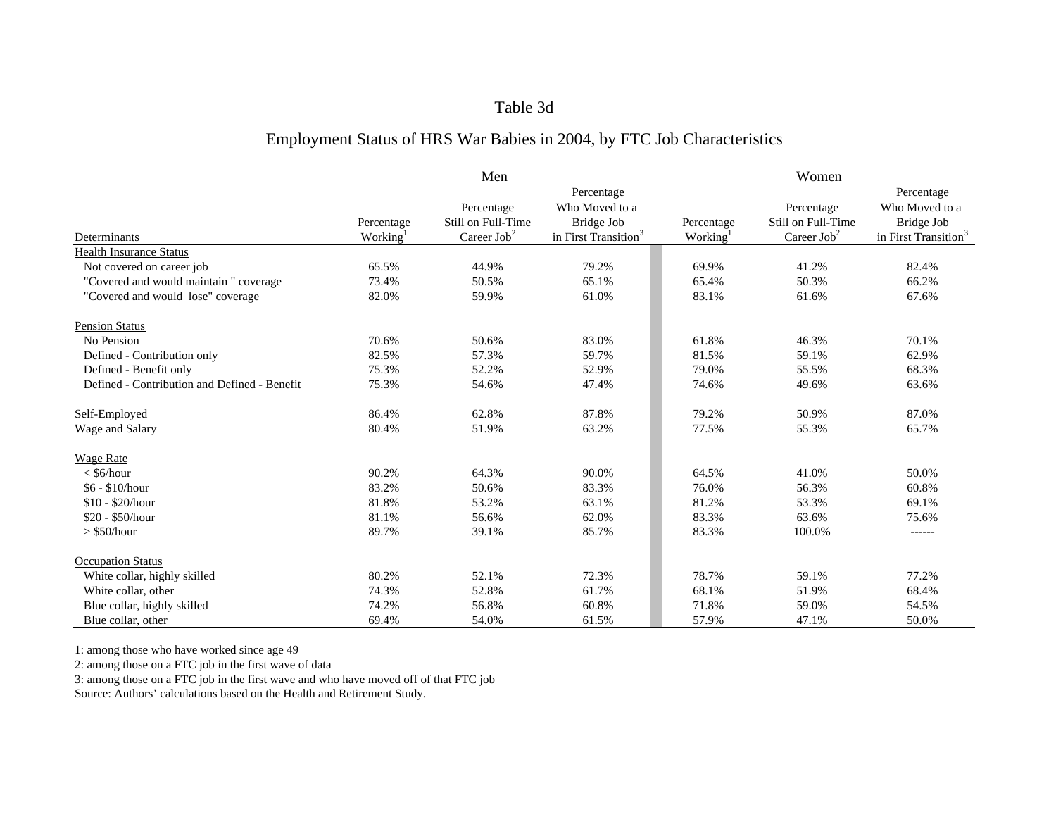# Table 3d

## Employment Status of HRS War Babies in 2004, by FTC Job Characteristics

| Determinants | Men: Percentage Working[1] | Men: Percentage Still on Full-Time Career Job[2] | Men: Percentage Who Moved to a Bridge Job in First Transition[3] | Women: Percentage Working[1] | Women: Percentage Still on Full-Time Career Job[2] | Women: Percentage Who Moved to a Bridge Job in First Transition[3] |
|---|---|---|---|---|---|---|
| **Health Insurance Status** | | | | | | |
| Not covered on career job | 65.5% | 44.9% | 79.2% | 69.9% | 41.2% | 82.4% |
| "Covered and would maintain " coverage | 73.4% | 50.5% | 65.1% | 65.4% | 50.3% | 66.2% |
| "Covered and would lose" coverage | 82.0% | 59.9% | 61.0% | 83.1% | 61.6% | 67.6% |
| **Pension Status** | | | | | | |
| No Pension | 70.6% | 50.6% | 83.0% | 61.8% | 46.3% | 70.1% |
| Defined - Contribution only | 82.5% | 57.3% | 59.7% | 81.5% | 59.1% | 62.9% |
| Defined - Benefit only | 75.3% | 52.2% | 52.9% | 79.0% | 55.5% | 68.3% |
| Defined - Contribution and Defined - Benefit | 75.3% | 54.6% | 47.4% | 74.6% | 49.6% | 63.6% |
| Self-Employed | 86.4% | 62.8% | 87.8% | 79.2% | 50.9% | 87.0% |
| Wage and Salary | 80.4% | 51.9% | 63.2% | 77.5% | 55.3% | 65.7% |
| **Wage Rate** | | | | | | |
| < $6/hour | 90.2% | 64.3% | 90.0% | 64.5% | 41.0% | 50.0% |
| $6 - $10/hour | 83.2% | 50.6% | 83.3% | 76.0% | 56.3% | 60.8% |
| $10 - $20/hour | 81.8% | 53.2% | 63.1% | 81.2% | 53.3% | 69.1% |
| $20 - $50/hour | 81.1% | 56.6% | 62.0% | 83.3% | 63.6% | 75.6% |
| > $50/hour | 89.7% | 39.1% | 85.7% | 83.3% | 100.0% | ------ |
| **Occupation Status** | | | | | | |
| White collar, highly skilled | 80.2% | 52.1% | 72.3% | 78.7% | 59.1% | 77.2% |
| White collar, other | 74.3% | 52.8% | 61.7% | 68.1% | 51.9% | 68.4% |
| Blue collar, highly skilled | 74.2% | 56.8% | 60.8% | 71.8% | 59.0% | 54.5% |
| Blue collar, other | 69.4% | 54.0% | 61.5% | 57.9% | 47.1% | 50.0% |

1: among those who have worked since age 49

2: among those on a FTC job in the first wave of data

3: among those on a FTC job in the first wave and who have moved off of that FTC job

Source: Authors' calculations based on the Health and Retirement Study.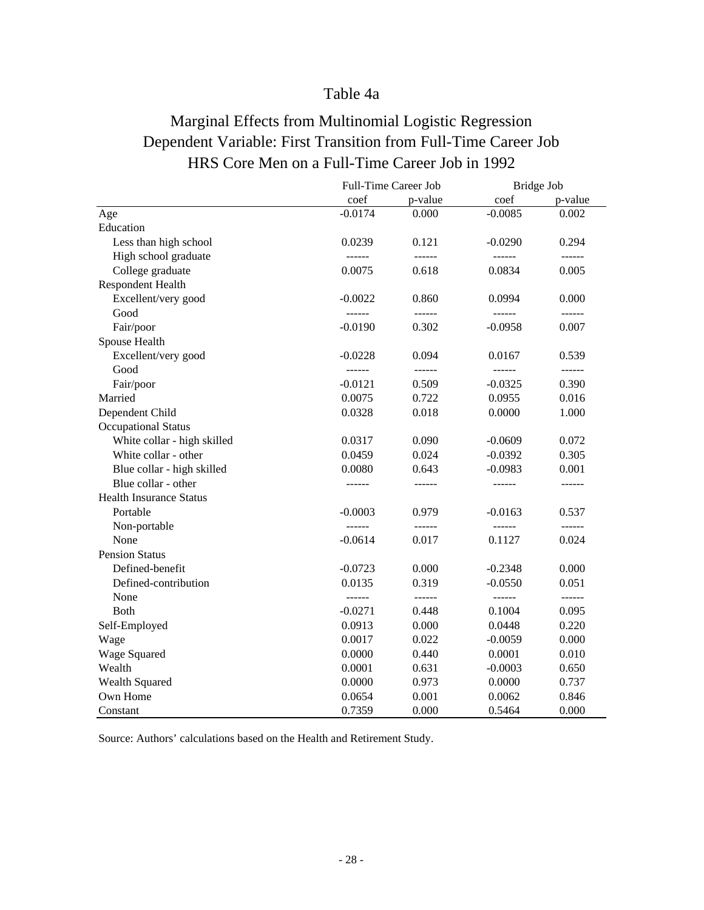# Table 4a

## Marginal Effects from Multinomial Logistic Regression
## Dependent Variable: First Transition from Full-Time Career Job
## HRS Core Men on a Full-Time Career Job in 1992

| | Full-Time Career Job | | Bridge Job | |
|---|---|---|---|---|
| | coef | p-value | coef | p-value |
| Age | -0.0174 | 0.000 | -0.0085 | 0.002 |
| Education | | | | |
| Less than high school | 0.0239 | 0.121 | -0.0290 | 0.294 |
| High school graduate | ------ | ------ | ------ | ------ |
| College graduate | 0.0075 | 0.618 | 0.0834 | 0.005 |
| Respondent Health | | | | |
| Excellent/very good | -0.0022 | 0.860 | 0.0994 | 0.000 |
| Good | ------ | ------ | ------ | ------ |
| Fair/poor | -0.0190 | 0.302 | -0.0958 | 0.007 |
| Spouse Health | | | | |
| Excellent/very good | -0.0228 | 0.094 | 0.0167 | 0.539 |
| Good | ------ | ------ | ------ | ------ |
| Fair/poor | -0.0121 | 0.509 | -0.0325 | 0.390 |
| Married | 0.0075 | 0.722 | 0.0955 | 0.016 |
| Dependent Child | 0.0328 | 0.018 | 0.0000 | 1.000 |
| Occupational Status | | | | |
| White collar - high skilled | 0.0317 | 0.090 | -0.0609 | 0.072 |
| White collar - other | 0.0459 | 0.024 | -0.0392 | 0.305 |
| Blue collar - high skilled | 0.0080 | 0.643 | -0.0983 | 0.001 |
| Blue collar - other | ------ | ------ | ------ | ------ |
| Health Insurance Status | | | | |
| Portable | -0.0003 | 0.979 | -0.0163 | 0.537 |
| Non-portable | ------ | ------ | ------ | ------ |
| None | -0.0614 | 0.017 | 0.1127 | 0.024 |
| Pension Status | | | | |
| Defined-benefit | -0.0723 | 0.000 | -0.2348 | 0.000 |
| Defined-contribution | 0.0135 | 0.319 | -0.0550 | 0.051 |
| None | ------ | ------ | ------ | ------ |
| Both | -0.0271 | 0.448 | 0.1004 | 0.095 |
| Self-Employed | 0.0913 | 0.000 | 0.0448 | 0.220 |
| Wage | 0.0017 | 0.022 | -0.0059 | 0.000 |
| Wage Squared | 0.0000 | 0.440 | 0.0001 | 0.010 |
| Wealth | 0.0001 | 0.631 | -0.0003 | 0.650 |
| Wealth Squared | 0.0000 | 0.973 | 0.0000 | 0.737 |
| Own Home | 0.0654 | 0.001 | 0.0062 | 0.846 |
| Constant | 0.7359 | 0.000 | 0.5464 | 0.000 |

Source: Authors' calculations based on the Health and Retirement Study.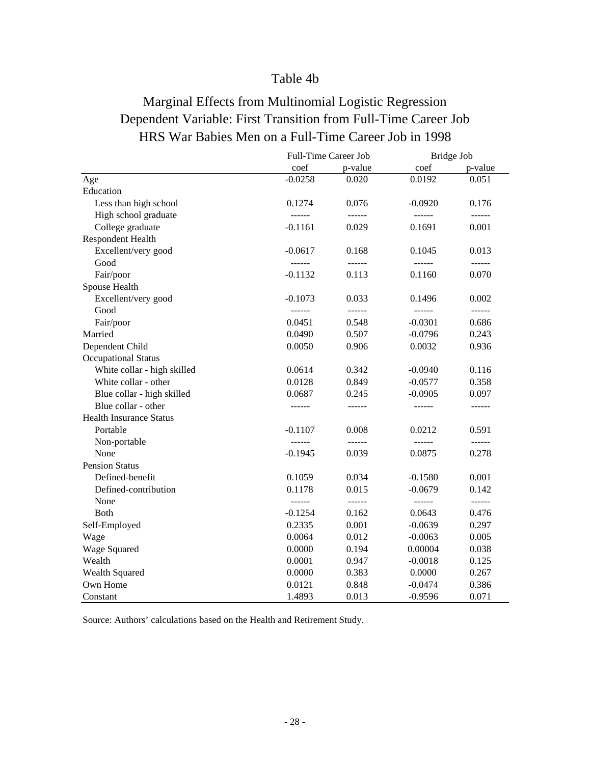# Table 4b

## Marginal Effects from Multinomial Logistic Regression
## Dependent Variable: First Transition from Full-Time Career Job
## HRS War Babies Men on a Full-Time Career Job in 1998

| | Full-Time Career Job | | Bridge Job | |
|---|---|---|---|---|
| | coef | p-value | coef | p-value |
| Age | -0.0258 | 0.020 | 0.0192 | 0.051 |
| Education | | | | |
| Less than high school | 0.1274 | 0.076 | -0.0920 | 0.176 |
| High school graduate | ------ | ------ | ------ | ------ |
| College graduate | -0.1161 | 0.029 | 0.1691 | 0.001 |
| Respondent Health | | | | |
| Excellent/very good | -0.0617 | 0.168 | 0.1045 | 0.013 |
| Good | ------ | ------ | ------ | ------ |
| Fair/poor | -0.1132 | 0.113 | 0.1160 | 0.070 |
| Spouse Health | | | | |
| Excellent/very good | -0.1073 | 0.033 | 0.1496 | 0.002 |
| Good | ------ | ------ | ------ | ------ |
| Fair/poor | 0.0451 | 0.548 | -0.0301 | 0.686 |
| Married | 0.0490 | 0.507 | -0.0796 | 0.243 |
| Dependent Child | 0.0050 | 0.906 | 0.0032 | 0.936 |
| Occupational Status | | | | |
| White collar - high skilled | 0.0614 | 0.342 | -0.0940 | 0.116 |
| White collar - other | 0.0128 | 0.849 | -0.0577 | 0.358 |
| Blue collar - high skilled | 0.0687 | 0.245 | -0.0905 | 0.097 |
| Blue collar - other | ------ | ------ | ------ | ------ |
| Health Insurance Status | | | | |
| Portable | -0.1107 | 0.008 | 0.0212 | 0.591 |
| Non-portable | ------ | ------ | ------ | ------ |
| None | -0.1945 | 0.039 | 0.0875 | 0.278 |
| Pension Status | | | | |
| Defined-benefit | 0.1059 | 0.034 | -0.1580 | 0.001 |
| Defined-contribution | 0.1178 | 0.015 | -0.0679 | 0.142 |
| None | ------ | ------ | ------ | ------ |
| Both | -0.1254 | 0.162 | 0.0643 | 0.476 |
| Self-Employed | 0.2335 | 0.001 | -0.0639 | 0.297 |
| Wage | 0.0064 | 0.012 | -0.0063 | 0.005 |
| Wage Squared | 0.0000 | 0.194 | 0.00004 | 0.038 |
| Wealth | 0.0001 | 0.947 | -0.0018 | 0.125 |
| Wealth Squared | 0.0000 | 0.383 | 0.0000 | 0.267 |
| Own Home | 0.0121 | 0.848 | -0.0474 | 0.386 |
| Constant | 1.4893 | 0.013 | -0.9596 | 0.071 |

Source: Authors' calculations based on the Health and Retirement Study.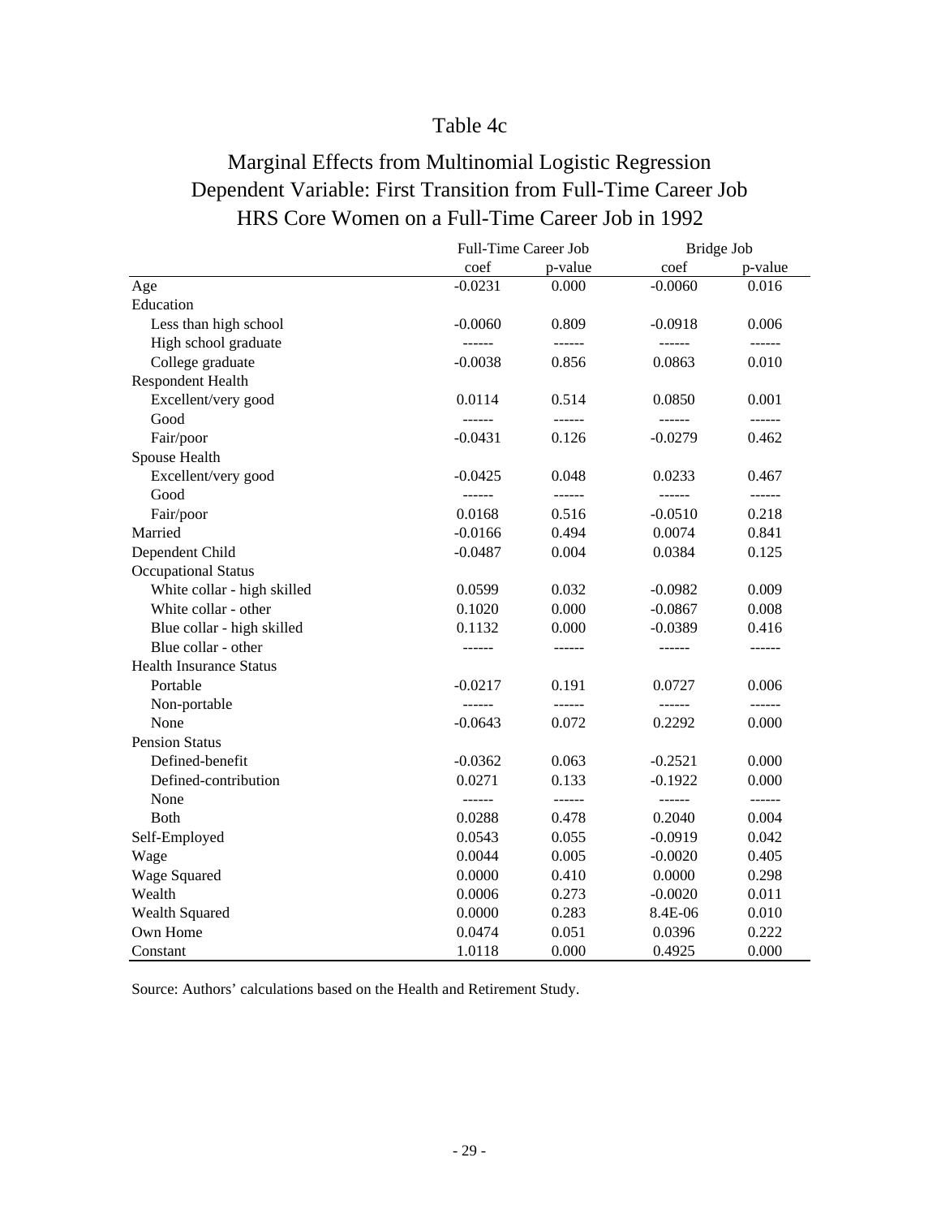# Table 4c

## Marginal Effects from Multinomial Logistic Regression
## Dependent Variable: First Transition from Full-Time Career Job
## HRS Core Women on a Full-Time Career Job in 1992

| | Full-Time Career Job | | Bridge Job | |
|---|---|---|---|---|
| | coef | p-value | coef | p-value |
| Age | -0.0231 | 0.000 | -0.0060 | 0.016 |
| Education | | | | |
| Less than high school | -0.0060 | 0.809 | -0.0918 | 0.006 |
| High school graduate | ------ | ------ | ------ | ------ |
| College graduate | -0.0038 | 0.856 | 0.0863 | 0.010 |
| Respondent Health | | | | |
| Excellent/very good | 0.0114 | 0.514 | 0.0850 | 0.001 |
| Good | ------ | ------ | ------ | ------ |
| Fair/poor | -0.0431 | 0.126 | -0.0279 | 0.462 |
| Spouse Health | | | | |
| Excellent/very good | -0.0425 | 0.048 | 0.0233 | 0.467 |
| Good | ------ | ------ | ------ | ------ |
| Fair/poor | 0.0168 | 0.516 | -0.0510 | 0.218 |
| Married | -0.0166 | 0.494 | 0.0074 | 0.841 |
| Dependent Child | -0.0487 | 0.004 | 0.0384 | 0.125 |
| Occupational Status | | | | |
| White collar - high skilled | 0.0599 | 0.032 | -0.0982 | 0.009 |
| White collar - other | 0.1020 | 0.000 | -0.0867 | 0.008 |
| Blue collar - high skilled | 0.1132 | 0.000 | -0.0389 | 0.416 |
| Blue collar - other | ------ | ------ | ------ | ------ |
| Health Insurance Status | | | | |
| Portable | -0.0217 | 0.191 | 0.0727 | 0.006 |
| Non-portable | ------ | ------ | ------ | ------ |
| None | -0.0643 | 0.072 | 0.2292 | 0.000 |
| Pension Status | | | | |
| Defined-benefit | -0.0362 | 0.063 | -0.2521 | 0.000 |
| Defined-contribution | 0.0271 | 0.133 | -0.1922 | 0.000 |
| None | ------ | ------ | ------ | ------ |
| Both | 0.0288 | 0.478 | 0.2040 | 0.004 |
| Self-Employed | 0.0543 | 0.055 | -0.0919 | 0.042 |
| Wage | 0.0044 | 0.005 | -0.0020 | 0.405 |
| Wage Squared | 0.0000 | 0.410 | 0.0000 | 0.298 |
| Wealth | 0.0006 | 0.273 | -0.0020 | 0.011 |
| Wealth Squared | 0.0000 | 0.283 | 8.4E-06 | 0.010 |
| Own Home | 0.0474 | 0.051 | 0.0396 | 0.222 |
| Constant | 1.0118 | 0.000 | 0.4925 | 0.000 |

Source: Authors' calculations based on the Health and Retirement Study.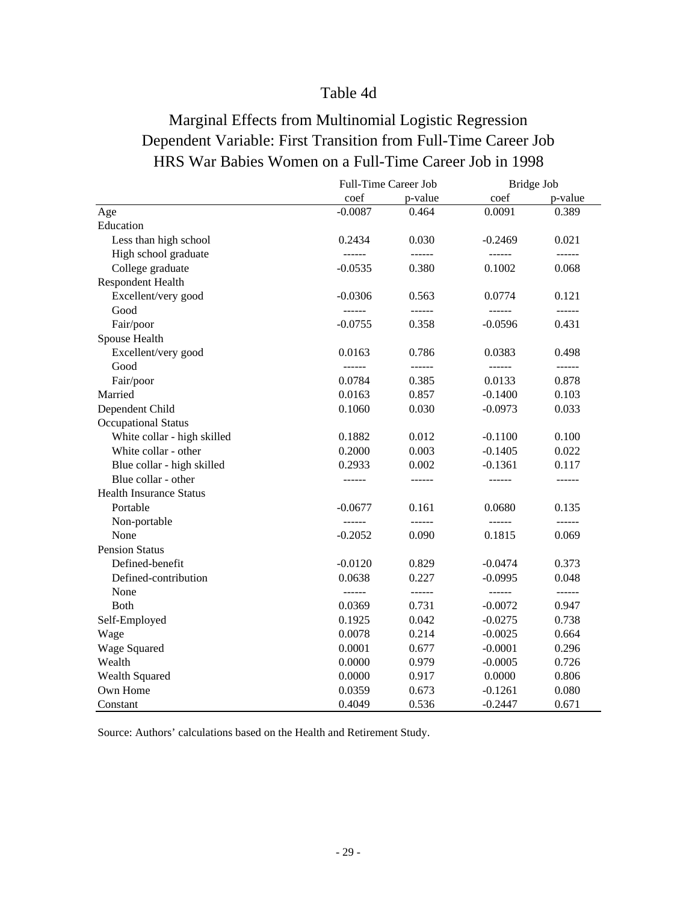# Table 4d

## Marginal Effects from Multinomial Logistic Regression
## Dependent Variable: First Transition from Full-Time Career Job
## HRS War Babies Women on a Full-Time Career Job in 1998

| | Full-Time Career Job | | Bridge Job | |
|---|---|---|---|---|
| | coef | p-value | coef | p-value |
| Age | -0.0087 | 0.464 | 0.0091 | 0.389 |
| Education | | | | |
| Less than high school | 0.2434 | 0.030 | -0.2469 | 0.021 |
| High school graduate | ------ | ------ | ------ | ------ |
| College graduate | -0.0535 | 0.380 | 0.1002 | 0.068 |
| Respondent Health | | | | |
| Excellent/very good | -0.0306 | 0.563 | 0.0774 | 0.121 |
| Good | ------ | ------ | ------ | ------ |
| Fair/poor | -0.0755 | 0.358 | -0.0596 | 0.431 |
| Spouse Health | | | | |
| Excellent/very good | 0.0163 | 0.786 | 0.0383 | 0.498 |
| Good | ------ | ------ | ------ | ------ |
| Fair/poor | 0.0784 | 0.385 | 0.0133 | 0.878 |
| Married | 0.0163 | 0.857 | -0.1400 | 0.103 |
| Dependent Child | 0.1060 | 0.030 | -0.0973 | 0.033 |
| Occupational Status | | | | |
| White collar - high skilled | 0.1882 | 0.012 | -0.1100 | 0.100 |
| White collar - other | 0.2000 | 0.003 | -0.1405 | 0.022 |
| Blue collar - high skilled | 0.2933 | 0.002 | -0.1361 | 0.117 |
| Blue collar - other | ------ | ------ | ------ | ------ |
| Health Insurance Status | | | | |
| Portable | -0.0677 | 0.161 | 0.0680 | 0.135 |
| Non-portable | ------ | ------ | ------ | ------ |
| None | -0.2052 | 0.090 | 0.1815 | 0.069 |
| Pension Status | | | | |
| Defined-benefit | -0.0120 | 0.829 | -0.0474 | 0.373 |
| Defined-contribution | 0.0638 | 0.227 | -0.0995 | 0.048 |
| None | ------ | ------ | ------ | ------ |
| Both | 0.0369 | 0.731 | -0.0072 | 0.947 |
| Self-Employed | 0.1925 | 0.042 | -0.0275 | 0.738 |
| Wage | 0.0078 | 0.214 | -0.0025 | 0.664 |
| Wage Squared | 0.0001 | 0.677 | -0.0001 | 0.296 |
| Wealth | 0.0000 | 0.979 | -0.0005 | 0.726 |
| Wealth Squared | 0.0000 | 0.917 | 0.0000 | 0.806 |
| Own Home | 0.0359 | 0.673 | -0.1261 | 0.080 |
| Constant | 0.4049 | 0.536 | -0.2447 | 0.671 |

Source: Authors' calculations based on the Health and Retirement Study.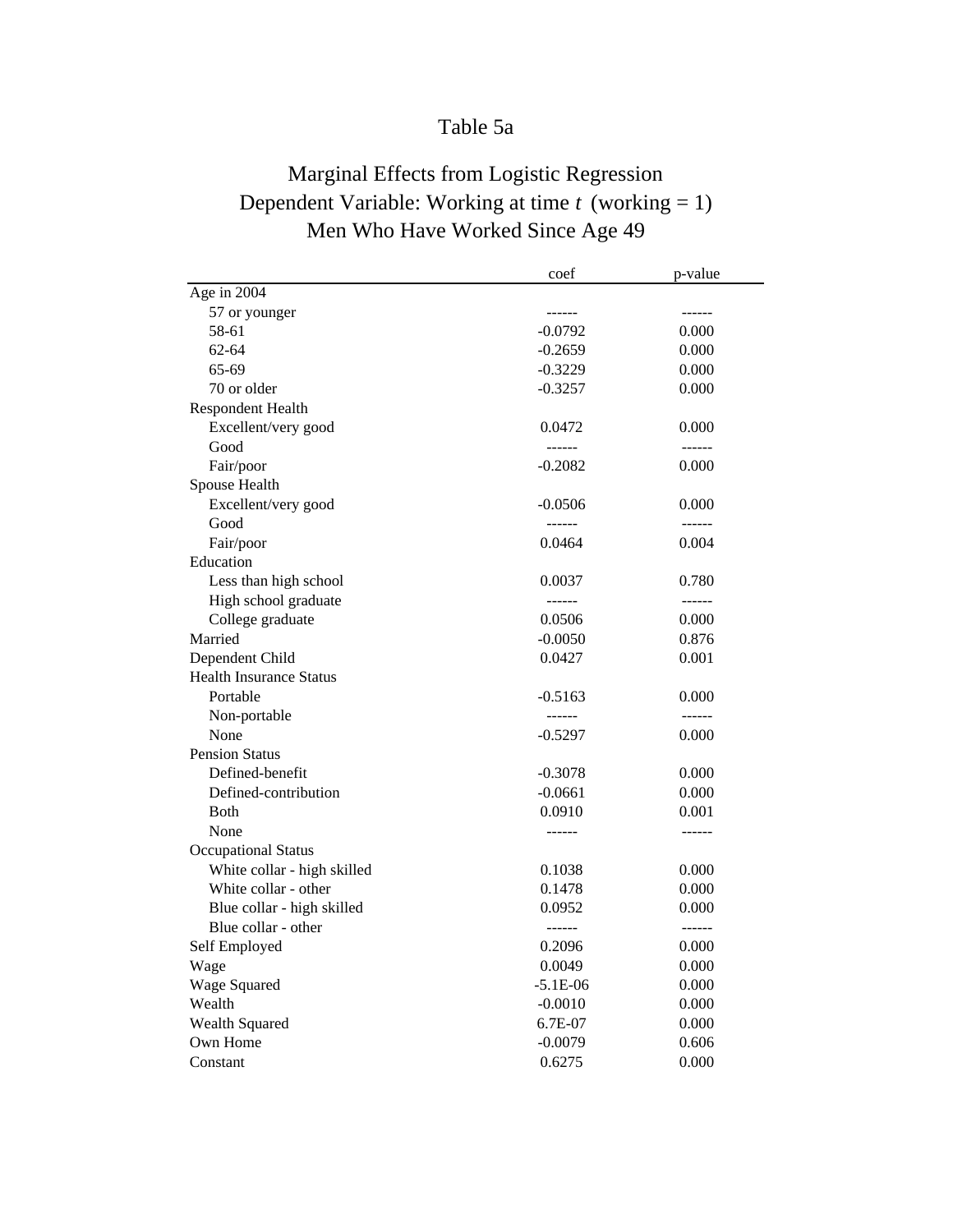# Table 5a

## Marginal Effects from Logistic Regression
## Dependent Variable: Working at time *t* (working = 1)
## Men Who Have Worked Since Age 49

| | coef | p-value |
|---|---|---|
| Age in 2004 | | |
| 57 or younger | ------ | ------ |
| 58-61 | -0.0792 | 0.000 |
| 62-64 | -0.2659 | 0.000 |
| 65-69 | -0.3229 | 0.000 |
| 70 or older | -0.3257 | 0.000 |
| Respondent Health | | |
| Excellent/very good | 0.0472 | 0.000 |
| Good | ------ | ------ |
| Fair/poor | -0.2082 | 0.000 |
| Spouse Health | | |
| Excellent/very good | -0.0506 | 0.000 |
| Good | ------ | ------ |
| Fair/poor | 0.0464 | 0.004 |
| Education | | |
| Less than high school | 0.0037 | 0.780 |
| High school graduate | ------ | ------ |
| College graduate | 0.0506 | 0.000 |
| Married | -0.0050 | 0.876 |
| Dependent Child | 0.0427 | 0.001 |
| Health Insurance Status | | |
| Portable | -0.5163 | 0.000 |
| Non-portable | ------ | ------ |
| None | -0.5297 | 0.000 |
| Pension Status | | |
| Defined-benefit | -0.3078 | 0.000 |
| Defined-contribution | -0.0661 | 0.000 |
| Both | 0.0910 | 0.001 |
| None | ------ | ------ |
| Occupational Status | | |
| White collar - high skilled | 0.1038 | 0.000 |
| White collar - other | 0.1478 | 0.000 |
| Blue collar - high skilled | 0.0952 | 0.000 |
| Blue collar - other | ------ | ------ |
| Self Employed | 0.2096 | 0.000 |
| Wage | 0.0049 | 0.000 |
| Wage Squared | -5.1E-06 | 0.000 |
| Wealth | -0.0010 | 0.000 |
| Wealth Squared | 6.7E-07 | 0.000 |
| Own Home | -0.0079 | 0.606 |
| Constant | 0.6275 | 0.000 |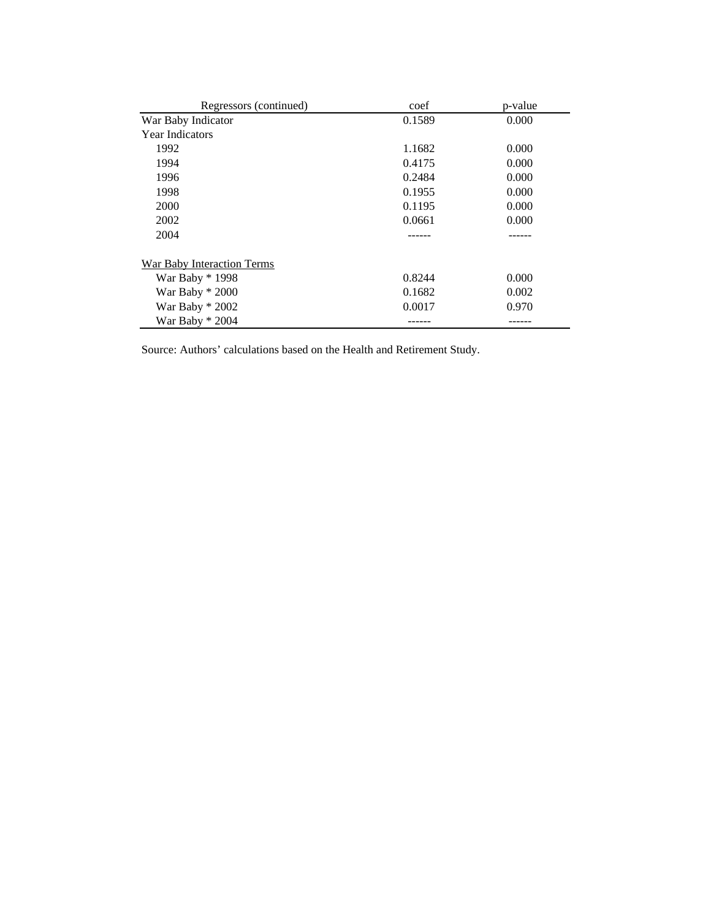| Regressors (continued) | coef | p-value |
|---|---|---|
| War Baby Indicator | 0.1589 | 0.000 |
| Year Indicators | | |
| 1992 | 1.1682 | 0.000 |
| 1994 | 0.4175 | 0.000 |
| 1996 | 0.2484 | 0.000 |
| 1998 | 0.1955 | 0.000 |
| 2000 | 0.1195 | 0.000 |
| 2002 | 0.0661 | 0.000 |
| 2004 | ------ | ------ |
| | | |
| War Baby Interaction Terms | | |
| War Baby * 1998 | 0.8244 | 0.000 |
| War Baby * 2000 | 0.1682 | 0.002 |
| War Baby * 2002 | 0.0017 | 0.970 |
| War Baby * 2004 | ------ | ------ |

Source: Authors' calculations based on the Health and Retirement Study.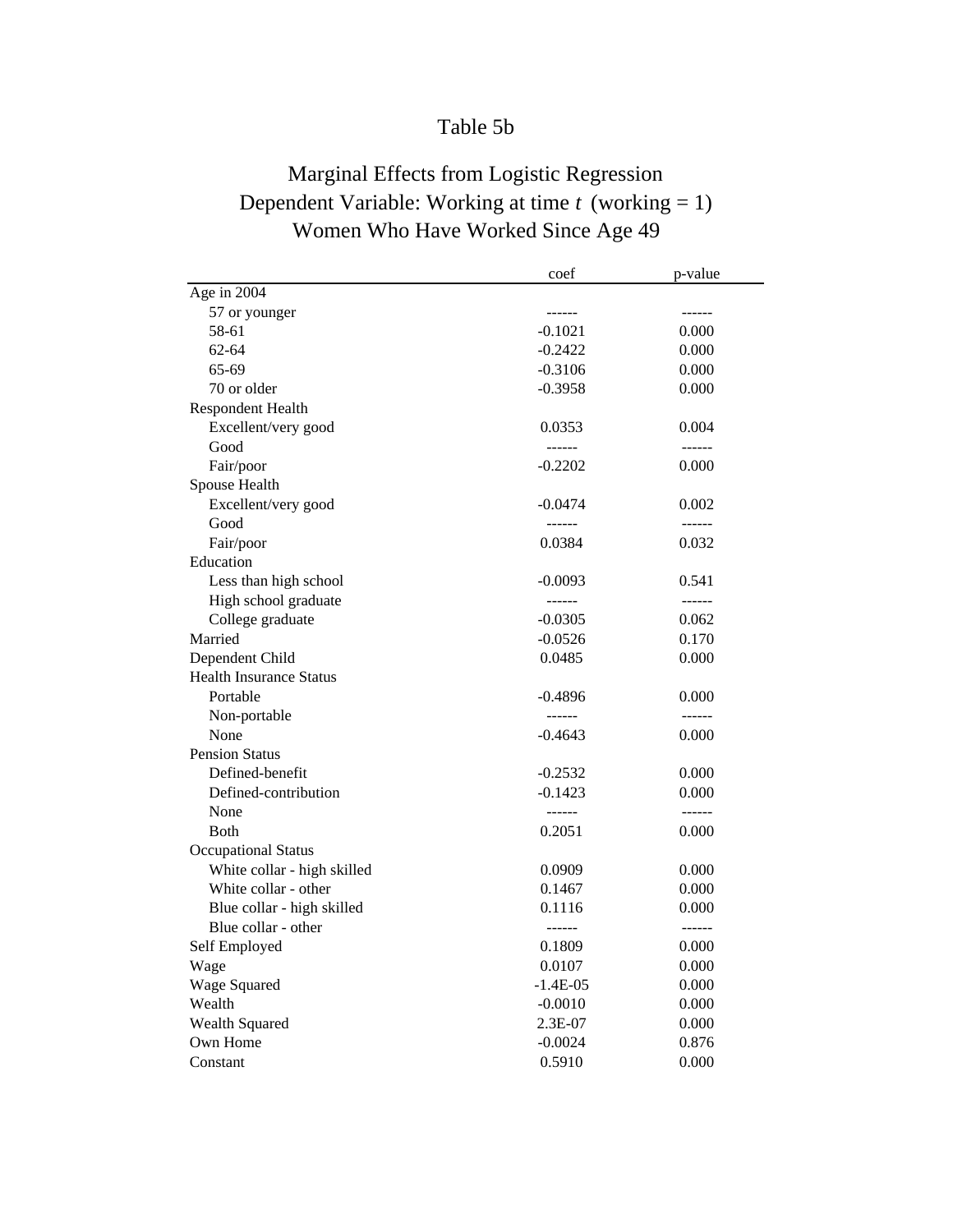# Table 5b

## Marginal Effects from Logistic Regression
## Dependent Variable: Working at time *t* (working = 1)
## Women Who Have Worked Since Age 49

| | coef | p-value |
|---|---|---|
| Age in 2004 | | |
| 57 or younger | ------ | ------ |
| 58-61 | -0.1021 | 0.000 |
| 62-64 | -0.2422 | 0.000 |
| 65-69 | -0.3106 | 0.000 |
| 70 or older | -0.3958 | 0.000 |
| Respondent Health | | |
| Excellent/very good | 0.0353 | 0.004 |
| Good | ------ | ------ |
| Fair/poor | -0.2202 | 0.000 |
| Spouse Health | | |
| Excellent/very good | -0.0474 | 0.002 |
| Good | ------ | ------ |
| Fair/poor | 0.0384 | 0.032 |
| Education | | |
| Less than high school | -0.0093 | 0.541 |
| High school graduate | ------ | ------ |
| College graduate | -0.0305 | 0.062 |
| Married | -0.0526 | 0.170 |
| Dependent Child | 0.0485 | 0.000 |
| Health Insurance Status | | |
| Portable | -0.4896 | 0.000 |
| Non-portable | ------ | ------ |
| None | -0.4643 | 0.000 |
| Pension Status | | |
| Defined-benefit | -0.2532 | 0.000 |
| Defined-contribution | -0.1423 | 0.000 |
| None | ------ | ------ |
| Both | 0.2051 | 0.000 |
| Occupational Status | | |
| White collar - high skilled | 0.0909 | 0.000 |
| White collar - other | 0.1467 | 0.000 |
| Blue collar - high skilled | 0.1116 | 0.000 |
| Blue collar - other | ------ | ------ |
| Self Employed | 0.1809 | 0.000 |
| Wage | 0.0107 | 0.000 |
| Wage Squared | -1.4E-05 | 0.000 |
| Wealth | -0.0010 | 0.000 |
| Wealth Squared | 2.3E-07 | 0.000 |
| Own Home | -0.0024 | 0.876 |
| Constant | 0.5910 | 0.000 |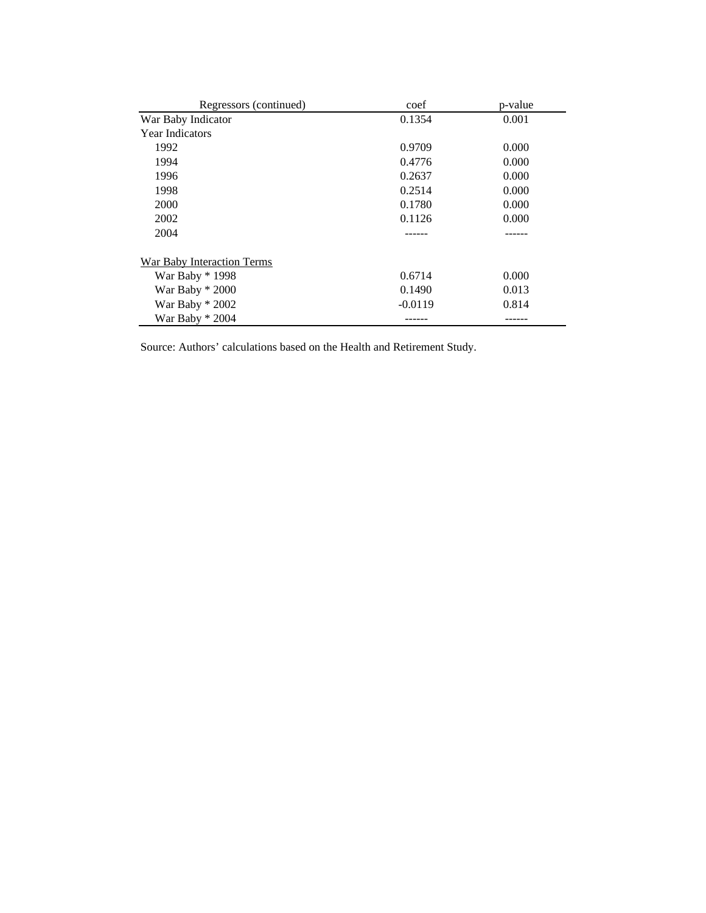| Regressors (continued) | coef | p-value |
|---|---|---|
| War Baby Indicator | 0.1354 | 0.001 |
| Year Indicators | | |
| 1992 | 0.9709 | 0.000 |
| 1994 | 0.4776 | 0.000 |
| 1996 | 0.2637 | 0.000 |
| 1998 | 0.2514 | 0.000 |
| 2000 | 0.1780 | 0.000 |
| 2002 | 0.1126 | 0.000 |
| 2004 | ------ | ------ |
| | | |
| War Baby Interaction Terms | | |
| War Baby * 1998 | 0.6714 | 0.000 |
| War Baby * 2000 | 0.1490 | 0.013 |
| War Baby * 2002 | -0.0119 | 0.814 |
| War Baby * 2004 | ------ | ------ |

Source: Authors' calculations based on the Health and Retirement Study.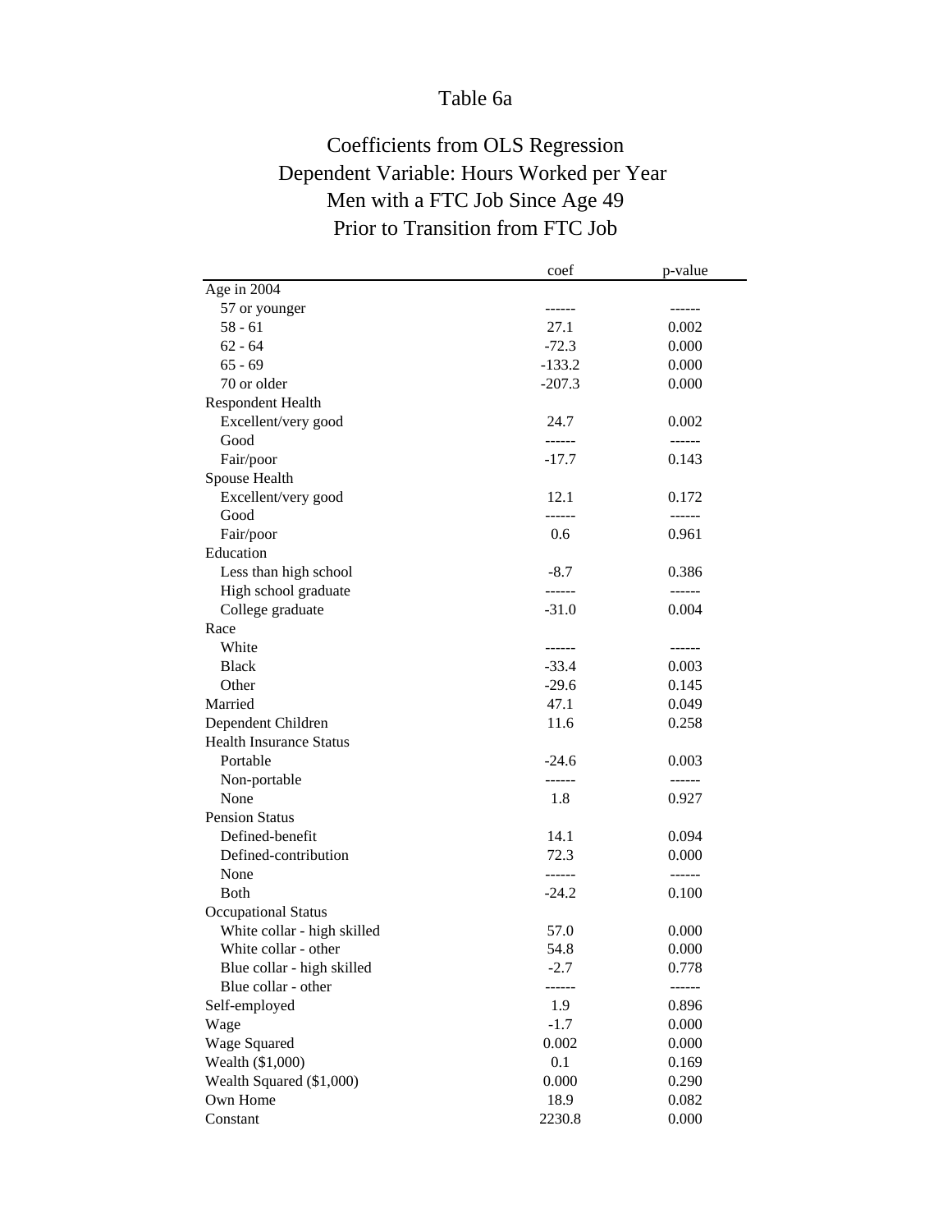# Table 6a

## Coefficients from OLS Regression
## Dependent Variable: Hours Worked per Year
## Men with a FTC Job Since Age 49
## Prior to Transition from FTC Job

| | coef | p-value |
|---|---|---|
| Age in 2004 | | |
| 57 or younger | ------ | ------ |
| 58 - 61 | 27.1 | 0.002 |
| 62 - 64 | -72.3 | 0.000 |
| 65 - 69 | -133.2 | 0.000 |
| 70 or older | -207.3 | 0.000 |
| Respondent Health | | |
| Excellent/very good | 24.7 | 0.002 |
| Good | ------ | ------ |
| Fair/poor | -17.7 | 0.143 |
| Spouse Health | | |
| Excellent/very good | 12.1 | 0.172 |
| Good | ------ | ------ |
| Fair/poor | 0.6 | 0.961 |
| Education | | |
| Less than high school | -8.7 | 0.386 |
| High school graduate | ------ | ------ |
| College graduate | -31.0 | 0.004 |
| Race | | |
| White | ------ | ------ |
| Black | -33.4 | 0.003 |
| Other | -29.6 | 0.145 |
| Married | 47.1 | 0.049 |
| Dependent Children | 11.6 | 0.258 |
| Health Insurance Status | | |
| Portable | -24.6 | 0.003 |
| Non-portable | ------ | ------ |
| None | 1.8 | 0.927 |
| Pension Status | | |
| Defined-benefit | 14.1 | 0.094 |
| Defined-contribution | 72.3 | 0.000 |
| None | ------ | ------ |
| Both | -24.2 | 0.100 |
| Occupational Status | | |
| White collar - high skilled | 57.0 | 0.000 |
| White collar - other | 54.8 | 0.000 |
| Blue collar - high skilled | -2.7 | 0.778 |
| Blue collar - other | ------ | ------ |
| Self-employed | 1.9 | 0.896 |
| Wage | -1.7 | 0.000 |
| Wage Squared | 0.002 | 0.000 |
| Wealth ($1,000) | 0.1 | 0.169 |
| Wealth Squared ($1,000) | 0.000 | 0.290 |
| Own Home | 18.9 | 0.082 |
| Constant | 2230.8 | 0.000 |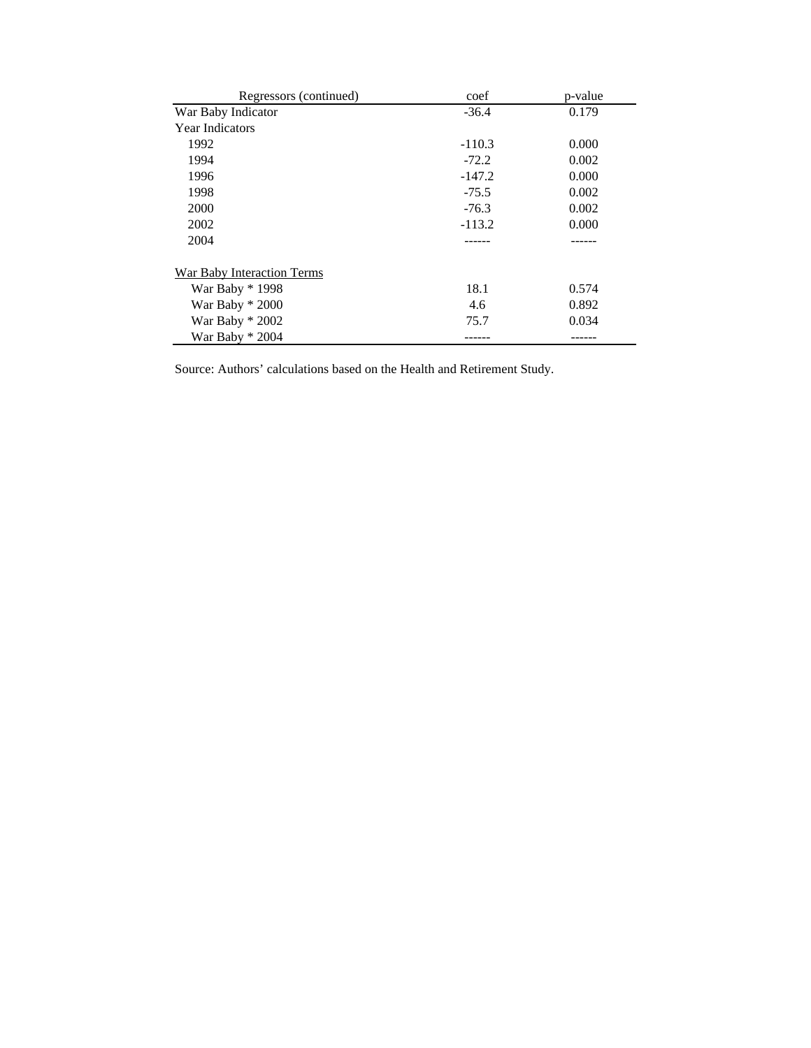| Regressors (continued) | coef | p-value |
|---|---|---|
| War Baby Indicator | -36.4 | 0.179 |
| Year Indicators | | |
| 1992 | -110.3 | 0.000 |
| 1994 | -72.2 | 0.002 |
| 1996 | -147.2 | 0.000 |
| 1998 | -75.5 | 0.002 |
| 2000 | -76.3 | 0.002 |
| 2002 | -113.2 | 0.000 |
| 2004 | ------ | ------ |
| | | |
| War Baby Interaction Terms | | |
| War Baby * 1998 | 18.1 | 0.574 |
| War Baby * 2000 | 4.6 | 0.892 |
| War Baby * 2002 | 75.7 | 0.034 |
| War Baby * 2004 | ------ | ------ |

Source: Authors' calculations based on the Health and Retirement Study.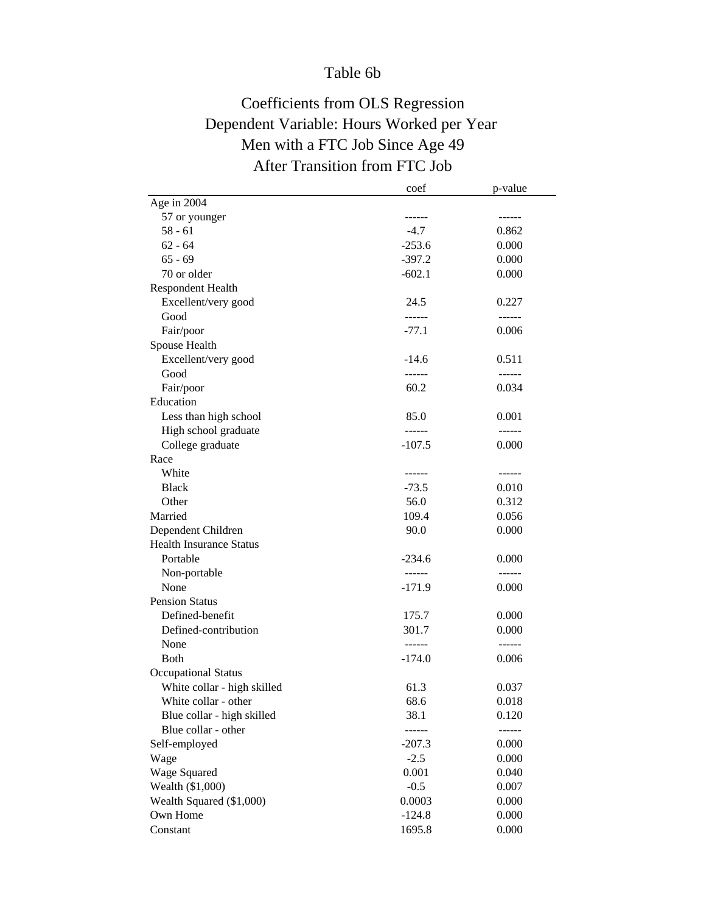# Table 6b

## Coefficients from OLS Regression
## Dependent Variable: Hours Worked per Year
## Men with a FTC Job Since Age 49
## After Transition from FTC Job

| | coef | p-value |
|---|---|---|
| Age in 2004 | | |
| 57 or younger | ------ | ------ |
| 58 - 61 | -4.7 | 0.862 |
| 62 - 64 | -253.6 | 0.000 |
| 65 - 69 | -397.2 | 0.000 |
| 70 or older | -602.1 | 0.000 |
| Respondent Health | | |
| Excellent/very good | 24.5 | 0.227 |
| Good | ------ | ------ |
| Fair/poor | -77.1 | 0.006 |
| Spouse Health | | |
| Excellent/very good | -14.6 | 0.511 |
| Good | ------ | ------ |
| Fair/poor | 60.2 | 0.034 |
| Education | | |
| Less than high school | 85.0 | 0.001 |
| High school graduate | ------ | ------ |
| College graduate | -107.5 | 0.000 |
| Race | | |
| White | ------ | ------ |
| Black | -73.5 | 0.010 |
| Other | 56.0 | 0.312 |
| Married | 109.4 | 0.056 |
| Dependent Children | 90.0 | 0.000 |
| Health Insurance Status | | |
| Portable | -234.6 | 0.000 |
| Non-portable | ------ | ------ |
| None | -171.9 | 0.000 |
| Pension Status | | |
| Defined-benefit | 175.7 | 0.000 |
| Defined-contribution | 301.7 | 0.000 |
| None | ------ | ------ |
| Both | -174.0 | 0.006 |
| Occupational Status | | |
| White collar - high skilled | 61.3 | 0.037 |
| White collar - other | 68.6 | 0.018 |
| Blue collar - high skilled | 38.1 | 0.120 |
| Blue collar - other | ------ | ------ |
| Self-employed | -207.3 | 0.000 |
| Wage | -2.5 | 0.000 |
| Wage Squared | 0.001 | 0.040 |
| Wealth ($1,000) | -0.5 | 0.007 |
| Wealth Squared ($1,000) | 0.0003 | 0.000 |
| Own Home | -124.8 | 0.000 |
| Constant | 1695.8 | 0.000 |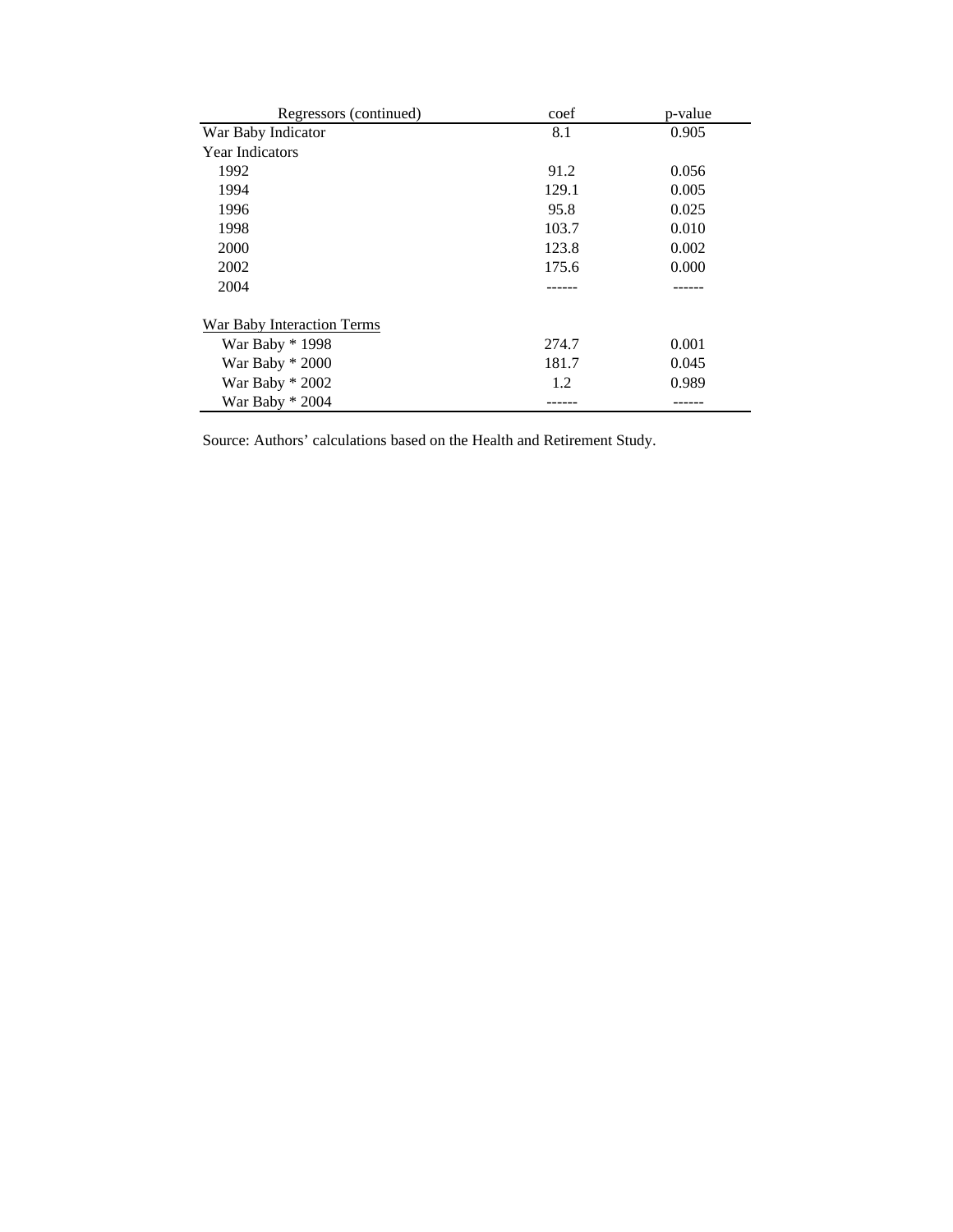| Regressors (continued) | coef | p-value |
|---|---|---|
| War Baby Indicator | 8.1 | 0.905 |
| Year Indicators | | |
| 1992 | 91.2 | 0.056 |
| 1994 | 129.1 | 0.005 |
| 1996 | 95.8 | 0.025 |
| 1998 | 103.7 | 0.010 |
| 2000 | 123.8 | 0.002 |
| 2002 | 175.6 | 0.000 |
| 2004 | ------ | ------ |
| | | |
| War Baby Interaction Terms | | |
| War Baby * 1998 | 274.7 | 0.001 |
| War Baby * 2000 | 181.7 | 0.045 |
| War Baby * 2002 | 1.2 | 0.989 |
| War Baby * 2004 | ------ | ------ |

Source: Authors' calculations based on the Health and Retirement Study.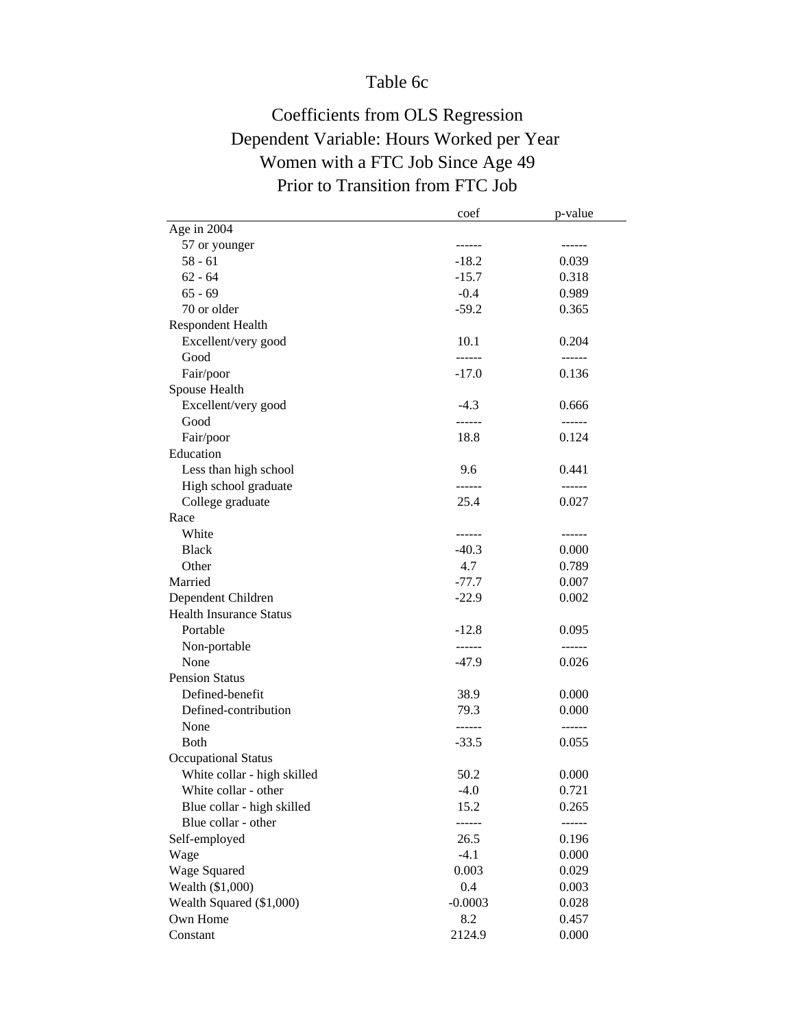# Table 6c

## Coefficients from OLS Regression
## Dependent Variable: Hours Worked per Year
## Women with a FTC Job Since Age 49
## Prior to Transition from FTC Job

| | coef | p-value |
|---|---|---|
| Age in 2004 | | |
| 57 or younger | ------ | ------ |
| 58 - 61 | -18.2 | 0.039 |
| 62 - 64 | -15.7 | 0.318 |
| 65 - 69 | -0.4 | 0.989 |
| 70 or older | -59.2 | 0.365 |
| Respondent Health | | |
| Excellent/very good | 10.1 | 0.204 |
| Good | ------ | ------ |
| Fair/poor | -17.0 | 0.136 |
| Spouse Health | | |
| Excellent/very good | -4.3 | 0.666 |
| Good | ------ | ------ |
| Fair/poor | 18.8 | 0.124 |
| Education | | |
| Less than high school | 9.6 | 0.441 |
| High school graduate | ------ | ------ |
| College graduate | 25.4 | 0.027 |
| Race | | |
| White | ------ | ------ |
| Black | -40.3 | 0.000 |
| Other | 4.7 | 0.789 |
| Married | -77.7 | 0.007 |
| Dependent Children | -22.9 | 0.002 |
| Health Insurance Status | | |
| Portable | -12.8 | 0.095 |
| Non-portable | ------ | ------ |
| None | -47.9 | 0.026 |
| Pension Status | | |
| Defined-benefit | 38.9 | 0.000 |
| Defined-contribution | 79.3 | 0.000 |
| None | ------ | ------ |
| Both | -33.5 | 0.055 |
| Occupational Status | | |
| White collar - high skilled | 50.2 | 0.000 |
| White collar - other | -4.0 | 0.721 |
| Blue collar - high skilled | 15.2 | 0.265 |
| Blue collar - other | ------ | ------ |
| Self-employed | 26.5 | 0.196 |
| Wage | -4.1 | 0.000 |
| Wage Squared | 0.003 | 0.029 |
| Wealth ($1,000) | 0.4 | 0.003 |
| Wealth Squared ($1,000) | -0.0003 | 0.028 |
| Own Home | 8.2 | 0.457 |
| Constant | 2124.9 | 0.000 |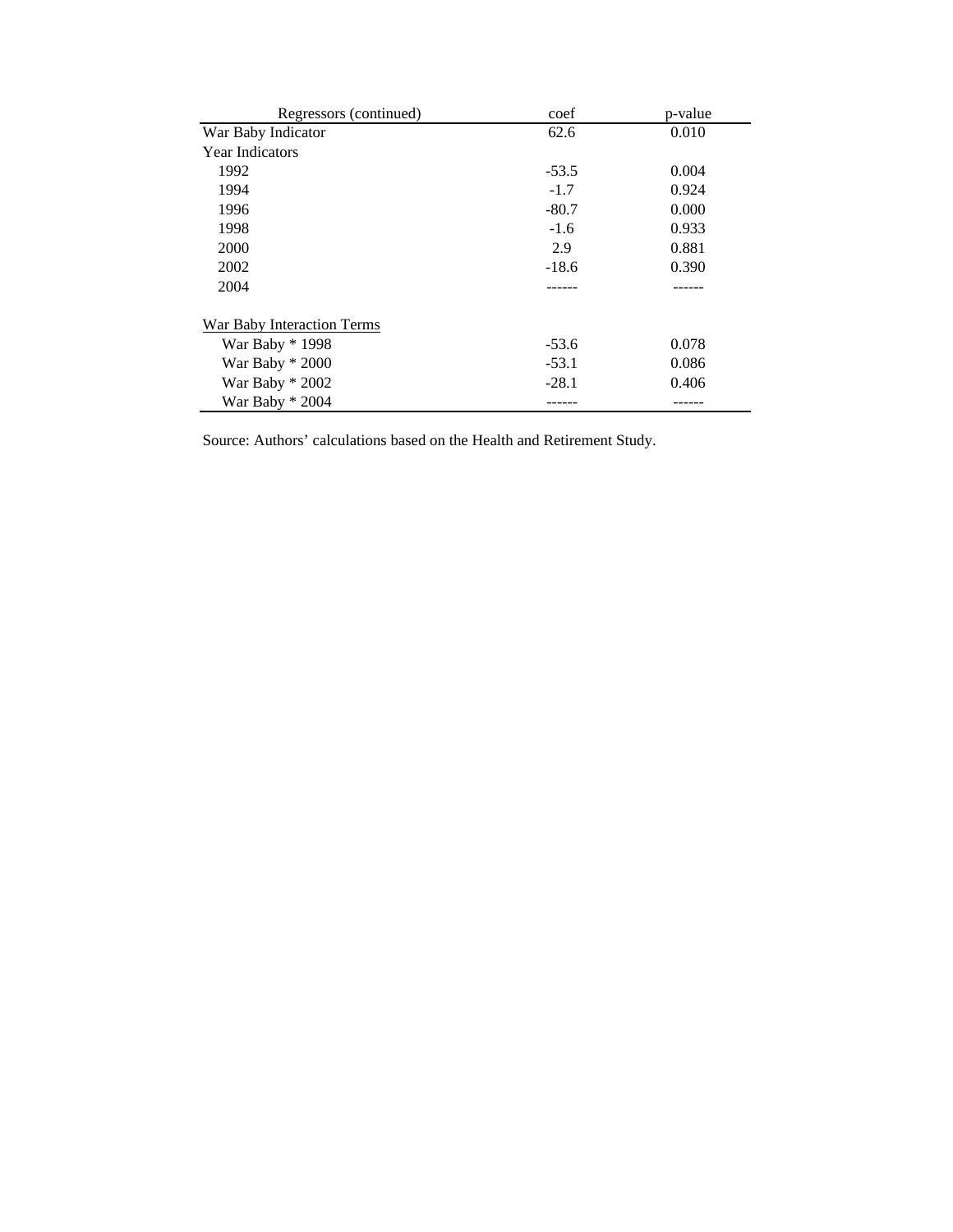| Regressors (continued) | coef | p-value |
|---|---|---|
| War Baby Indicator | 62.6 | 0.010 |
| Year Indicators | | |
| 1992 | -53.5 | 0.004 |
| 1994 | -1.7 | 0.924 |
| 1996 | -80.7 | 0.000 |
| 1998 | -1.6 | 0.933 |
| 2000 | 2.9 | 0.881 |
| 2002 | -18.6 | 0.390 |
| 2004 | ------ | ------ |
| War Baby Interaction Terms | | |
| War Baby * 1998 | -53.6 | 0.078 |
| War Baby * 2000 | -53.1 | 0.086 |
| War Baby * 2002 | -28.1 | 0.406 |
| War Baby * 2004 | ------ | ------ |

Source: Authors' calculations based on the Health and Retirement Study.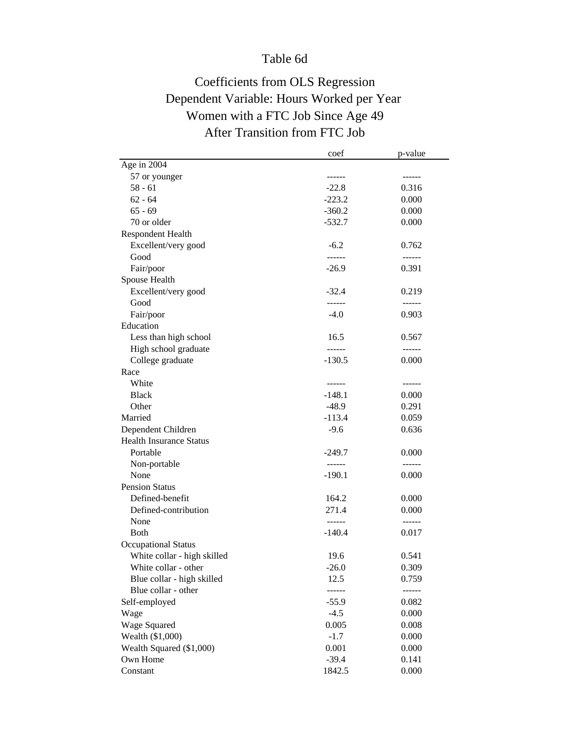# Table 6d

## Coefficients from OLS Regression
## Dependent Variable: Hours Worked per Year
## Women with a FTC Job Since Age 49
## After Transition from FTC Job

| | coef | p-value |
|---|---|---|
| Age in 2004 | | |
| 57 or younger | ------ | ------ |
| 58 - 61 | -22.8 | 0.316 |
| 62 - 64 | -223.2 | 0.000 |
| 65 - 69 | -360.2 | 0.000 |
| 70 or older | -532.7 | 0.000 |
| Respondent Health | | |
| Excellent/very good | -6.2 | 0.762 |
| Good | ------ | ------ |
| Fair/poor | -26.9 | 0.391 |
| Spouse Health | | |
| Excellent/very good | -32.4 | 0.219 |
| Good | ------ | ------ |
| Fair/poor | -4.0 | 0.903 |
| Education | | |
| Less than high school | 16.5 | 0.567 |
| High school graduate | ------ | ------ |
| College graduate | -130.5 | 0.000 |
| Race | | |
| White | ------ | ------ |
| Black | -148.1 | 0.000 |
| Other | -48.9 | 0.291 |
| Married | -113.4 | 0.059 |
| Dependent Children | -9.6 | 0.636 |
| Health Insurance Status | | |
| Portable | -249.7 | 0.000 |
| Non-portable | ------ | ------ |
| None | -190.1 | 0.000 |
| Pension Status | | |
| Defined-benefit | 164.2 | 0.000 |
| Defined-contribution | 271.4 | 0.000 |
| None | ------ | ------ |
| Both | -140.4 | 0.017 |
| Occupational Status | | |
| White collar - high skilled | 19.6 | 0.541 |
| White collar - other | -26.0 | 0.309 |
| Blue collar - high skilled | 12.5 | 0.759 |
| Blue collar - other | ------ | ------ |
| Self-employed | -55.9 | 0.082 |
| Wage | -4.5 | 0.000 |
| Wage Squared | 0.005 | 0.008 |
| Wealth ($1,000) | -1.7 | 0.000 |
| Wealth Squared ($1,000) | 0.001 | 0.000 |
| Own Home | -39.4 | 0.141 |
| Constant | 1842.5 | 0.000 |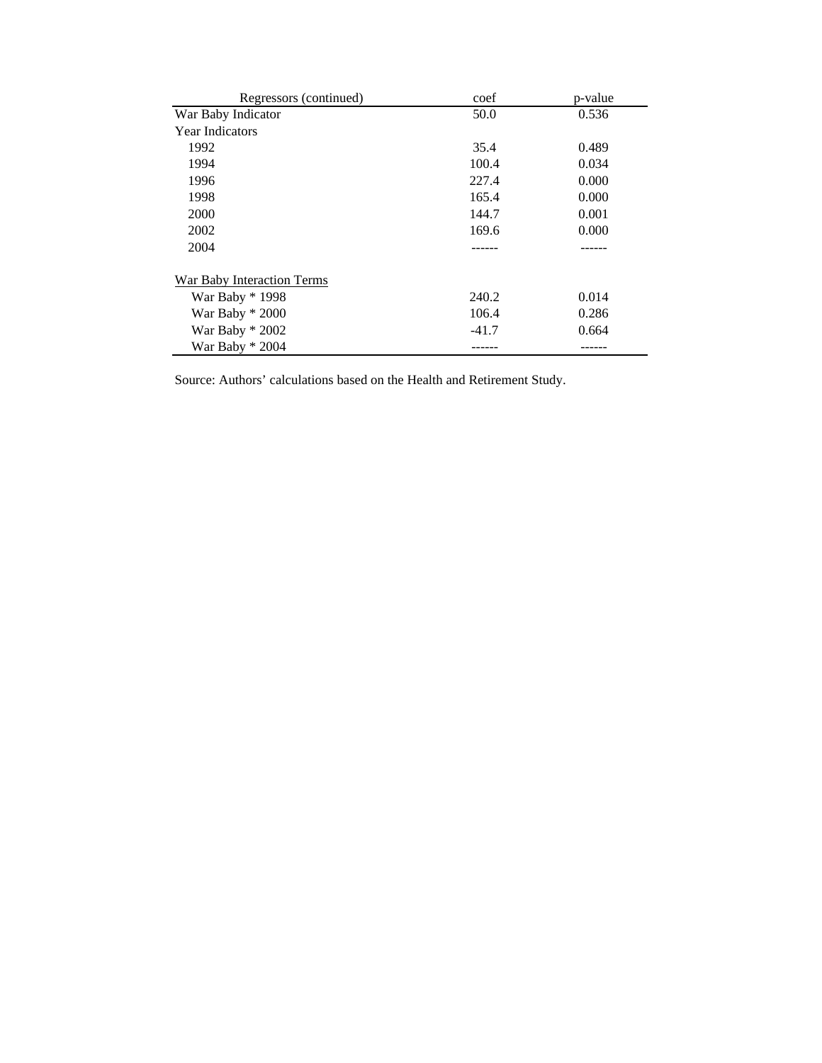| Regressors (continued) | coef | p-value |
|---|---|---|
| War Baby Indicator | 50.0 | 0.536 |
| Year Indicators | | |
| 1992 | 35.4 | 0.489 |
| 1994 | 100.4 | 0.034 |
| 1996 | 227.4 | 0.000 |
| 1998 | 165.4 | 0.000 |
| 2000 | 144.7 | 0.001 |
| 2002 | 169.6 | 0.000 |
| 2004 | ------ | ------ |
| | | |
| War Baby Interaction Terms | | |
| War Baby * 1998 | 240.2 | 0.014 |
| War Baby * 2000 | 106.4 | 0.286 |
| War Baby * 2002 | -41.7 | 0.664 |
| War Baby * 2004 | ------ | ------ |

Source: Authors' calculations based on the Health and Retirement Study.